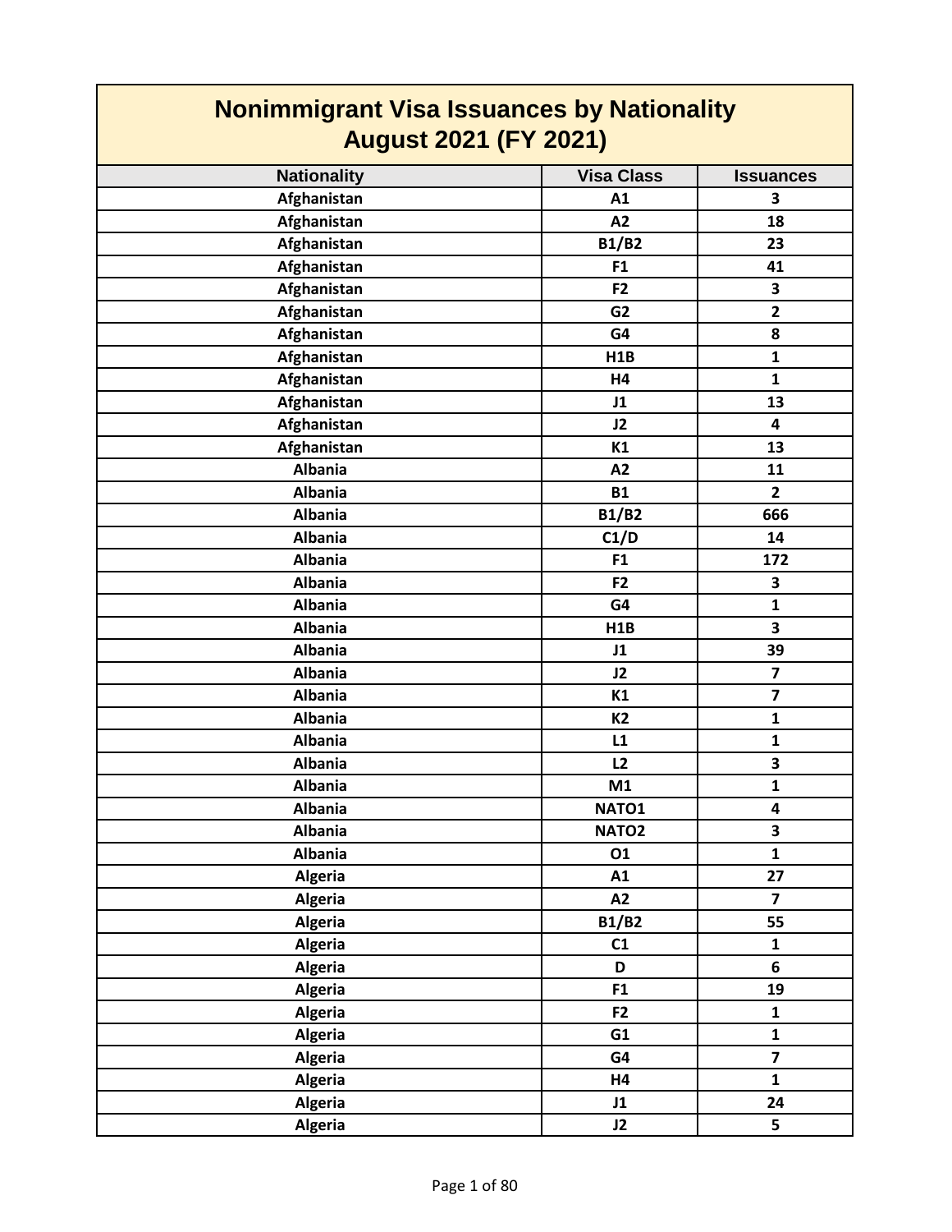# Nonimmigrant Visa Issuances by Nationality
## August 2021 (FY 2021)

| Nationality | Visa Class | Issuances |
|---|---|---|
| Afghanistan | A1 | 3 |
| Afghanistan | A2 | 18 |
| Afghanistan | B1/B2 | 23 |
| Afghanistan | F1 | 41 |
| Afghanistan | F2 | 3 |
| Afghanistan | G2 | 2 |
| Afghanistan | G4 | 8 |
| Afghanistan | H1B | 1 |
| Afghanistan | H4 | 1 |
| Afghanistan | J1 | 13 |
| Afghanistan | J2 | 4 |
| Afghanistan | K1 | 13 |
| Albania | A2 | 11 |
| Albania | B1 | 2 |
| Albania | B1/B2 | 666 |
| Albania | C1/D | 14 |
| Albania | F1 | 172 |
| Albania | F2 | 3 |
| Albania | G4 | 1 |
| Albania | H1B | 3 |
| Albania | J1 | 39 |
| Albania | J2 | 7 |
| Albania | K1 | 7 |
| Albania | K2 | 1 |
| Albania | L1 | 1 |
| Albania | L2 | 3 |
| Albania | M1 | 1 |
| Albania | NATO1 | 4 |
| Albania | NATO2 | 3 |
| Albania | O1 | 1 |
| Algeria | A1 | 27 |
| Algeria | A2 | 7 |
| Algeria | B1/B2 | 55 |
| Algeria | C1 | 1 |
| Algeria | D | 6 |
| Algeria | F1 | 19 |
| Algeria | F2 | 1 |
| Algeria | G1 | 1 |
| Algeria | G4 | 7 |
| Algeria | H4 | 1 |
| Algeria | J1 | 24 |
| Algeria | J2 | 5 |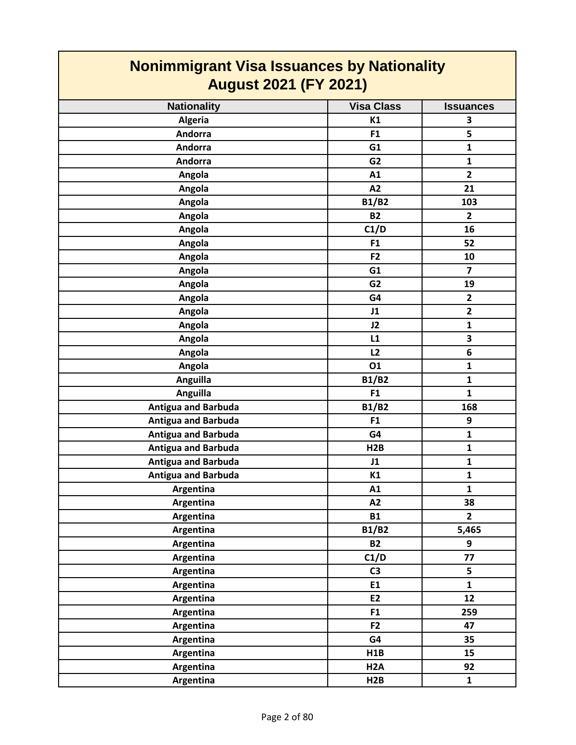# Nonimmigrant Visa Issuances by Nationality
## August 2021 (FY 2021)

| Nationality | Visa Class | Issuances |
|---|---|---|
| Algeria | K1 | 3 |
| Andorra | F1 | 5 |
| Andorra | G1 | 1 |
| Andorra | G2 | 1 |
| Angola | A1 | 2 |
| Angola | A2 | 21 |
| Angola | B1/B2 | 103 |
| Angola | B2 | 2 |
| Angola | C1/D | 16 |
| Angola | F1 | 52 |
| Angola | F2 | 10 |
| Angola | G1 | 7 |
| Angola | G2 | 19 |
| Angola | G4 | 2 |
| Angola | J1 | 2 |
| Angola | J2 | 1 |
| Angola | L1 | 3 |
| Angola | L2 | 6 |
| Angola | O1 | 1 |
| Anguilla | B1/B2 | 1 |
| Anguilla | F1 | 1 |
| Antigua and Barbuda | B1/B2 | 168 |
| Antigua and Barbuda | F1 | 9 |
| Antigua and Barbuda | G4 | 1 |
| Antigua and Barbuda | H2B | 1 |
| Antigua and Barbuda | J1 | 1 |
| Antigua and Barbuda | K1 | 1 |
| Argentina | A1 | 1 |
| Argentina | A2 | 38 |
| Argentina | B1 | 2 |
| Argentina | B1/B2 | 5,465 |
| Argentina | B2 | 9 |
| Argentina | C1/D | 77 |
| Argentina | C3 | 5 |
| Argentina | E1 | 1 |
| Argentina | E2 | 12 |
| Argentina | F1 | 259 |
| Argentina | F2 | 47 |
| Argentina | G4 | 35 |
| Argentina | H1B | 15 |
| Argentina | H2A | 92 |
| Argentina | H2B | 1 |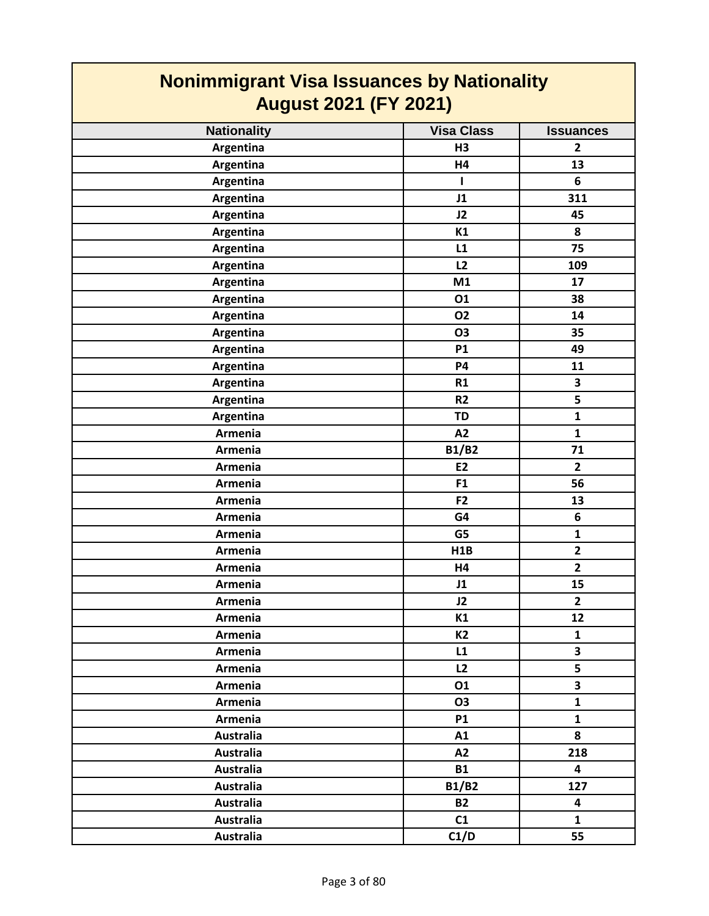# Nonimmigrant Visa Issuances by Nationality
## August 2021 (FY 2021)

| Nationality | Visa Class | Issuances |
|---|---|---|
| Argentina | H3 | 2 |
| Argentina | H4 | 13 |
| Argentina | I | 6 |
| Argentina | J1 | 311 |
| Argentina | J2 | 45 |
| Argentina | K1 | 8 |
| Argentina | L1 | 75 |
| Argentina | L2 | 109 |
| Argentina | M1 | 17 |
| Argentina | O1 | 38 |
| Argentina | O2 | 14 |
| Argentina | O3 | 35 |
| Argentina | P1 | 49 |
| Argentina | P4 | 11 |
| Argentina | R1 | 3 |
| Argentina | R2 | 5 |
| Argentina | TD | 1 |
| Armenia | A2 | 1 |
| Armenia | B1/B2 | 71 |
| Armenia | E2 | 2 |
| Armenia | F1 | 56 |
| Armenia | F2 | 13 |
| Armenia | G4 | 6 |
| Armenia | G5 | 1 |
| Armenia | H1B | 2 |
| Armenia | H4 | 2 |
| Armenia | J1 | 15 |
| Armenia | J2 | 2 |
| Armenia | K1 | 12 |
| Armenia | K2 | 1 |
| Armenia | L1 | 3 |
| Armenia | L2 | 5 |
| Armenia | O1 | 3 |
| Armenia | O3 | 1 |
| Armenia | P1 | 1 |
| Australia | A1 | 8 |
| Australia | A2 | 218 |
| Australia | B1 | 4 |
| Australia | B1/B2 | 127 |
| Australia | B2 | 4 |
| Australia | C1 | 1 |
| Australia | C1/D | 55 |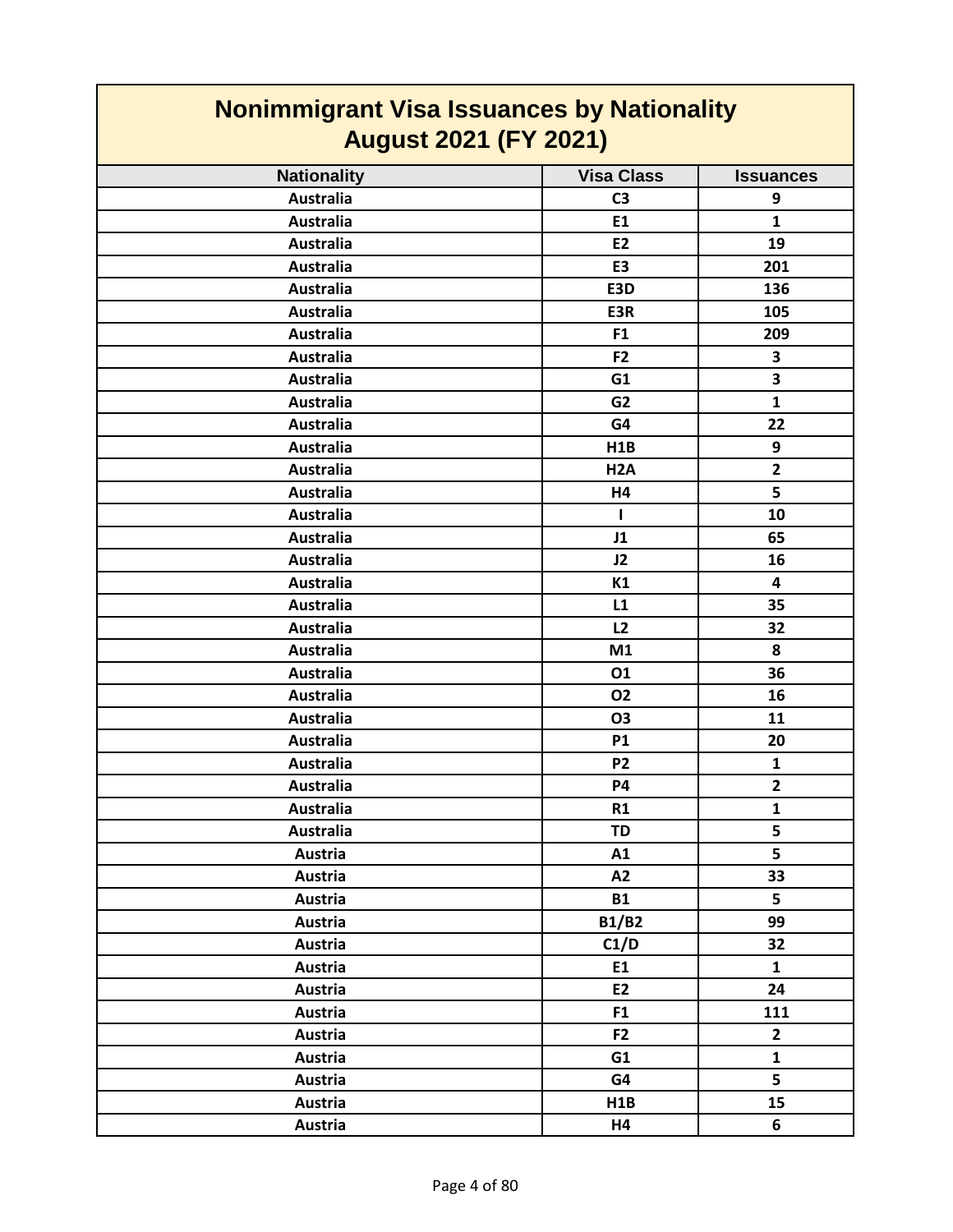## Nonimmigrant Visa Issuances by Nationality
## August 2021 (FY 2021)

| Nationality | Visa Class | Issuances |
|---|---|---|
| Australia | C3 | 9 |
| Australia | E1 | 1 |
| Australia | E2 | 19 |
| Australia | E3 | 201 |
| Australia | E3D | 136 |
| Australia | E3R | 105 |
| Australia | F1 | 209 |
| Australia | F2 | 3 |
| Australia | G1 | 3 |
| Australia | G2 | 1 |
| Australia | G4 | 22 |
| Australia | H1B | 9 |
| Australia | H2A | 2 |
| Australia | H4 | 5 |
| Australia | I | 10 |
| Australia | J1 | 65 |
| Australia | J2 | 16 |
| Australia | K1 | 4 |
| Australia | L1 | 35 |
| Australia | L2 | 32 |
| Australia | M1 | 8 |
| Australia | O1 | 36 |
| Australia | O2 | 16 |
| Australia | O3 | 11 |
| Australia | P1 | 20 |
| Australia | P2 | 1 |
| Australia | P4 | 2 |
| Australia | R1 | 1 |
| Australia | TD | 5 |
| Austria | A1 | 5 |
| Austria | A2 | 33 |
| Austria | B1 | 5 |
| Austria | B1/B2 | 99 |
| Austria | C1/D | 32 |
| Austria | E1 | 1 |
| Austria | E2 | 24 |
| Austria | F1 | 111 |
| Austria | F2 | 2 |
| Austria | G1 | 1 |
| Austria | G4 | 5 |
| Austria | H1B | 15 |
| Austria | H4 | 6 |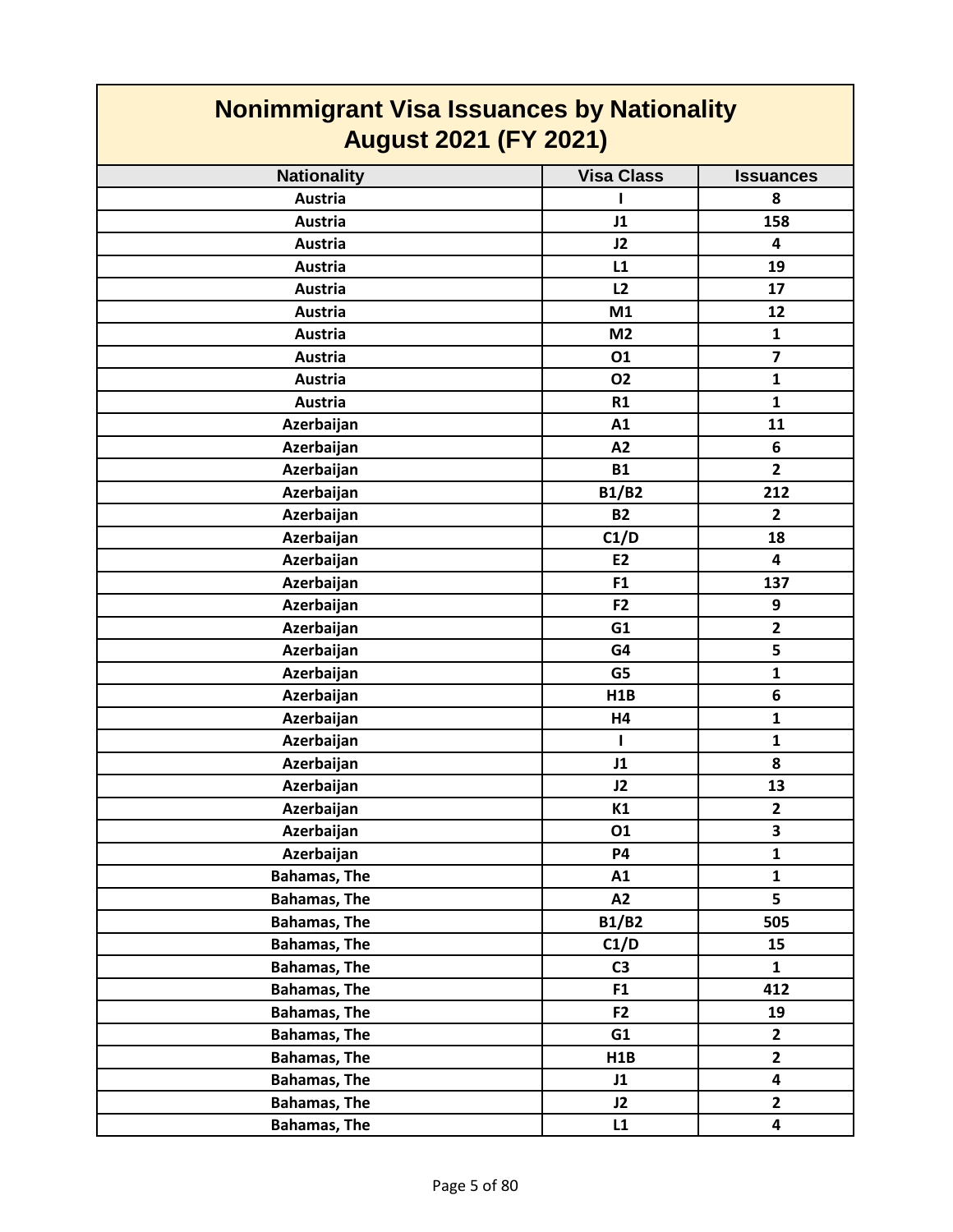# Nonimmigrant Visa Issuances by Nationality
# August 2021 (FY 2021)

| Nationality | Visa Class | Issuances |
|---|---|---|
| Austria | I | 8 |
| Austria | J1 | 158 |
| Austria | J2 | 4 |
| Austria | L1 | 19 |
| Austria | L2 | 17 |
| Austria | M1 | 12 |
| Austria | M2 | 1 |
| Austria | O1 | 7 |
| Austria | O2 | 1 |
| Austria | R1 | 1 |
| Azerbaijan | A1 | 11 |
| Azerbaijan | A2 | 6 |
| Azerbaijan | B1 | 2 |
| Azerbaijan | B1/B2 | 212 |
| Azerbaijan | B2 | 2 |
| Azerbaijan | C1/D | 18 |
| Azerbaijan | E2 | 4 |
| Azerbaijan | F1 | 137 |
| Azerbaijan | F2 | 9 |
| Azerbaijan | G1 | 2 |
| Azerbaijan | G4 | 5 |
| Azerbaijan | G5 | 1 |
| Azerbaijan | H1B | 6 |
| Azerbaijan | H4 | 1 |
| Azerbaijan | I | 1 |
| Azerbaijan | J1 | 8 |
| Azerbaijan | J2 | 13 |
| Azerbaijan | K1 | 2 |
| Azerbaijan | O1 | 3 |
| Azerbaijan | P4 | 1 |
| Bahamas, The | A1 | 1 |
| Bahamas, The | A2 | 5 |
| Bahamas, The | B1/B2 | 505 |
| Bahamas, The | C1/D | 15 |
| Bahamas, The | C3 | 1 |
| Bahamas, The | F1 | 412 |
| Bahamas, The | F2 | 19 |
| Bahamas, The | G1 | 2 |
| Bahamas, The | H1B | 2 |
| Bahamas, The | J1 | 4 |
| Bahamas, The | J2 | 2 |
| Bahamas, The | L1 | 4 |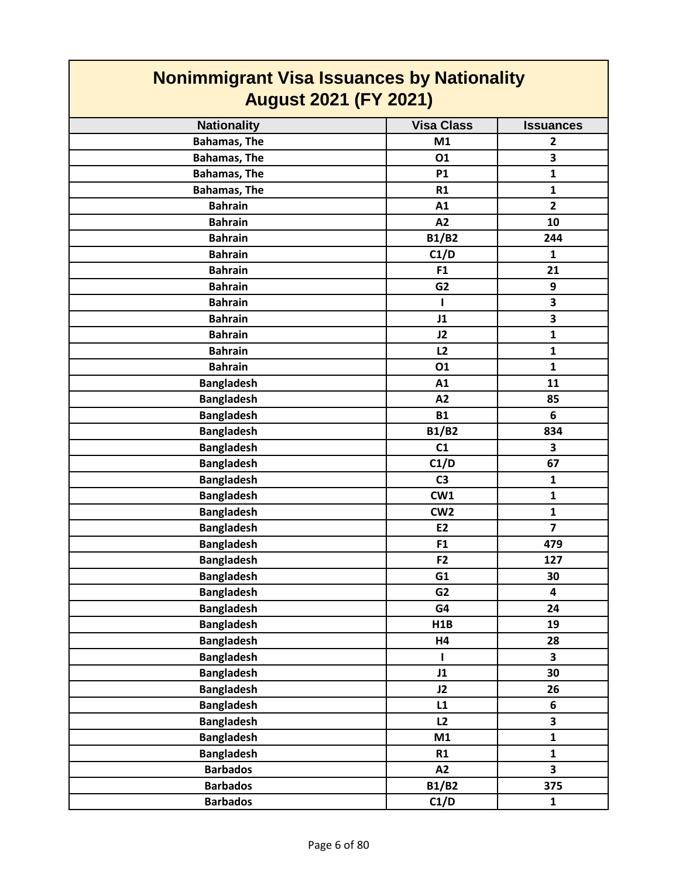# Nonimmigrant Visa Issuances by Nationality
## August 2021 (FY 2021)

| Nationality | Visa Class | Issuances |
|---|---|---|
| Bahamas, The | M1 | 2 |
| Bahamas, The | O1 | 3 |
| Bahamas, The | P1 | 1 |
| Bahamas, The | R1 | 1 |
| Bahrain | A1 | 2 |
| Bahrain | A2 | 10 |
| Bahrain | B1/B2 | 244 |
| Bahrain | C1/D | 1 |
| Bahrain | F1 | 21 |
| Bahrain | G2 | 9 |
| Bahrain | I | 3 |
| Bahrain | J1 | 3 |
| Bahrain | J2 | 1 |
| Bahrain | L2 | 1 |
| Bahrain | O1 | 1 |
| Bangladesh | A1 | 11 |
| Bangladesh | A2 | 85 |
| Bangladesh | B1 | 6 |
| Bangladesh | B1/B2 | 834 |
| Bangladesh | C1 | 3 |
| Bangladesh | C1/D | 67 |
| Bangladesh | C3 | 1 |
| Bangladesh | CW1 | 1 |
| Bangladesh | CW2 | 1 |
| Bangladesh | E2 | 7 |
| Bangladesh | F1 | 479 |
| Bangladesh | F2 | 127 |
| Bangladesh | G1 | 30 |
| Bangladesh | G2 | 4 |
| Bangladesh | G4 | 24 |
| Bangladesh | H1B | 19 |
| Bangladesh | H4 | 28 |
| Bangladesh | I | 3 |
| Bangladesh | J1 | 30 |
| Bangladesh | J2 | 26 |
| Bangladesh | L1 | 6 |
| Bangladesh | L2 | 3 |
| Bangladesh | M1 | 1 |
| Bangladesh | R1 | 1 |
| Barbados | A2 | 3 |
| Barbados | B1/B2 | 375 |
| Barbados | C1/D | 1 |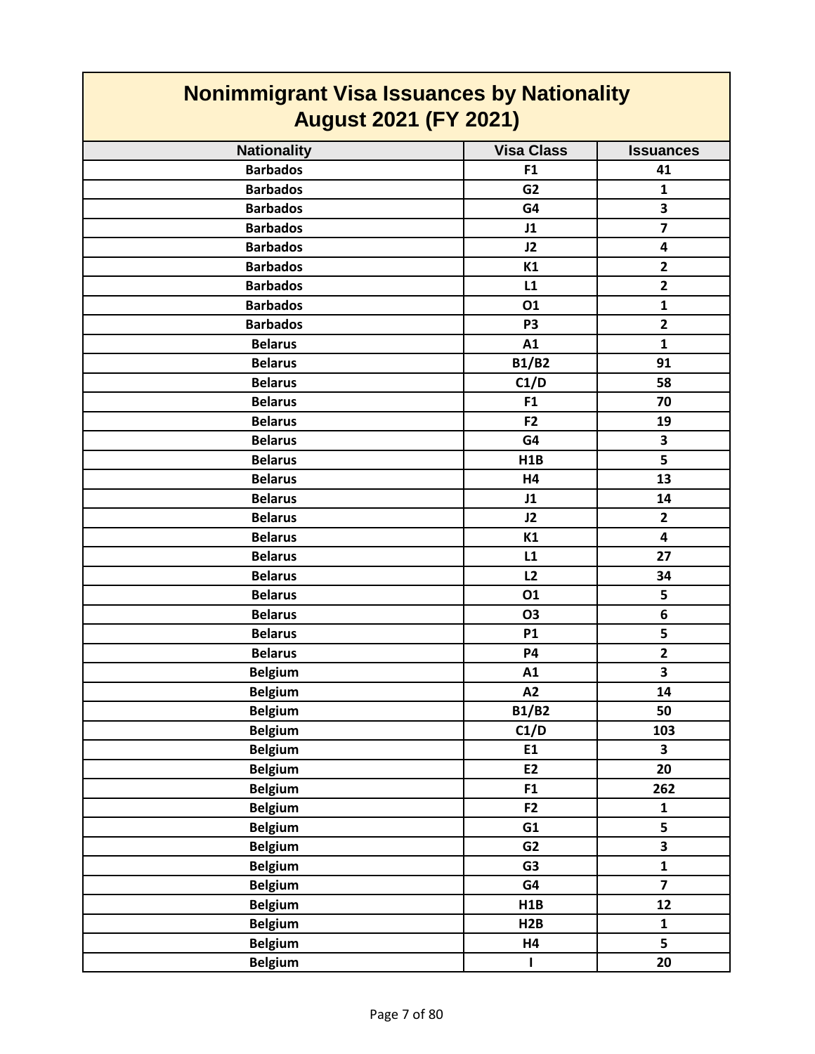# Nonimmigrant Visa Issuances by Nationality
## August 2021 (FY 2021)

| Nationality | Visa Class | Issuances |
|---|---|---|
| Barbados | F1 | 41 |
| Barbados | G2 | 1 |
| Barbados | G4 | 3 |
| Barbados | J1 | 7 |
| Barbados | J2 | 4 |
| Barbados | K1 | 2 |
| Barbados | L1 | 2 |
| Barbados | O1 | 1 |
| Barbados | P3 | 2 |
| Belarus | A1 | 1 |
| Belarus | B1/B2 | 91 |
| Belarus | C1/D | 58 |
| Belarus | F1 | 70 |
| Belarus | F2 | 19 |
| Belarus | G4 | 3 |
| Belarus | H1B | 5 |
| Belarus | H4 | 13 |
| Belarus | J1 | 14 |
| Belarus | J2 | 2 |
| Belarus | K1 | 4 |
| Belarus | L1 | 27 |
| Belarus | L2 | 34 |
| Belarus | O1 | 5 |
| Belarus | O3 | 6 |
| Belarus | P1 | 5 |
| Belarus | P4 | 2 |
| Belgium | A1 | 3 |
| Belgium | A2 | 14 |
| Belgium | B1/B2 | 50 |
| Belgium | C1/D | 103 |
| Belgium | E1 | 3 |
| Belgium | E2 | 20 |
| Belgium | F1 | 262 |
| Belgium | F2 | 1 |
| Belgium | G1 | 5 |
| Belgium | G2 | 3 |
| Belgium | G3 | 1 |
| Belgium | G4 | 7 |
| Belgium | H1B | 12 |
| Belgium | H2B | 1 |
| Belgium | H4 | 5 |
| Belgium | I | 20 |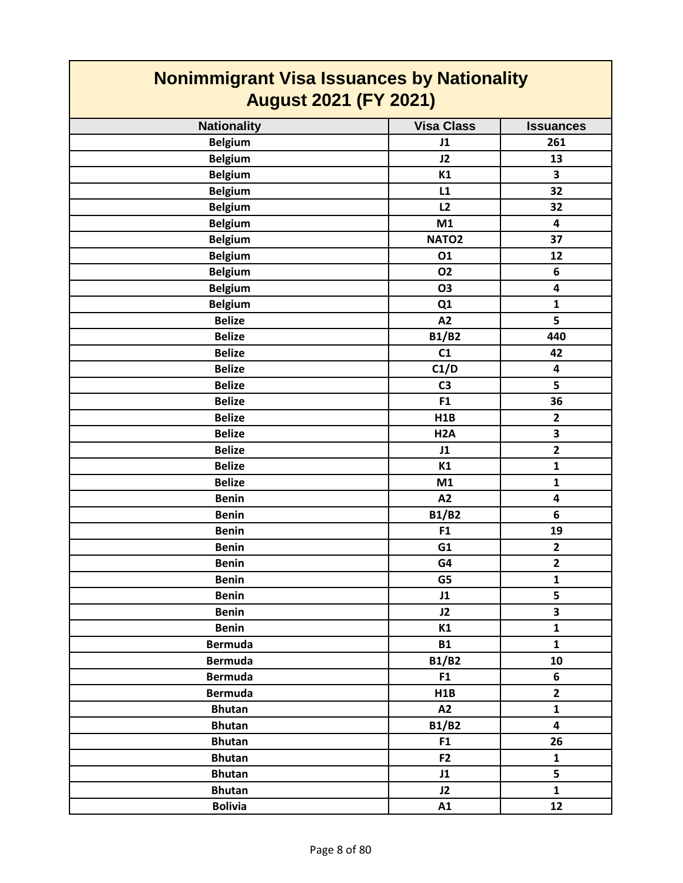# Nonimmigrant Visa Issuances by Nationality
## August 2021 (FY 2021)

| Nationality | Visa Class | Issuances |
|---|---|---|
| Belgium | J1 | 261 |
| Belgium | J2 | 13 |
| Belgium | K1 | 3 |
| Belgium | L1 | 32 |
| Belgium | L2 | 32 |
| Belgium | M1 | 4 |
| Belgium | NATO2 | 37 |
| Belgium | O1 | 12 |
| Belgium | O2 | 6 |
| Belgium | O3 | 4 |
| Belgium | Q1 | 1 |
| Belize | A2 | 5 |
| Belize | B1/B2 | 440 |
| Belize | C1 | 42 |
| Belize | C1/D | 4 |
| Belize | C3 | 5 |
| Belize | F1 | 36 |
| Belize | H1B | 2 |
| Belize | H2A | 3 |
| Belize | J1 | 2 |
| Belize | K1 | 1 |
| Belize | M1 | 1 |
| Benin | A2 | 4 |
| Benin | B1/B2 | 6 |
| Benin | F1 | 19 |
| Benin | G1 | 2 |
| Benin | G4 | 2 |
| Benin | G5 | 1 |
| Benin | J1 | 5 |
| Benin | J2 | 3 |
| Benin | K1 | 1 |
| Bermuda | B1 | 1 |
| Bermuda | B1/B2 | 10 |
| Bermuda | F1 | 6 |
| Bermuda | H1B | 2 |
| Bhutan | A2 | 1 |
| Bhutan | B1/B2 | 4 |
| Bhutan | F1 | 26 |
| Bhutan | F2 | 1 |
| Bhutan | J1 | 5 |
| Bhutan | J2 | 1 |
| Bolivia | A1 | 12 |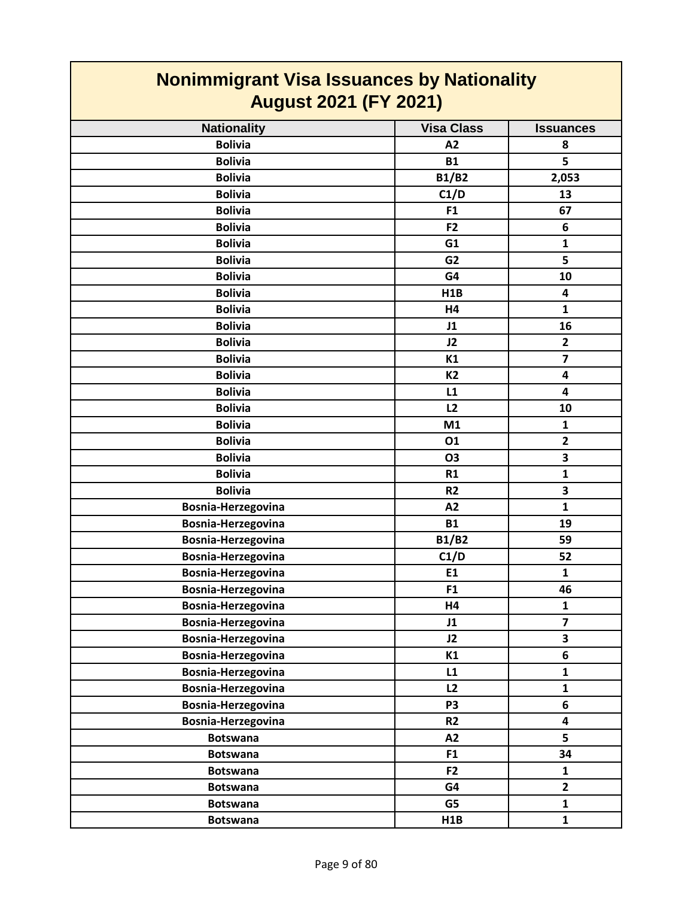# Nonimmigrant Visa Issuances by Nationality
## August 2021 (FY 2021)

| Nationality | Visa Class | Issuances |
|---|---|---|
| Bolivia | A2 | 8 |
| Bolivia | B1 | 5 |
| Bolivia | B1/B2 | 2,053 |
| Bolivia | C1/D | 13 |
| Bolivia | F1 | 67 |
| Bolivia | F2 | 6 |
| Bolivia | G1 | 1 |
| Bolivia | G2 | 5 |
| Bolivia | G4 | 10 |
| Bolivia | H1B | 4 |
| Bolivia | H4 | 1 |
| Bolivia | J1 | 16 |
| Bolivia | J2 | 2 |
| Bolivia | K1 | 7 |
| Bolivia | K2 | 4 |
| Bolivia | L1 | 4 |
| Bolivia | L2 | 10 |
| Bolivia | M1 | 1 |
| Bolivia | O1 | 2 |
| Bolivia | O3 | 3 |
| Bolivia | R1 | 1 |
| Bolivia | R2 | 3 |
| Bosnia-Herzegovina | A2 | 1 |
| Bosnia-Herzegovina | B1 | 19 |
| Bosnia-Herzegovina | B1/B2 | 59 |
| Bosnia-Herzegovina | C1/D | 52 |
| Bosnia-Herzegovina | E1 | 1 |
| Bosnia-Herzegovina | F1 | 46 |
| Bosnia-Herzegovina | H4 | 1 |
| Bosnia-Herzegovina | J1 | 7 |
| Bosnia-Herzegovina | J2 | 3 |
| Bosnia-Herzegovina | K1 | 6 |
| Bosnia-Herzegovina | L1 | 1 |
| Bosnia-Herzegovina | L2 | 1 |
| Bosnia-Herzegovina | P3 | 6 |
| Bosnia-Herzegovina | R2 | 4 |
| Botswana | A2 | 5 |
| Botswana | F1 | 34 |
| Botswana | F2 | 1 |
| Botswana | G4 | 2 |
| Botswana | G5 | 1 |
| Botswana | H1B | 1 |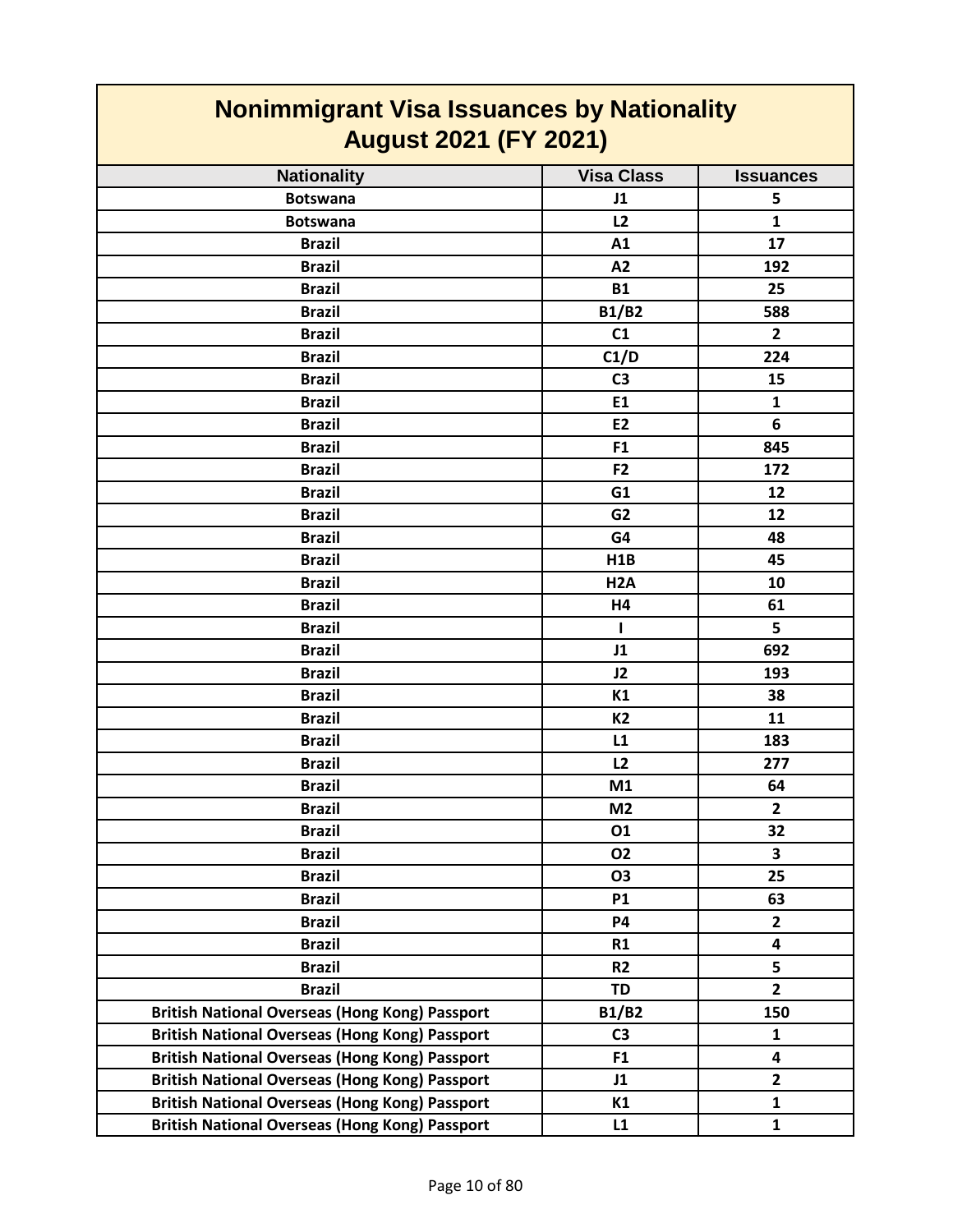# Nonimmigrant Visa Issuances by Nationality
## August 2021 (FY 2021)

| Nationality | Visa Class | Issuances |
|---|---|---|
| Botswana | J1 | 5 |
| Botswana | L2 | 1 |
| Brazil | A1 | 17 |
| Brazil | A2 | 192 |
| Brazil | B1 | 25 |
| Brazil | B1/B2 | 588 |
| Brazil | C1 | 2 |
| Brazil | C1/D | 224 |
| Brazil | C3 | 15 |
| Brazil | E1 | 1 |
| Brazil | E2 | 6 |
| Brazil | F1 | 845 |
| Brazil | F2 | 172 |
| Brazil | G1 | 12 |
| Brazil | G2 | 12 |
| Brazil | G4 | 48 |
| Brazil | H1B | 45 |
| Brazil | H2A | 10 |
| Brazil | H4 | 61 |
| Brazil | I | 5 |
| Brazil | J1 | 692 |
| Brazil | J2 | 193 |
| Brazil | K1 | 38 |
| Brazil | K2 | 11 |
| Brazil | L1 | 183 |
| Brazil | L2 | 277 |
| Brazil | M1 | 64 |
| Brazil | M2 | 2 |
| Brazil | O1 | 32 |
| Brazil | O2 | 3 |
| Brazil | O3 | 25 |
| Brazil | P1 | 63 |
| Brazil | P4 | 2 |
| Brazil | R1 | 4 |
| Brazil | R2 | 5 |
| Brazil | TD | 2 |
| British National Overseas (Hong Kong) Passport | B1/B2 | 150 |
| British National Overseas (Hong Kong) Passport | C3 | 1 |
| British National Overseas (Hong Kong) Passport | F1 | 4 |
| British National Overseas (Hong Kong) Passport | J1 | 2 |
| British National Overseas (Hong Kong) Passport | K1 | 1 |
| British National Overseas (Hong Kong) Passport | L1 | 1 |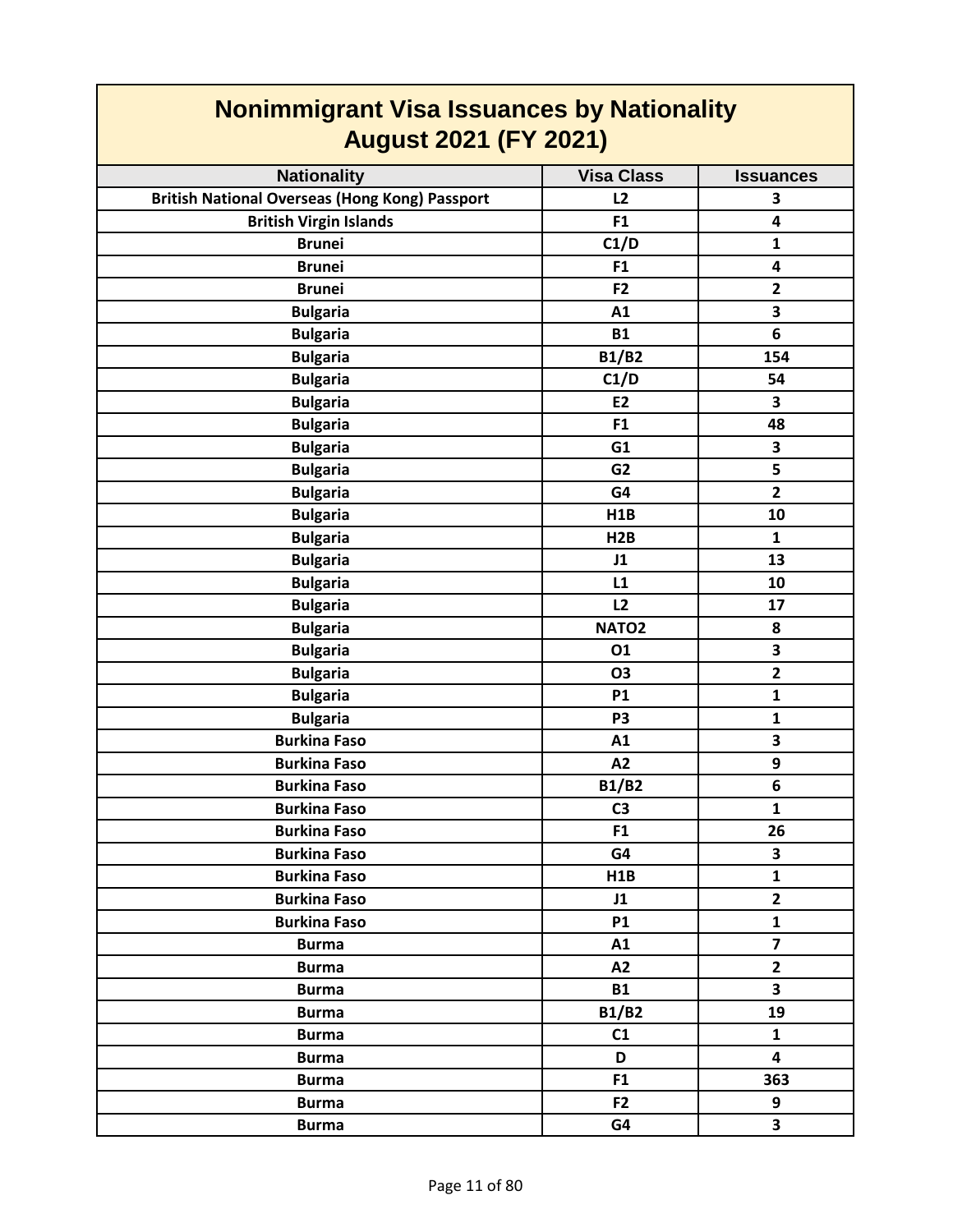# Nonimmigrant Visa Issuances by Nationality
## August 2021 (FY 2021)

| Nationality | Visa Class | Issuances |
|---|---|---|
| British National Overseas (Hong Kong) Passport | L2 | 3 |
| British Virgin Islands | F1 | 4 |
| Brunei | C1/D | 1 |
| Brunei | F1 | 4 |
| Brunei | F2 | 2 |
| Bulgaria | A1 | 3 |
| Bulgaria | B1 | 6 |
| Bulgaria | B1/B2 | 154 |
| Bulgaria | C1/D | 54 |
| Bulgaria | E2 | 3 |
| Bulgaria | F1 | 48 |
| Bulgaria | G1 | 3 |
| Bulgaria | G2 | 5 |
| Bulgaria | G4 | 2 |
| Bulgaria | H1B | 10 |
| Bulgaria | H2B | 1 |
| Bulgaria | J1 | 13 |
| Bulgaria | L1 | 10 |
| Bulgaria | L2 | 17 |
| Bulgaria | NATO2 | 8 |
| Bulgaria | O1 | 3 |
| Bulgaria | O3 | 2 |
| Bulgaria | P1 | 1 |
| Bulgaria | P3 | 1 |
| Burkina Faso | A1 | 3 |
| Burkina Faso | A2 | 9 |
| Burkina Faso | B1/B2 | 6 |
| Burkina Faso | C3 | 1 |
| Burkina Faso | F1 | 26 |
| Burkina Faso | G4 | 3 |
| Burkina Faso | H1B | 1 |
| Burkina Faso | J1 | 2 |
| Burkina Faso | P1 | 1 |
| Burma | A1 | 7 |
| Burma | A2 | 2 |
| Burma | B1 | 3 |
| Burma | B1/B2 | 19 |
| Burma | C1 | 1 |
| Burma | D | 4 |
| Burma | F1 | 363 |
| Burma | F2 | 9 |
| Burma | G4 | 3 |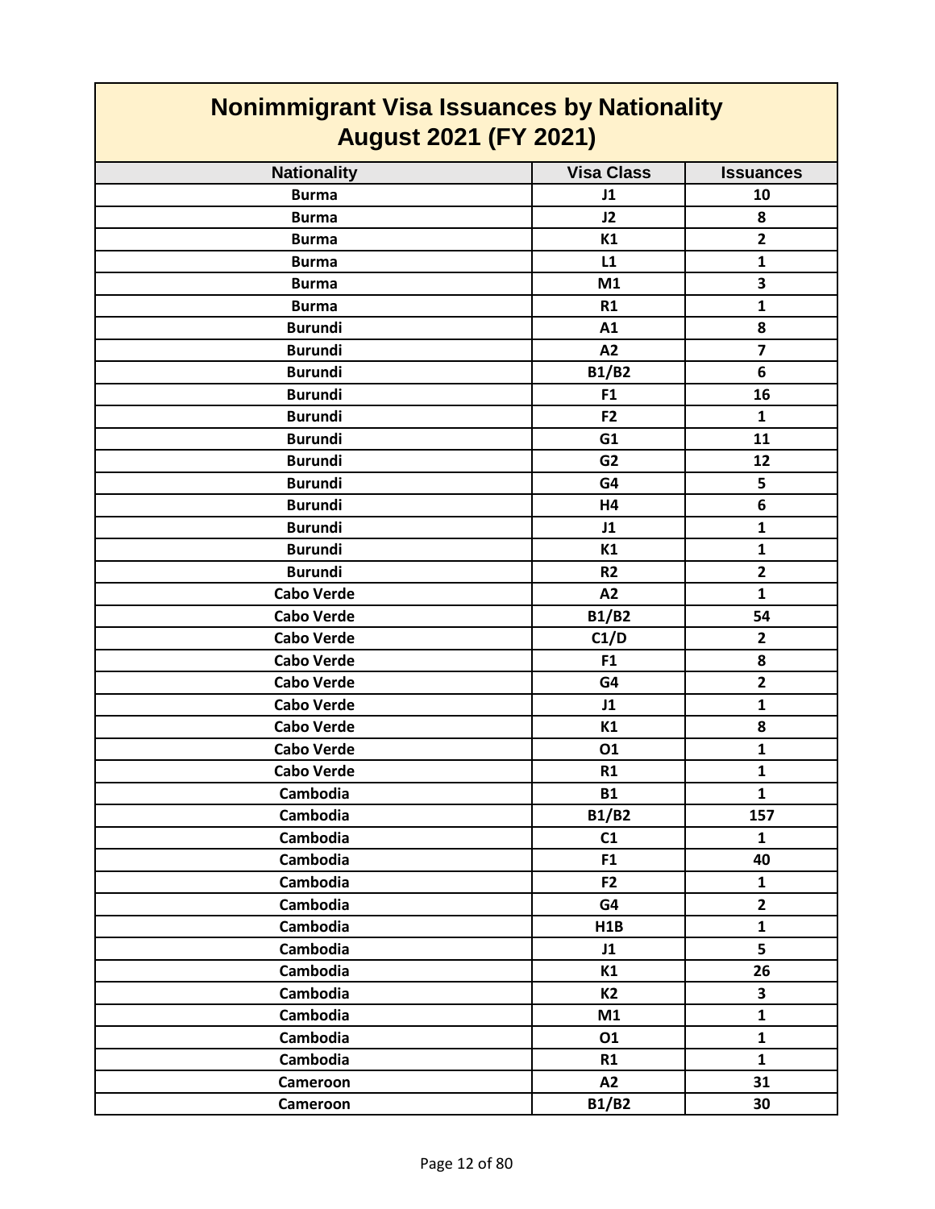# Nonimmigrant Visa Issuances by Nationality
## August 2021 (FY 2021)

| Nationality | Visa Class | Issuances |
|---|---|---|
| Burma | J1 | 10 |
| Burma | J2 | 8 |
| Burma | K1 | 2 |
| Burma | L1 | 1 |
| Burma | M1 | 3 |
| Burma | R1 | 1 |
| Burundi | A1 | 8 |
| Burundi | A2 | 7 |
| Burundi | B1/B2 | 6 |
| Burundi | F1 | 16 |
| Burundi | F2 | 1 |
| Burundi | G1 | 11 |
| Burundi | G2 | 12 |
| Burundi | G4 | 5 |
| Burundi | H4 | 6 |
| Burundi | J1 | 1 |
| Burundi | K1 | 1 |
| Burundi | R2 | 2 |
| Cabo Verde | A2 | 1 |
| Cabo Verde | B1/B2 | 54 |
| Cabo Verde | C1/D | 2 |
| Cabo Verde | F1 | 8 |
| Cabo Verde | G4 | 2 |
| Cabo Verde | J1 | 1 |
| Cabo Verde | K1 | 8 |
| Cabo Verde | O1 | 1 |
| Cabo Verde | R1 | 1 |
| Cambodia | B1 | 1 |
| Cambodia | B1/B2 | 157 |
| Cambodia | C1 | 1 |
| Cambodia | F1 | 40 |
| Cambodia | F2 | 1 |
| Cambodia | G4 | 2 |
| Cambodia | H1B | 1 |
| Cambodia | J1 | 5 |
| Cambodia | K1 | 26 |
| Cambodia | K2 | 3 |
| Cambodia | M1 | 1 |
| Cambodia | O1 | 1 |
| Cambodia | R1 | 1 |
| Cameroon | A2 | 31 |
| Cameroon | B1/B2 | 30 |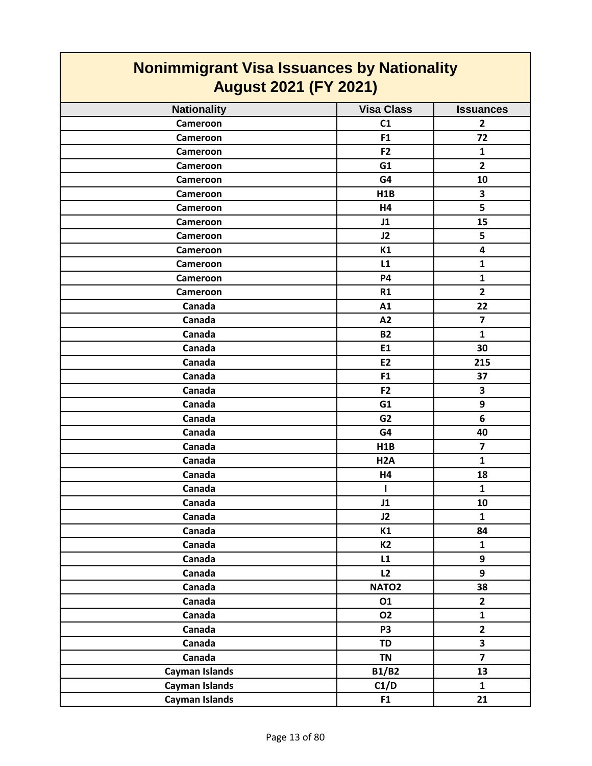# Nonimmigrant Visa Issuances by Nationality
## August 2021 (FY 2021)

| Nationality | Visa Class | Issuances |
|---|---|---|
| Cameroon | C1 | 2 |
| Cameroon | F1 | 72 |
| Cameroon | F2 | 1 |
| Cameroon | G1 | 2 |
| Cameroon | G4 | 10 |
| Cameroon | H1B | 3 |
| Cameroon | H4 | 5 |
| Cameroon | J1 | 15 |
| Cameroon | J2 | 5 |
| Cameroon | K1 | 4 |
| Cameroon | L1 | 1 |
| Cameroon | P4 | 1 |
| Cameroon | R1 | 2 |
| Canada | A1 | 22 |
| Canada | A2 | 7 |
| Canada | B2 | 1 |
| Canada | E1 | 30 |
| Canada | E2 | 215 |
| Canada | F1 | 37 |
| Canada | F2 | 3 |
| Canada | G1 | 9 |
| Canada | G2 | 6 |
| Canada | G4 | 40 |
| Canada | H1B | 7 |
| Canada | H2A | 1 |
| Canada | H4 | 18 |
| Canada | I | 1 |
| Canada | J1 | 10 |
| Canada | J2 | 1 |
| Canada | K1 | 84 |
| Canada | K2 | 1 |
| Canada | L1 | 9 |
| Canada | L2 | 9 |
| Canada | NATO2 | 38 |
| Canada | O1 | 2 |
| Canada | O2 | 1 |
| Canada | P3 | 2 |
| Canada | TD | 3 |
| Canada | TN | 7 |
| Cayman Islands | B1/B2 | 13 |
| Cayman Islands | C1/D | 1 |
| Cayman Islands | F1 | 21 |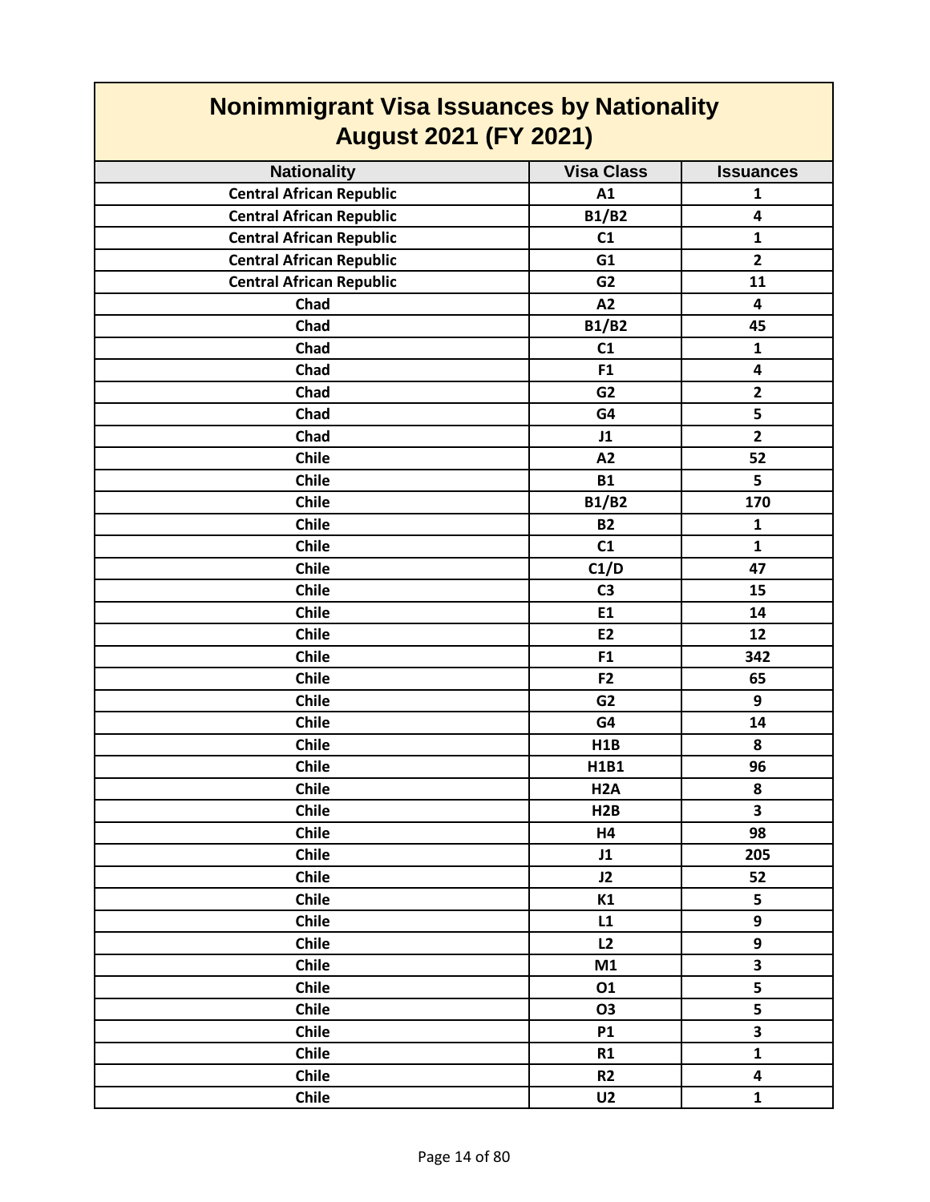# Nonimmigrant Visa Issuances by Nationality
## August 2021 (FY 2021)

| Nationality | Visa Class | Issuances |
|---|---|---|
| Central African Republic | A1 | 1 |
| Central African Republic | B1/B2 | 4 |
| Central African Republic | C1 | 1 |
| Central African Republic | G1 | 2 |
| Central African Republic | G2 | 11 |
| Chad | A2 | 4 |
| Chad | B1/B2 | 45 |
| Chad | C1 | 1 |
| Chad | F1 | 4 |
| Chad | G2 | 2 |
| Chad | G4 | 5 |
| Chad | J1 | 2 |
| Chile | A2 | 52 |
| Chile | B1 | 5 |
| Chile | B1/B2 | 170 |
| Chile | B2 | 1 |
| Chile | C1 | 1 |
| Chile | C1/D | 47 |
| Chile | C3 | 15 |
| Chile | E1 | 14 |
| Chile | E2 | 12 |
| Chile | F1 | 342 |
| Chile | F2 | 65 |
| Chile | G2 | 9 |
| Chile | G4 | 14 |
| Chile | H1B | 8 |
| Chile | H1B1 | 96 |
| Chile | H2A | 8 |
| Chile | H2B | 3 |
| Chile | H4 | 98 |
| Chile | J1 | 205 |
| Chile | J2 | 52 |
| Chile | K1 | 5 |
| Chile | L1 | 9 |
| Chile | L2 | 9 |
| Chile | M1 | 3 |
| Chile | O1 | 5 |
| Chile | O3 | 5 |
| Chile | P1 | 3 |
| Chile | R1 | 1 |
| Chile | R2 | 4 |
| Chile | U2 | 1 |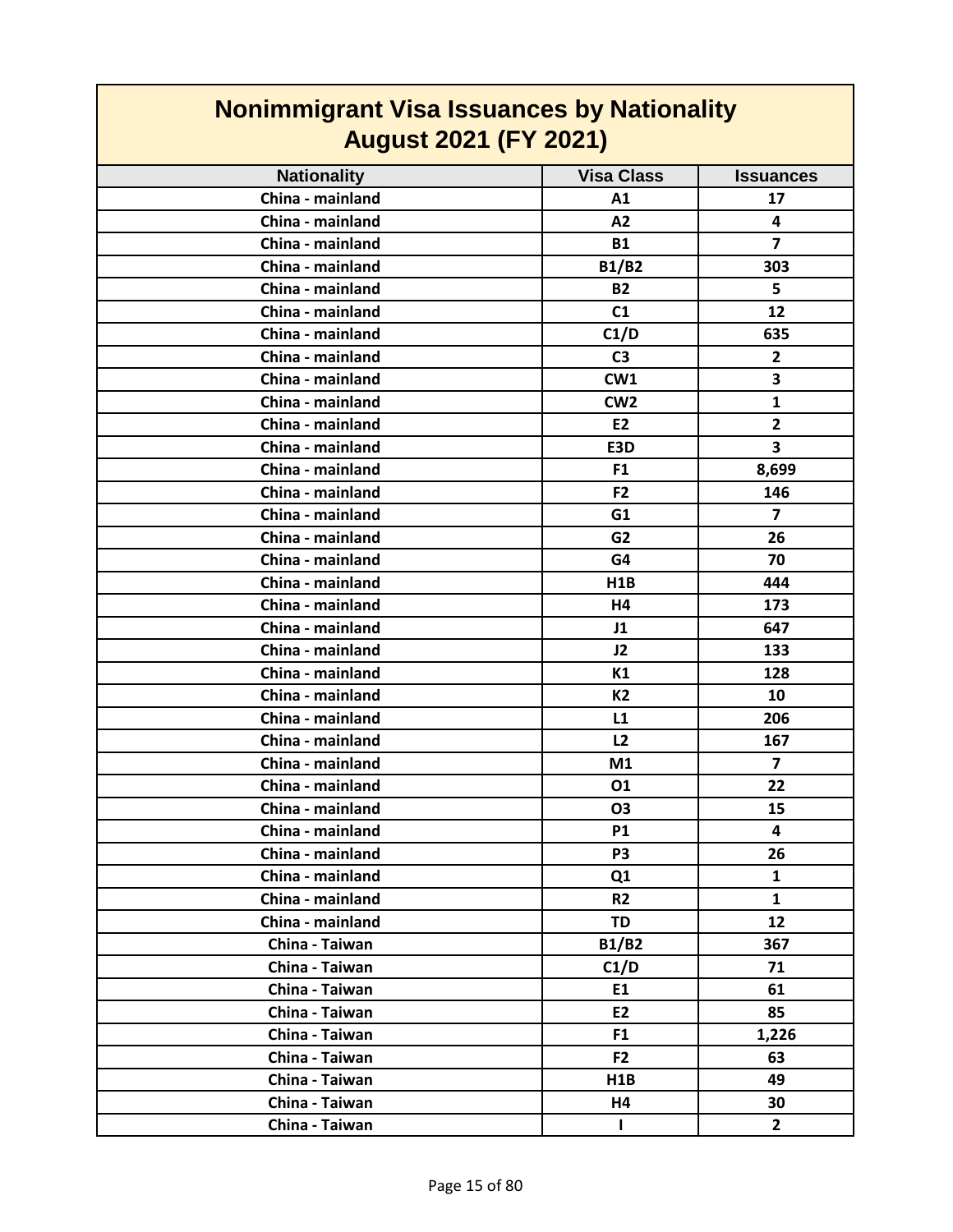# Nonimmigrant Visa Issuances by Nationality
## August 2021 (FY 2021)

| Nationality | Visa Class | Issuances |
|---|---|---|
| China - mainland | A1 | 17 |
| China - mainland | A2 | 4 |
| China - mainland | B1 | 7 |
| China - mainland | B1/B2 | 303 |
| China - mainland | B2 | 5 |
| China - mainland | C1 | 12 |
| China - mainland | C1/D | 635 |
| China - mainland | C3 | 2 |
| China - mainland | CW1 | 3 |
| China - mainland | CW2 | 1 |
| China - mainland | E2 | 2 |
| China - mainland | E3D | 3 |
| China - mainland | F1 | 8,699 |
| China - mainland | F2 | 146 |
| China - mainland | G1 | 7 |
| China - mainland | G2 | 26 |
| China - mainland | G4 | 70 |
| China - mainland | H1B | 444 |
| China - mainland | H4 | 173 |
| China - mainland | J1 | 647 |
| China - mainland | J2 | 133 |
| China - mainland | K1 | 128 |
| China - mainland | K2 | 10 |
| China - mainland | L1 | 206 |
| China - mainland | L2 | 167 |
| China - mainland | M1 | 7 |
| China - mainland | O1 | 22 |
| China - mainland | O3 | 15 |
| China - mainland | P1 | 4 |
| China - mainland | P3 | 26 |
| China - mainland | Q1 | 1 |
| China - mainland | R2 | 1 |
| China - mainland | TD | 12 |
| China - Taiwan | B1/B2 | 367 |
| China - Taiwan | C1/D | 71 |
| China - Taiwan | E1 | 61 |
| China - Taiwan | E2 | 85 |
| China - Taiwan | F1 | 1,226 |
| China - Taiwan | F2 | 63 |
| China - Taiwan | H1B | 49 |
| China - Taiwan | H4 | 30 |
| China - Taiwan | I | 2 |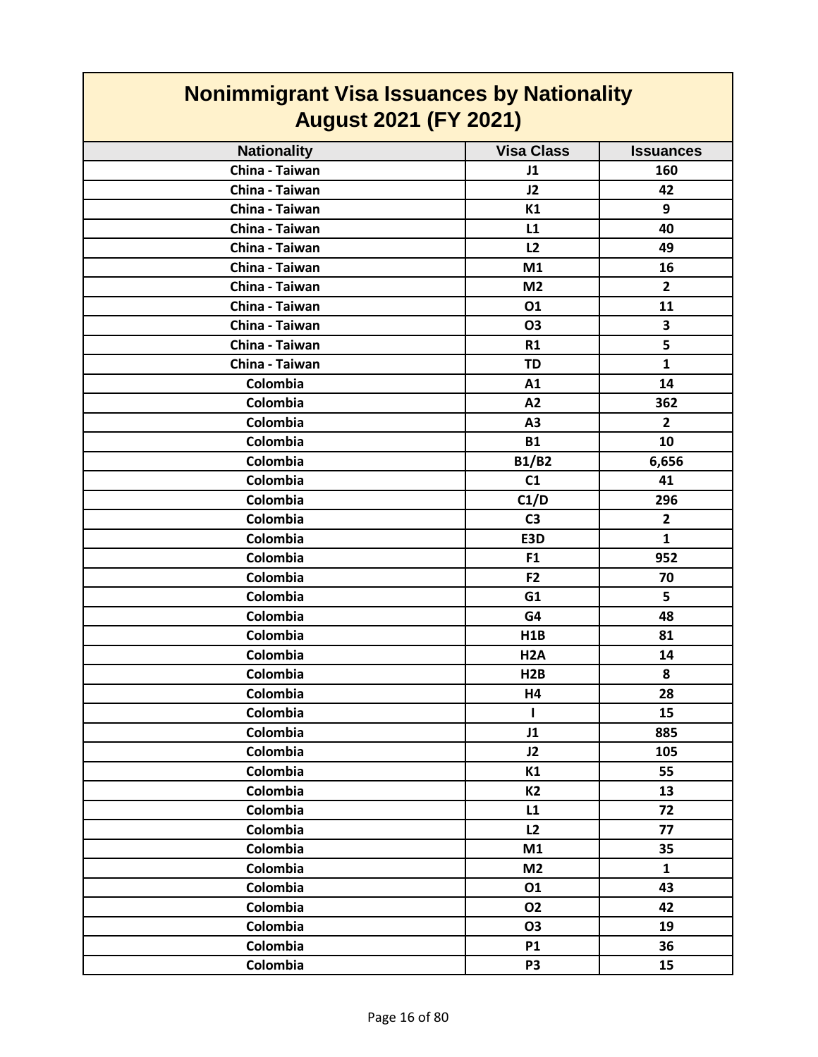# Nonimmigrant Visa Issuances by Nationality
## August 2021 (FY 2021)

| Nationality | Visa Class | Issuances |
|---|---|---|
| China - Taiwan | J1 | 160 |
| China - Taiwan | J2 | 42 |
| China - Taiwan | K1 | 9 |
| China - Taiwan | L1 | 40 |
| China - Taiwan | L2 | 49 |
| China - Taiwan | M1 | 16 |
| China - Taiwan | M2 | 2 |
| China - Taiwan | O1 | 11 |
| China - Taiwan | O3 | 3 |
| China - Taiwan | R1 | 5 |
| China - Taiwan | TD | 1 |
| Colombia | A1 | 14 |
| Colombia | A2 | 362 |
| Colombia | A3 | 2 |
| Colombia | B1 | 10 |
| Colombia | B1/B2 | 6,656 |
| Colombia | C1 | 41 |
| Colombia | C1/D | 296 |
| Colombia | C3 | 2 |
| Colombia | E3D | 1 |
| Colombia | F1 | 952 |
| Colombia | F2 | 70 |
| Colombia | G1 | 5 |
| Colombia | G4 | 48 |
| Colombia | H1B | 81 |
| Colombia | H2A | 14 |
| Colombia | H2B | 8 |
| Colombia | H4 | 28 |
| Colombia | I | 15 |
| Colombia | J1 | 885 |
| Colombia | J2 | 105 |
| Colombia | K1 | 55 |
| Colombia | K2 | 13 |
| Colombia | L1 | 72 |
| Colombia | L2 | 77 |
| Colombia | M1 | 35 |
| Colombia | M2 | 1 |
| Colombia | O1 | 43 |
| Colombia | O2 | 42 |
| Colombia | O3 | 19 |
| Colombia | P1 | 36 |
| Colombia | P3 | 15 |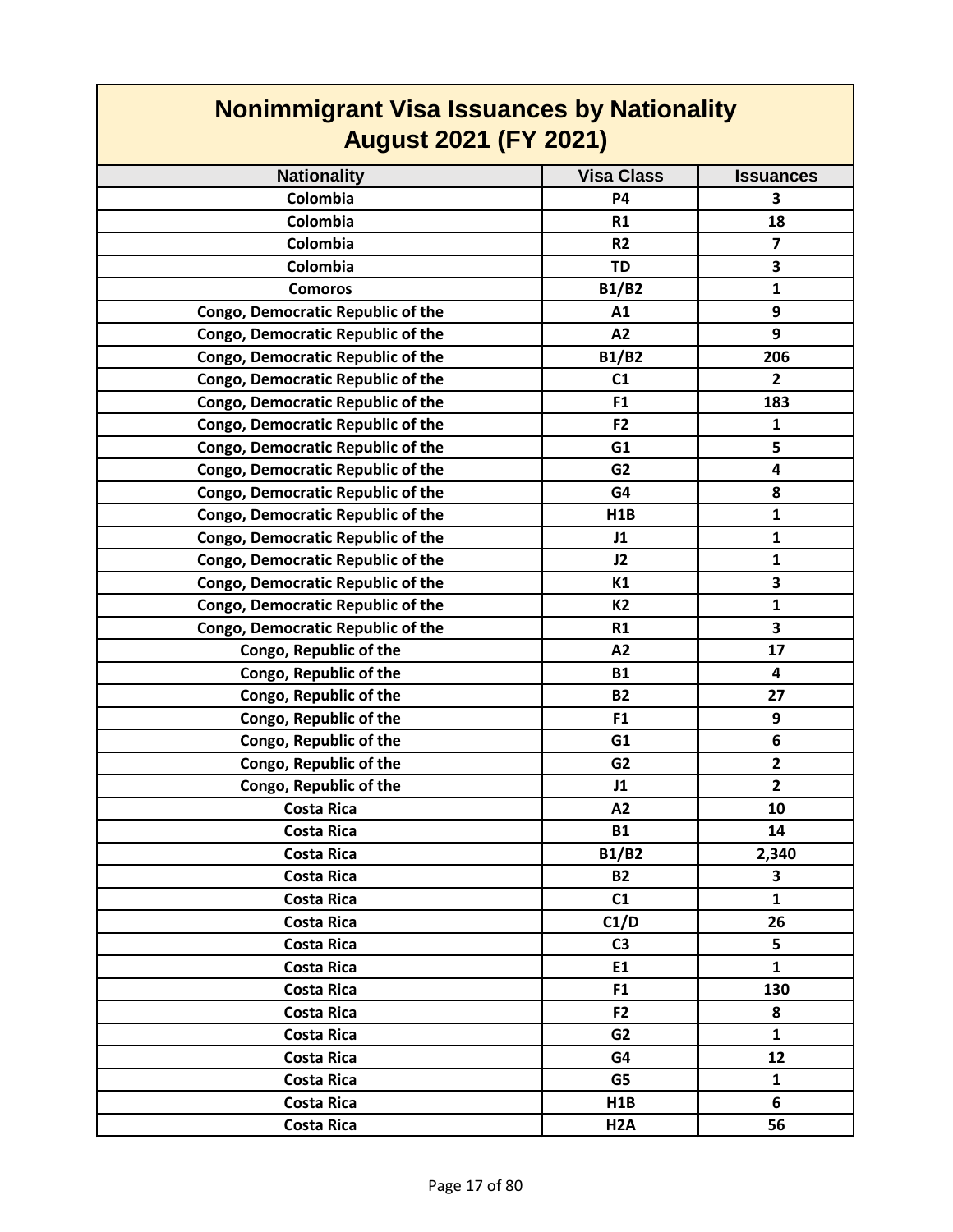# Nonimmigrant Visa Issuances by Nationality August 2021 (FY 2021)

| Nationality | Visa Class | Issuances |
|---|---|---|
| Colombia | P4 | 3 |
| Colombia | R1 | 18 |
| Colombia | R2 | 7 |
| Colombia | TD | 3 |
| Comoros | B1/B2 | 1 |
| Congo, Democratic Republic of the | A1 | 9 |
| Congo, Democratic Republic of the | A2 | 9 |
| Congo, Democratic Republic of the | B1/B2 | 206 |
| Congo, Democratic Republic of the | C1 | 2 |
| Congo, Democratic Republic of the | F1 | 183 |
| Congo, Democratic Republic of the | F2 | 1 |
| Congo, Democratic Republic of the | G1 | 5 |
| Congo, Democratic Republic of the | G2 | 4 |
| Congo, Democratic Republic of the | G4 | 8 |
| Congo, Democratic Republic of the | H1B | 1 |
| Congo, Democratic Republic of the | J1 | 1 |
| Congo, Democratic Republic of the | J2 | 1 |
| Congo, Democratic Republic of the | K1 | 3 |
| Congo, Democratic Republic of the | K2 | 1 |
| Congo, Democratic Republic of the | R1 | 3 |
| Congo, Republic of the | A2 | 17 |
| Congo, Republic of the | B1 | 4 |
| Congo, Republic of the | B2 | 27 |
| Congo, Republic of the | F1 | 9 |
| Congo, Republic of the | G1 | 6 |
| Congo, Republic of the | G2 | 2 |
| Congo, Republic of the | J1 | 2 |
| Costa Rica | A2 | 10 |
| Costa Rica | B1 | 14 |
| Costa Rica | B1/B2 | 2,340 |
| Costa Rica | B2 | 3 |
| Costa Rica | C1 | 1 |
| Costa Rica | C1/D | 26 |
| Costa Rica | C3 | 5 |
| Costa Rica | E1 | 1 |
| Costa Rica | F1 | 130 |
| Costa Rica | F2 | 8 |
| Costa Rica | G2 | 1 |
| Costa Rica | G4 | 12 |
| Costa Rica | G5 | 1 |
| Costa Rica | H1B | 6 |
| Costa Rica | H2A | 56 |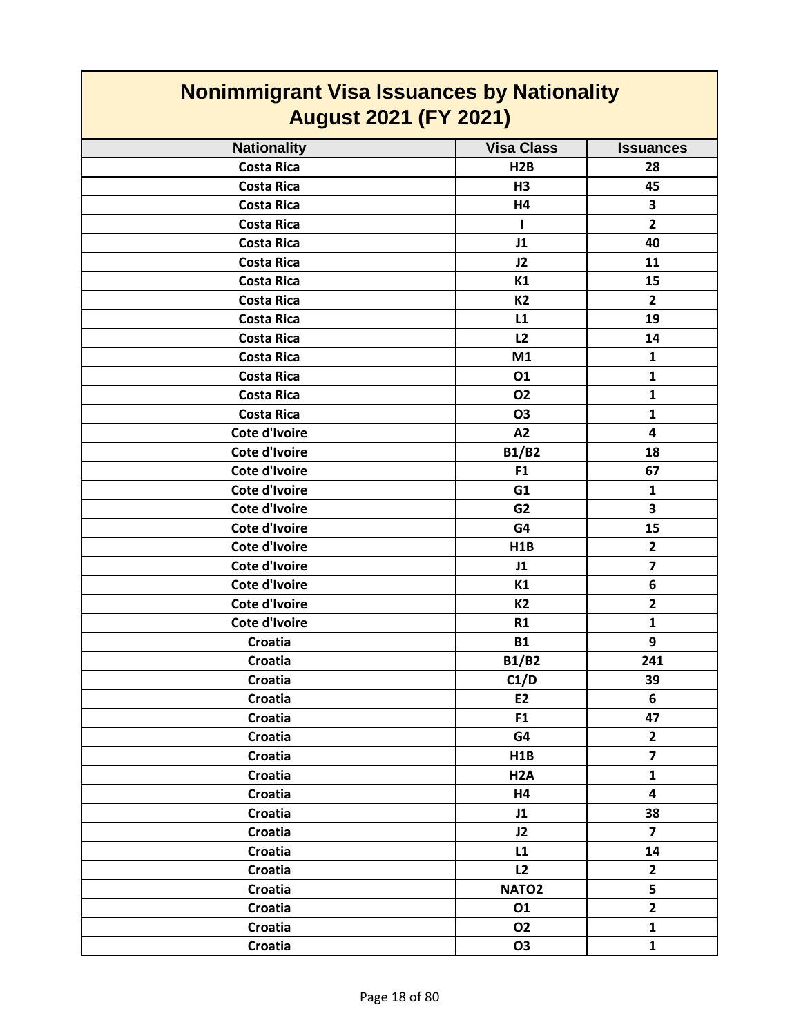# Nonimmigrant Visa Issuances by Nationality
## August 2021 (FY 2021)

| Nationality | Visa Class | Issuances |
|---|---|---|
| Costa Rica | H2B | 28 |
| Costa Rica | H3 | 45 |
| Costa Rica | H4 | 3 |
| Costa Rica | I | 2 |
| Costa Rica | J1 | 40 |
| Costa Rica | J2 | 11 |
| Costa Rica | K1 | 15 |
| Costa Rica | K2 | 2 |
| Costa Rica | L1 | 19 |
| Costa Rica | L2 | 14 |
| Costa Rica | M1 | 1 |
| Costa Rica | O1 | 1 |
| Costa Rica | O2 | 1 |
| Costa Rica | O3 | 1 |
| Cote d'Ivoire | A2 | 4 |
| Cote d'Ivoire | B1/B2 | 18 |
| Cote d'Ivoire | F1 | 67 |
| Cote d'Ivoire | G1 | 1 |
| Cote d'Ivoire | G2 | 3 |
| Cote d'Ivoire | G4 | 15 |
| Cote d'Ivoire | H1B | 2 |
| Cote d'Ivoire | J1 | 7 |
| Cote d'Ivoire | K1 | 6 |
| Cote d'Ivoire | K2 | 2 |
| Cote d'Ivoire | R1 | 1 |
| Croatia | B1 | 9 |
| Croatia | B1/B2 | 241 |
| Croatia | C1/D | 39 |
| Croatia | E2 | 6 |
| Croatia | F1 | 47 |
| Croatia | G4 | 2 |
| Croatia | H1B | 7 |
| Croatia | H2A | 1 |
| Croatia | H4 | 4 |
| Croatia | J1 | 38 |
| Croatia | J2 | 7 |
| Croatia | L1 | 14 |
| Croatia | L2 | 2 |
| Croatia | NATO2 | 5 |
| Croatia | O1 | 2 |
| Croatia | O2 | 1 |
| Croatia | O3 | 1 |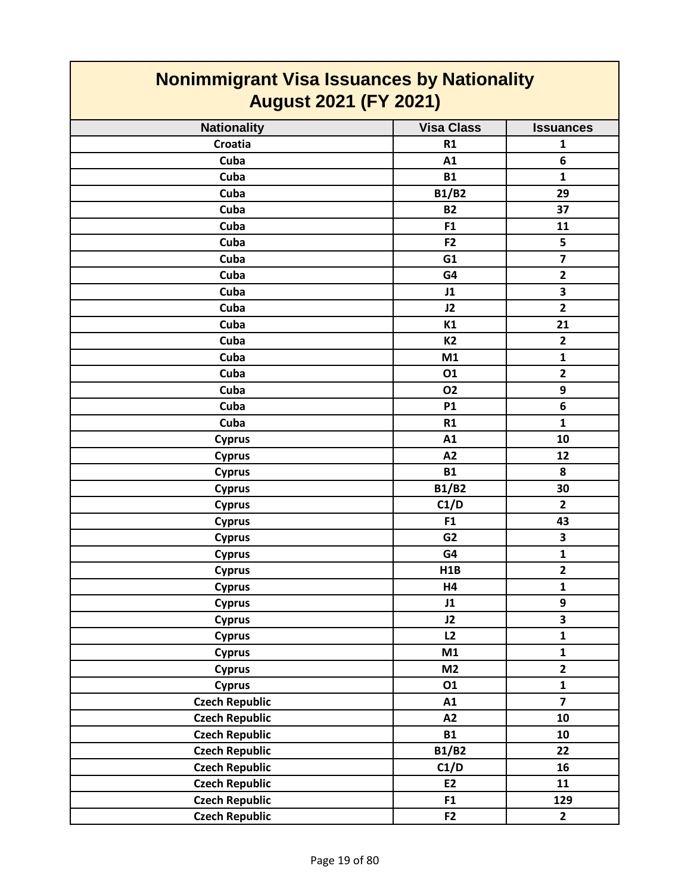## Nonimmigrant Visa Issuances by Nationality
## August 2021 (FY 2021)

| Nationality | Visa Class | Issuances |
|---|---|---|
| Croatia | R1 | 1 |
| Cuba | A1 | 6 |
| Cuba | B1 | 1 |
| Cuba | B1/B2 | 29 |
| Cuba | B2 | 37 |
| Cuba | F1 | 11 |
| Cuba | F2 | 5 |
| Cuba | G1 | 7 |
| Cuba | G4 | 2 |
| Cuba | J1 | 3 |
| Cuba | J2 | 2 |
| Cuba | K1 | 21 |
| Cuba | K2 | 2 |
| Cuba | M1 | 1 |
| Cuba | O1 | 2 |
| Cuba | O2 | 9 |
| Cuba | P1 | 6 |
| Cuba | R1 | 1 |
| Cyprus | A1 | 10 |
| Cyprus | A2 | 12 |
| Cyprus | B1 | 8 |
| Cyprus | B1/B2 | 30 |
| Cyprus | C1/D | 2 |
| Cyprus | F1 | 43 |
| Cyprus | G2 | 3 |
| Cyprus | G4 | 1 |
| Cyprus | H1B | 2 |
| Cyprus | H4 | 1 |
| Cyprus | J1 | 9 |
| Cyprus | J2 | 3 |
| Cyprus | L2 | 1 |
| Cyprus | M1 | 1 |
| Cyprus | M2 | 2 |
| Cyprus | O1 | 1 |
| Czech Republic | A1 | 7 |
| Czech Republic | A2 | 10 |
| Czech Republic | B1 | 10 |
| Czech Republic | B1/B2 | 22 |
| Czech Republic | C1/D | 16 |
| Czech Republic | E2 | 11 |
| Czech Republic | F1 | 129 |
| Czech Republic | F2 | 2 |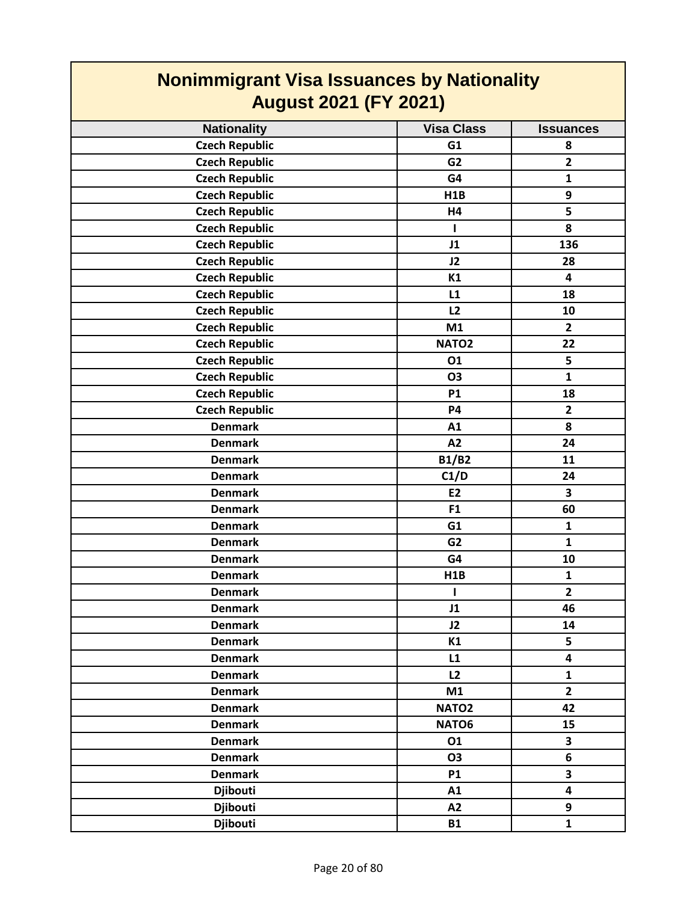# Nonimmigrant Visa Issuances by Nationality
## August 2021 (FY 2021)

| Nationality | Visa Class | Issuances |
|---|---|---|
| Czech Republic | G1 | 8 |
| Czech Republic | G2 | 2 |
| Czech Republic | G4 | 1 |
| Czech Republic | H1B | 9 |
| Czech Republic | H4 | 5 |
| Czech Republic | I | 8 |
| Czech Republic | J1 | 136 |
| Czech Republic | J2 | 28 |
| Czech Republic | K1 | 4 |
| Czech Republic | L1 | 18 |
| Czech Republic | L2 | 10 |
| Czech Republic | M1 | 2 |
| Czech Republic | NATO2 | 22 |
| Czech Republic | O1 | 5 |
| Czech Republic | O3 | 1 |
| Czech Republic | P1 | 18 |
| Czech Republic | P4 | 2 |
| Denmark | A1 | 8 |
| Denmark | A2 | 24 |
| Denmark | B1/B2 | 11 |
| Denmark | C1/D | 24 |
| Denmark | E2 | 3 |
| Denmark | F1 | 60 |
| Denmark | G1 | 1 |
| Denmark | G2 | 1 |
| Denmark | G4 | 10 |
| Denmark | H1B | 1 |
| Denmark | I | 2 |
| Denmark | J1 | 46 |
| Denmark | J2 | 14 |
| Denmark | K1 | 5 |
| Denmark | L1 | 4 |
| Denmark | L2 | 1 |
| Denmark | M1 | 2 |
| Denmark | NATO2 | 42 |
| Denmark | NATO6 | 15 |
| Denmark | O1 | 3 |
| Denmark | O3 | 6 |
| Denmark | P1 | 3 |
| Djibouti | A1 | 4 |
| Djibouti | A2 | 9 |
| Djibouti | B1 | 1 |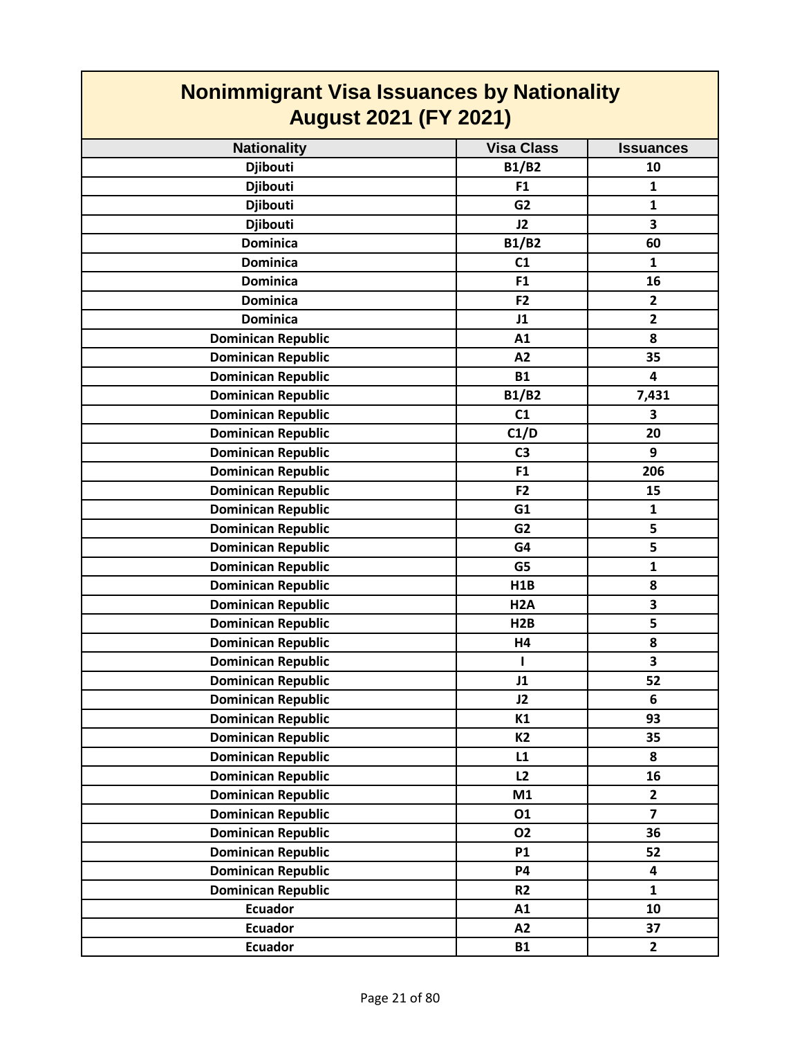# Nonimmigrant Visa Issuances by Nationality
## August 2021 (FY 2021)

| Nationality | Visa Class | Issuances |
|---|---|---|
| Djibouti | B1/B2 | 10 |
| Djibouti | F1 | 1 |
| Djibouti | G2 | 1 |
| Djibouti | J2 | 3 |
| Dominica | B1/B2 | 60 |
| Dominica | C1 | 1 |
| Dominica | F1 | 16 |
| Dominica | F2 | 2 |
| Dominica | J1 | 2 |
| Dominican Republic | A1 | 8 |
| Dominican Republic | A2 | 35 |
| Dominican Republic | B1 | 4 |
| Dominican Republic | B1/B2 | 7,431 |
| Dominican Republic | C1 | 3 |
| Dominican Republic | C1/D | 20 |
| Dominican Republic | C3 | 9 |
| Dominican Republic | F1 | 206 |
| Dominican Republic | F2 | 15 |
| Dominican Republic | G1 | 1 |
| Dominican Republic | G2 | 5 |
| Dominican Republic | G4 | 5 |
| Dominican Republic | G5 | 1 |
| Dominican Republic | H1B | 8 |
| Dominican Republic | H2A | 3 |
| Dominican Republic | H2B | 5 |
| Dominican Republic | H4 | 8 |
| Dominican Republic | I | 3 |
| Dominican Republic | J1 | 52 |
| Dominican Republic | J2 | 6 |
| Dominican Republic | K1 | 93 |
| Dominican Republic | K2 | 35 |
| Dominican Republic | L1 | 8 |
| Dominican Republic | L2 | 16 |
| Dominican Republic | M1 | 2 |
| Dominican Republic | O1 | 7 |
| Dominican Republic | O2 | 36 |
| Dominican Republic | P1 | 52 |
| Dominican Republic | P4 | 4 |
| Dominican Republic | R2 | 1 |
| Ecuador | A1 | 10 |
| Ecuador | A2 | 37 |
| Ecuador | B1 | 2 |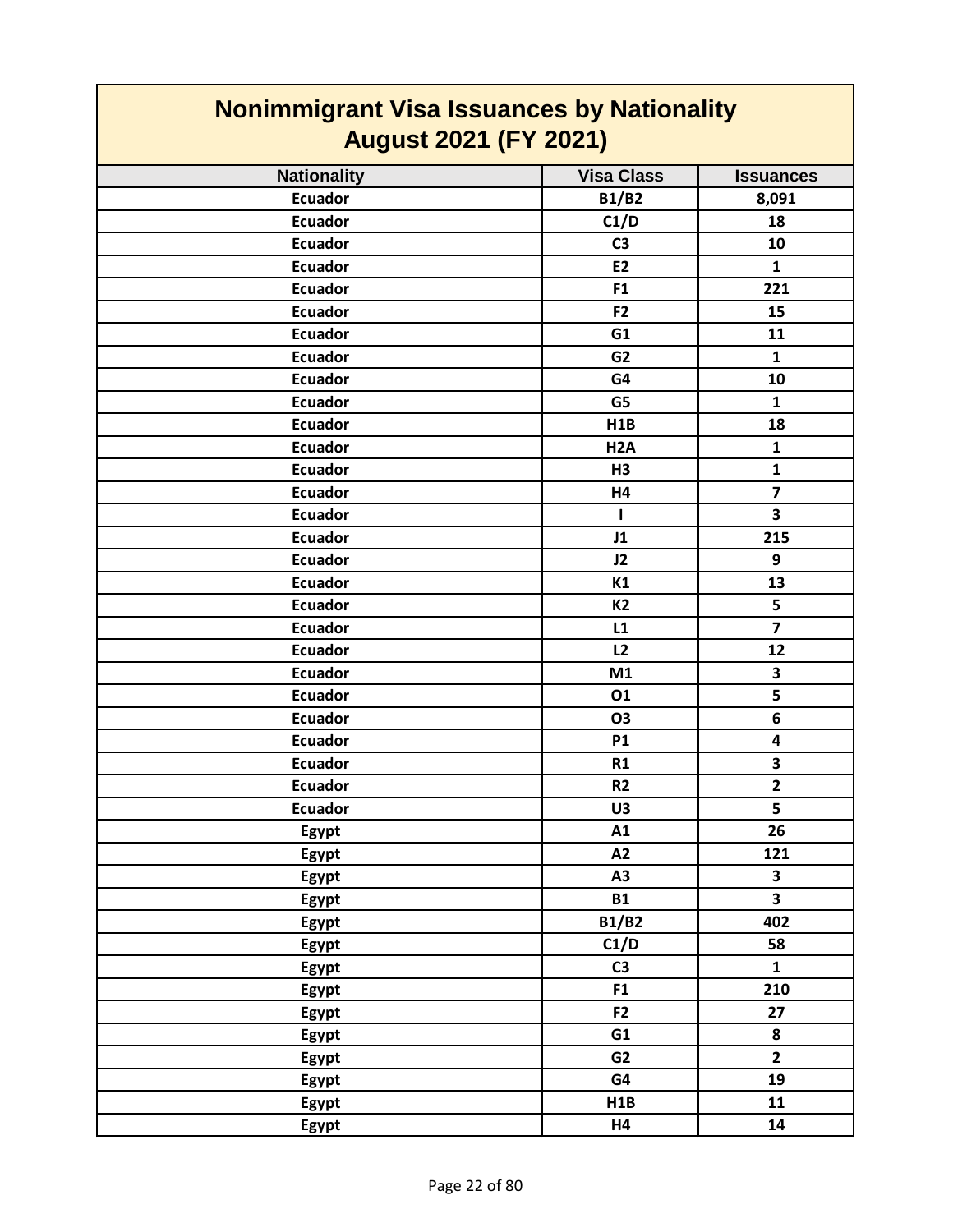# Nonimmigrant Visa Issuances by Nationality
## August 2021 (FY 2021)

| Nationality | Visa Class | Issuances |
|---|---|---|
| Ecuador | B1/B2 | 8,091 |
| Ecuador | C1/D | 18 |
| Ecuador | C3 | 10 |
| Ecuador | E2 | 1 |
| Ecuador | F1 | 221 |
| Ecuador | F2 | 15 |
| Ecuador | G1 | 11 |
| Ecuador | G2 | 1 |
| Ecuador | G4 | 10 |
| Ecuador | G5 | 1 |
| Ecuador | H1B | 18 |
| Ecuador | H2A | 1 |
| Ecuador | H3 | 1 |
| Ecuador | H4 | 7 |
| Ecuador | I | 3 |
| Ecuador | J1 | 215 |
| Ecuador | J2 | 9 |
| Ecuador | K1 | 13 |
| Ecuador | K2 | 5 |
| Ecuador | L1 | 7 |
| Ecuador | L2 | 12 |
| Ecuador | M1 | 3 |
| Ecuador | O1 | 5 |
| Ecuador | O3 | 6 |
| Ecuador | P1 | 4 |
| Ecuador | R1 | 3 |
| Ecuador | R2 | 2 |
| Ecuador | U3 | 5 |
| Egypt | A1 | 26 |
| Egypt | A2 | 121 |
| Egypt | A3 | 3 |
| Egypt | B1 | 3 |
| Egypt | B1/B2 | 402 |
| Egypt | C1/D | 58 |
| Egypt | C3 | 1 |
| Egypt | F1 | 210 |
| Egypt | F2 | 27 |
| Egypt | G1 | 8 |
| Egypt | G2 | 2 |
| Egypt | G4 | 19 |
| Egypt | H1B | 11 |
| Egypt | H4 | 14 |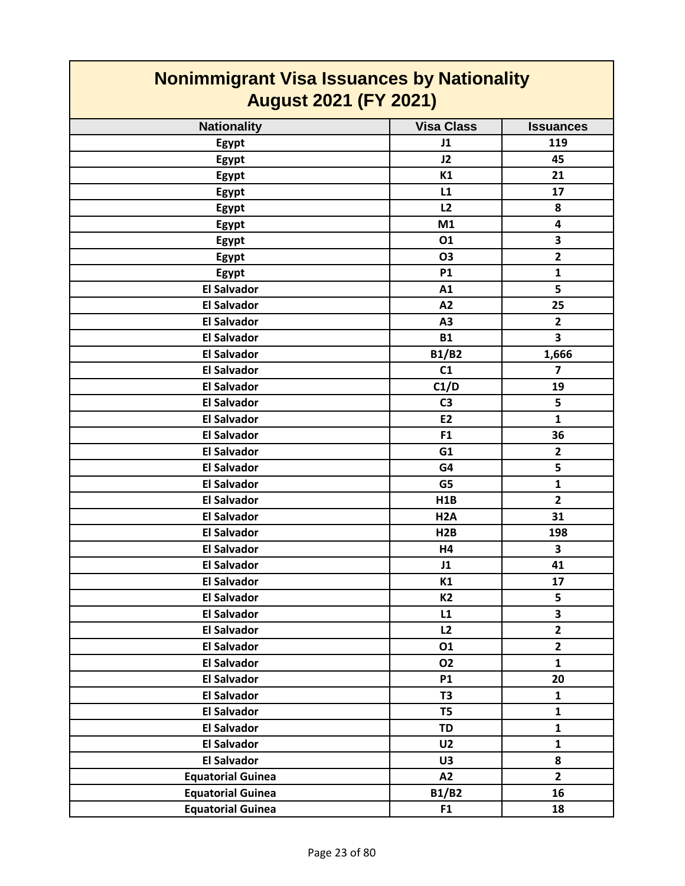# Nonimmigrant Visa Issuances by Nationality
## August 2021 (FY 2021)

| Nationality | Visa Class | Issuances |
|---|---|---|
| Egypt | J1 | 119 |
| Egypt | J2 | 45 |
| Egypt | K1 | 21 |
| Egypt | L1 | 17 |
| Egypt | L2 | 8 |
| Egypt | M1 | 4 |
| Egypt | O1 | 3 |
| Egypt | O3 | 2 |
| Egypt | P1 | 1 |
| El Salvador | A1 | 5 |
| El Salvador | A2 | 25 |
| El Salvador | A3 | 2 |
| El Salvador | B1 | 3 |
| El Salvador | B1/B2 | 1,666 |
| El Salvador | C1 | 7 |
| El Salvador | C1/D | 19 |
| El Salvador | C3 | 5 |
| El Salvador | E2 | 1 |
| El Salvador | F1 | 36 |
| El Salvador | G1 | 2 |
| El Salvador | G4 | 5 |
| El Salvador | G5 | 1 |
| El Salvador | H1B | 2 |
| El Salvador | H2A | 31 |
| El Salvador | H2B | 198 |
| El Salvador | H4 | 3 |
| El Salvador | J1 | 41 |
| El Salvador | K1 | 17 |
| El Salvador | K2 | 5 |
| El Salvador | L1 | 3 |
| El Salvador | L2 | 2 |
| El Salvador | O1 | 2 |
| El Salvador | O2 | 1 |
| El Salvador | P1 | 20 |
| El Salvador | T3 | 1 |
| El Salvador | T5 | 1 |
| El Salvador | TD | 1 |
| El Salvador | U2 | 1 |
| El Salvador | U3 | 8 |
| Equatorial Guinea | A2 | 2 |
| Equatorial Guinea | B1/B2 | 16 |
| Equatorial Guinea | F1 | 18 |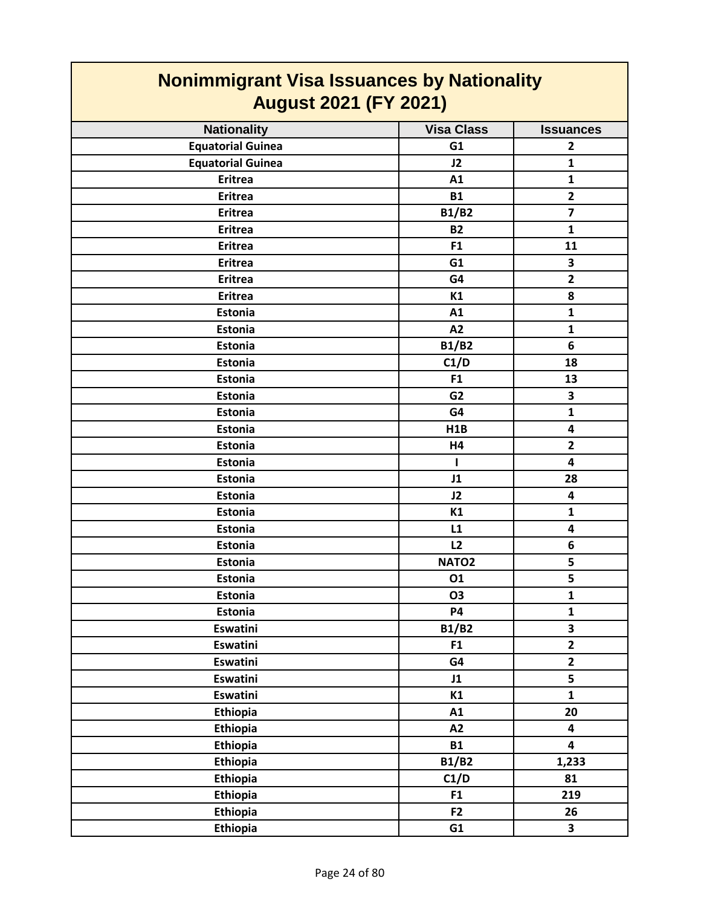# Nonimmigrant Visa Issuances by Nationality
## August 2021 (FY 2021)

| Nationality | Visa Class | Issuances |
|---|---|---|
| Equatorial Guinea | G1 | 2 |
| Equatorial Guinea | J2 | 1 |
| Eritrea | A1 | 1 |
| Eritrea | B1 | 2 |
| Eritrea | B1/B2 | 7 |
| Eritrea | B2 | 1 |
| Eritrea | F1 | 11 |
| Eritrea | G1 | 3 |
| Eritrea | G4 | 2 |
| Eritrea | K1 | 8 |
| Estonia | A1 | 1 |
| Estonia | A2 | 1 |
| Estonia | B1/B2 | 6 |
| Estonia | C1/D | 18 |
| Estonia | F1 | 13 |
| Estonia | G2 | 3 |
| Estonia | G4 | 1 |
| Estonia | H1B | 4 |
| Estonia | H4 | 2 |
| Estonia | I | 4 |
| Estonia | J1 | 28 |
| Estonia | J2 | 4 |
| Estonia | K1 | 1 |
| Estonia | L1 | 4 |
| Estonia | L2 | 6 |
| Estonia | NATO2 | 5 |
| Estonia | O1 | 5 |
| Estonia | O3 | 1 |
| Estonia | P4 | 1 |
| Eswatini | B1/B2 | 3 |
| Eswatini | F1 | 2 |
| Eswatini | G4 | 2 |
| Eswatini | J1 | 5 |
| Eswatini | K1 | 1 |
| Ethiopia | A1 | 20 |
| Ethiopia | A2 | 4 |
| Ethiopia | B1 | 4 |
| Ethiopia | B1/B2 | 1,233 |
| Ethiopia | C1/D | 81 |
| Ethiopia | F1 | 219 |
| Ethiopia | F2 | 26 |
| Ethiopia | G1 | 3 |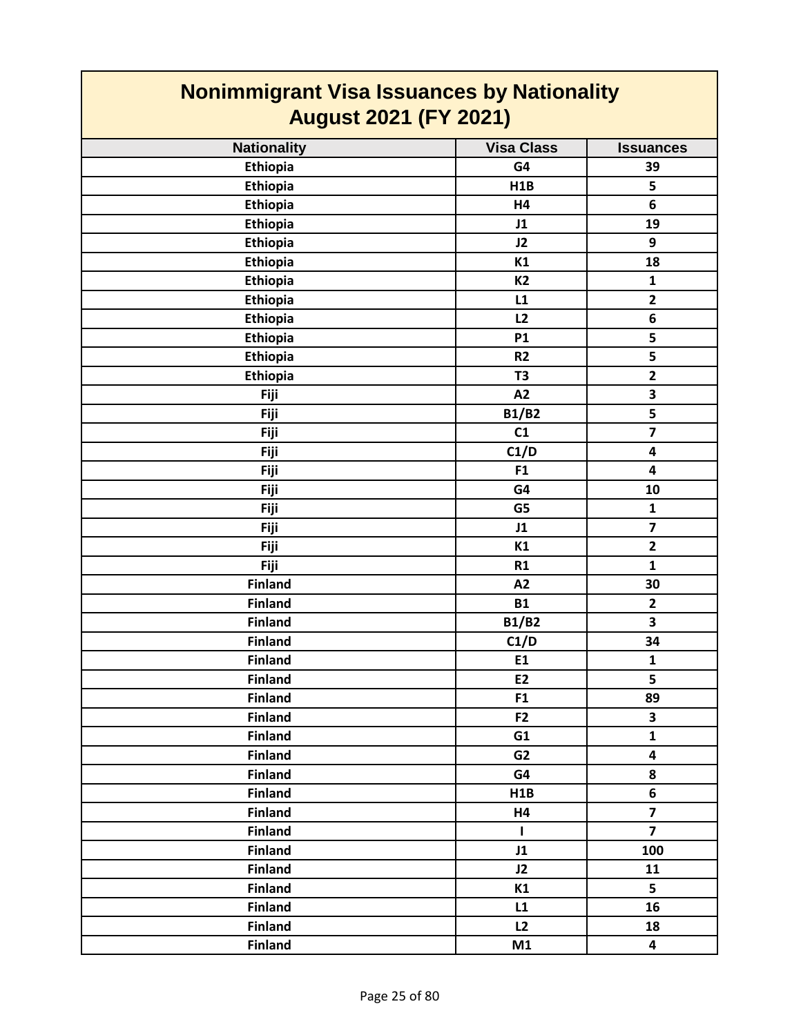# Nonimmigrant Visa Issuances by Nationality
## August 2021 (FY 2021)

| Nationality | Visa Class | Issuances |
|---|---|---|
| Ethiopia | G4 | 39 |
| Ethiopia | H1B | 5 |
| Ethiopia | H4 | 6 |
| Ethiopia | J1 | 19 |
| Ethiopia | J2 | 9 |
| Ethiopia | K1 | 18 |
| Ethiopia | K2 | 1 |
| Ethiopia | L1 | 2 |
| Ethiopia | L2 | 6 |
| Ethiopia | P1 | 5 |
| Ethiopia | R2 | 5 |
| Ethiopia | T3 | 2 |
| Fiji | A2 | 3 |
| Fiji | B1/B2 | 5 |
| Fiji | C1 | 7 |
| Fiji | C1/D | 4 |
| Fiji | F1 | 4 |
| Fiji | G4 | 10 |
| Fiji | G5 | 1 |
| Fiji | J1 | 7 |
| Fiji | K1 | 2 |
| Fiji | R1 | 1 |
| Finland | A2 | 30 |
| Finland | B1 | 2 |
| Finland | B1/B2 | 3 |
| Finland | C1/D | 34 |
| Finland | E1 | 1 |
| Finland | E2 | 5 |
| Finland | F1 | 89 |
| Finland | F2 | 3 |
| Finland | G1 | 1 |
| Finland | G2 | 4 |
| Finland | G4 | 8 |
| Finland | H1B | 6 |
| Finland | H4 | 7 |
| Finland | I | 7 |
| Finland | J1 | 100 |
| Finland | J2 | 11 |
| Finland | K1 | 5 |
| Finland | L1 | 16 |
| Finland | L2 | 18 |
| Finland | M1 | 4 |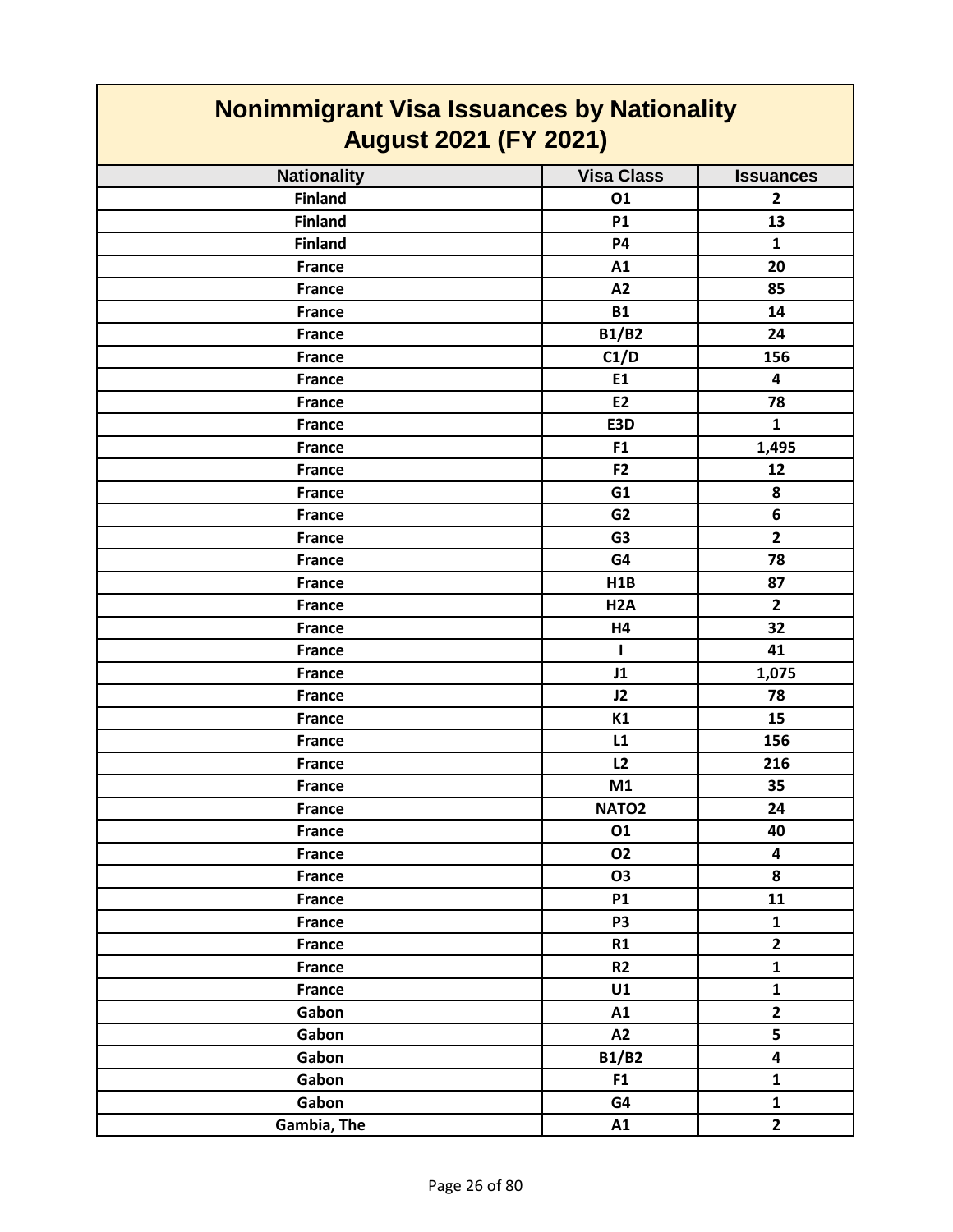# Nonimmigrant Visa Issuances by Nationality
## August 2021 (FY 2021)

| Nationality | Visa Class | Issuances |
|---|---|---|
| Finland | O1 | 2 |
| Finland | P1 | 13 |
| Finland | P4 | 1 |
| France | A1 | 20 |
| France | A2 | 85 |
| France | B1 | 14 |
| France | B1/B2 | 24 |
| France | C1/D | 156 |
| France | E1 | 4 |
| France | E2 | 78 |
| France | E3D | 1 |
| France | F1 | 1,495 |
| France | F2 | 12 |
| France | G1 | 8 |
| France | G2 | 6 |
| France | G3 | 2 |
| France | G4 | 78 |
| France | H1B | 87 |
| France | H2A | 2 |
| France | H4 | 32 |
| France | I | 41 |
| France | J1 | 1,075 |
| France | J2 | 78 |
| France | K1 | 15 |
| France | L1 | 156 |
| France | L2 | 216 |
| France | M1 | 35 |
| France | NATO2 | 24 |
| France | O1 | 40 |
| France | O2 | 4 |
| France | O3 | 8 |
| France | P1 | 11 |
| France | P3 | 1 |
| France | R1 | 2 |
| France | R2 | 1 |
| France | U1 | 1 |
| Gabon | A1 | 2 |
| Gabon | A2 | 5 |
| Gabon | B1/B2 | 4 |
| Gabon | F1 | 1 |
| Gabon | G4 | 1 |
| Gambia, The | A1 | 2 |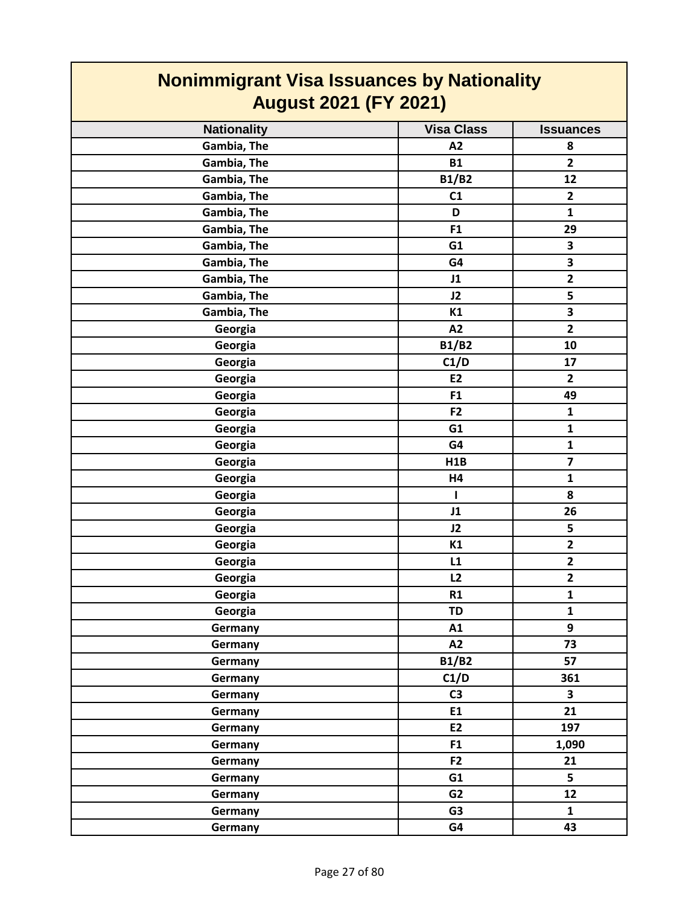# Nonimmigrant Visa Issuances by Nationality
## August 2021 (FY 2021)

| Nationality | Visa Class | Issuances |
|---|---|---|
| Gambia, The | A2 | 8 |
| Gambia, The | B1 | 2 |
| Gambia, The | B1/B2 | 12 |
| Gambia, The | C1 | 2 |
| Gambia, The | D | 1 |
| Gambia, The | F1 | 29 |
| Gambia, The | G1 | 3 |
| Gambia, The | G4 | 3 |
| Gambia, The | J1 | 2 |
| Gambia, The | J2 | 5 |
| Gambia, The | K1 | 3 |
| Georgia | A2 | 2 |
| Georgia | B1/B2 | 10 |
| Georgia | C1/D | 17 |
| Georgia | E2 | 2 |
| Georgia | F1 | 49 |
| Georgia | F2 | 1 |
| Georgia | G1 | 1 |
| Georgia | G4 | 1 |
| Georgia | H1B | 7 |
| Georgia | H4 | 1 |
| Georgia | I | 8 |
| Georgia | J1 | 26 |
| Georgia | J2 | 5 |
| Georgia | K1 | 2 |
| Georgia | L1 | 2 |
| Georgia | L2 | 2 |
| Georgia | R1 | 1 |
| Georgia | TD | 1 |
| Germany | A1 | 9 |
| Germany | A2 | 73 |
| Germany | B1/B2 | 57 |
| Germany | C1/D | 361 |
| Germany | C3 | 3 |
| Germany | E1 | 21 |
| Germany | E2 | 197 |
| Germany | F1 | 1,090 |
| Germany | F2 | 21 |
| Germany | G1 | 5 |
| Germany | G2 | 12 |
| Germany | G3 | 1 |
| Germany | G4 | 43 |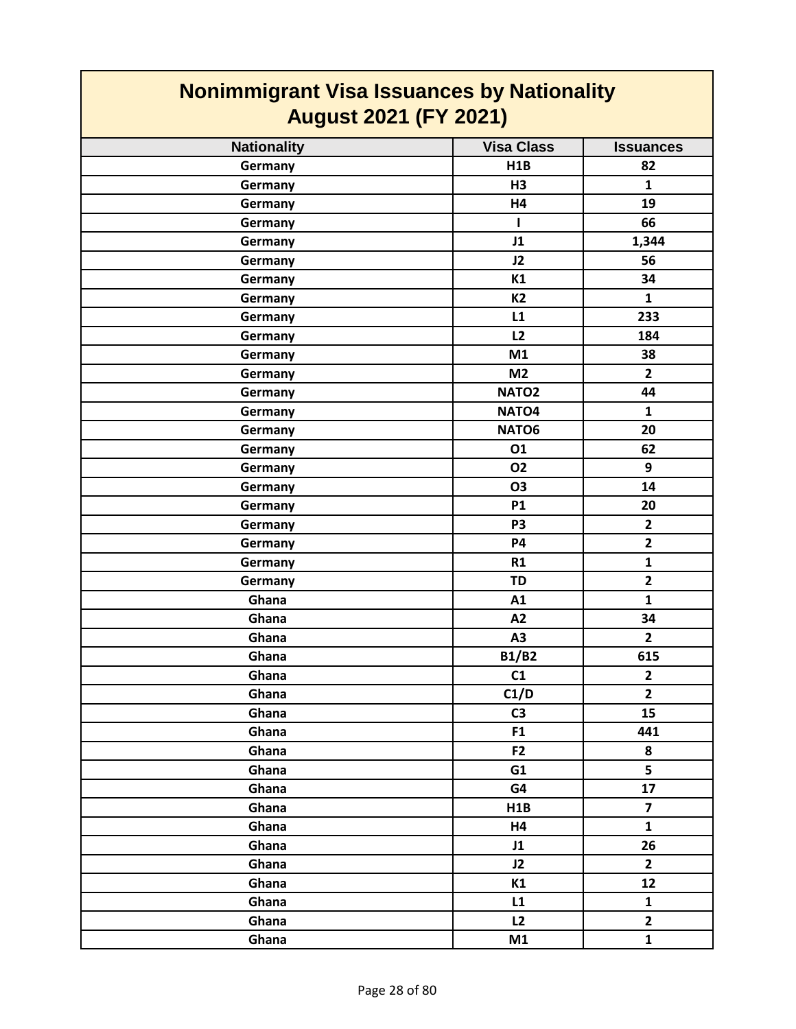# Nonimmigrant Visa Issuances by Nationality
## August 2021 (FY 2021)

| Nationality | Visa Class | Issuances |
|---|---|---|
| Germany | H1B | 82 |
| Germany | H3 | 1 |
| Germany | H4 | 19 |
| Germany | I | 66 |
| Germany | J1 | 1,344 |
| Germany | J2 | 56 |
| Germany | K1 | 34 |
| Germany | K2 | 1 |
| Germany | L1 | 233 |
| Germany | L2 | 184 |
| Germany | M1 | 38 |
| Germany | M2 | 2 |
| Germany | NATO2 | 44 |
| Germany | NATO4 | 1 |
| Germany | NATO6 | 20 |
| Germany | O1 | 62 |
| Germany | O2 | 9 |
| Germany | O3 | 14 |
| Germany | P1 | 20 |
| Germany | P3 | 2 |
| Germany | P4 | 2 |
| Germany | R1 | 1 |
| Germany | TD | 2 |
| Ghana | A1 | 1 |
| Ghana | A2 | 34 |
| Ghana | A3 | 2 |
| Ghana | B1/B2 | 615 |
| Ghana | C1 | 2 |
| Ghana | C1/D | 2 |
| Ghana | C3 | 15 |
| Ghana | F1 | 441 |
| Ghana | F2 | 8 |
| Ghana | G1 | 5 |
| Ghana | G4 | 17 |
| Ghana | H1B | 7 |
| Ghana | H4 | 1 |
| Ghana | J1 | 26 |
| Ghana | J2 | 2 |
| Ghana | K1 | 12 |
| Ghana | L1 | 1 |
| Ghana | L2 | 2 |
| Ghana | M1 | 1 |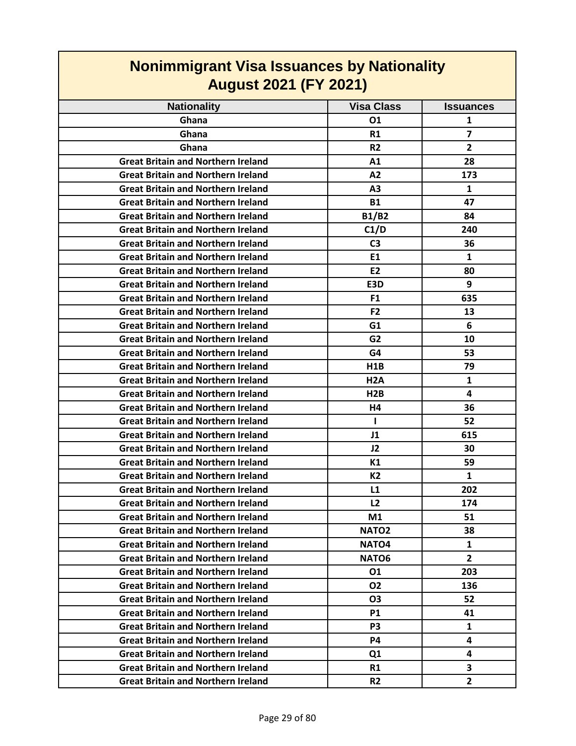# Nonimmigrant Visa Issuances by Nationality
## August 2021 (FY 2021)

| Nationality | Visa Class | Issuances |
|---|---|---|
| Ghana | O1 | 1 |
| Ghana | R1 | 7 |
| Ghana | R2 | 2 |
| Great Britain and Northern Ireland | A1 | 28 |
| Great Britain and Northern Ireland | A2 | 173 |
| Great Britain and Northern Ireland | A3 | 1 |
| Great Britain and Northern Ireland | B1 | 47 |
| Great Britain and Northern Ireland | B1/B2 | 84 |
| Great Britain and Northern Ireland | C1/D | 240 |
| Great Britain and Northern Ireland | C3 | 36 |
| Great Britain and Northern Ireland | E1 | 1 |
| Great Britain and Northern Ireland | E2 | 80 |
| Great Britain and Northern Ireland | E3D | 9 |
| Great Britain and Northern Ireland | F1 | 635 |
| Great Britain and Northern Ireland | F2 | 13 |
| Great Britain and Northern Ireland | G1 | 6 |
| Great Britain and Northern Ireland | G2 | 10 |
| Great Britain and Northern Ireland | G4 | 53 |
| Great Britain and Northern Ireland | H1B | 79 |
| Great Britain and Northern Ireland | H2A | 1 |
| Great Britain and Northern Ireland | H2B | 4 |
| Great Britain and Northern Ireland | H4 | 36 |
| Great Britain and Northern Ireland | I | 52 |
| Great Britain and Northern Ireland | J1 | 615 |
| Great Britain and Northern Ireland | J2 | 30 |
| Great Britain and Northern Ireland | K1 | 59 |
| Great Britain and Northern Ireland | K2 | 1 |
| Great Britain and Northern Ireland | L1 | 202 |
| Great Britain and Northern Ireland | L2 | 174 |
| Great Britain and Northern Ireland | M1 | 51 |
| Great Britain and Northern Ireland | NATO2 | 38 |
| Great Britain and Northern Ireland | NATO4 | 1 |
| Great Britain and Northern Ireland | NATO6 | 2 |
| Great Britain and Northern Ireland | O1 | 203 |
| Great Britain and Northern Ireland | O2 | 136 |
| Great Britain and Northern Ireland | O3 | 52 |
| Great Britain and Northern Ireland | P1 | 41 |
| Great Britain and Northern Ireland | P3 | 1 |
| Great Britain and Northern Ireland | P4 | 4 |
| Great Britain and Northern Ireland | Q1 | 4 |
| Great Britain and Northern Ireland | R1 | 3 |
| Great Britain and Northern Ireland | R2 | 2 |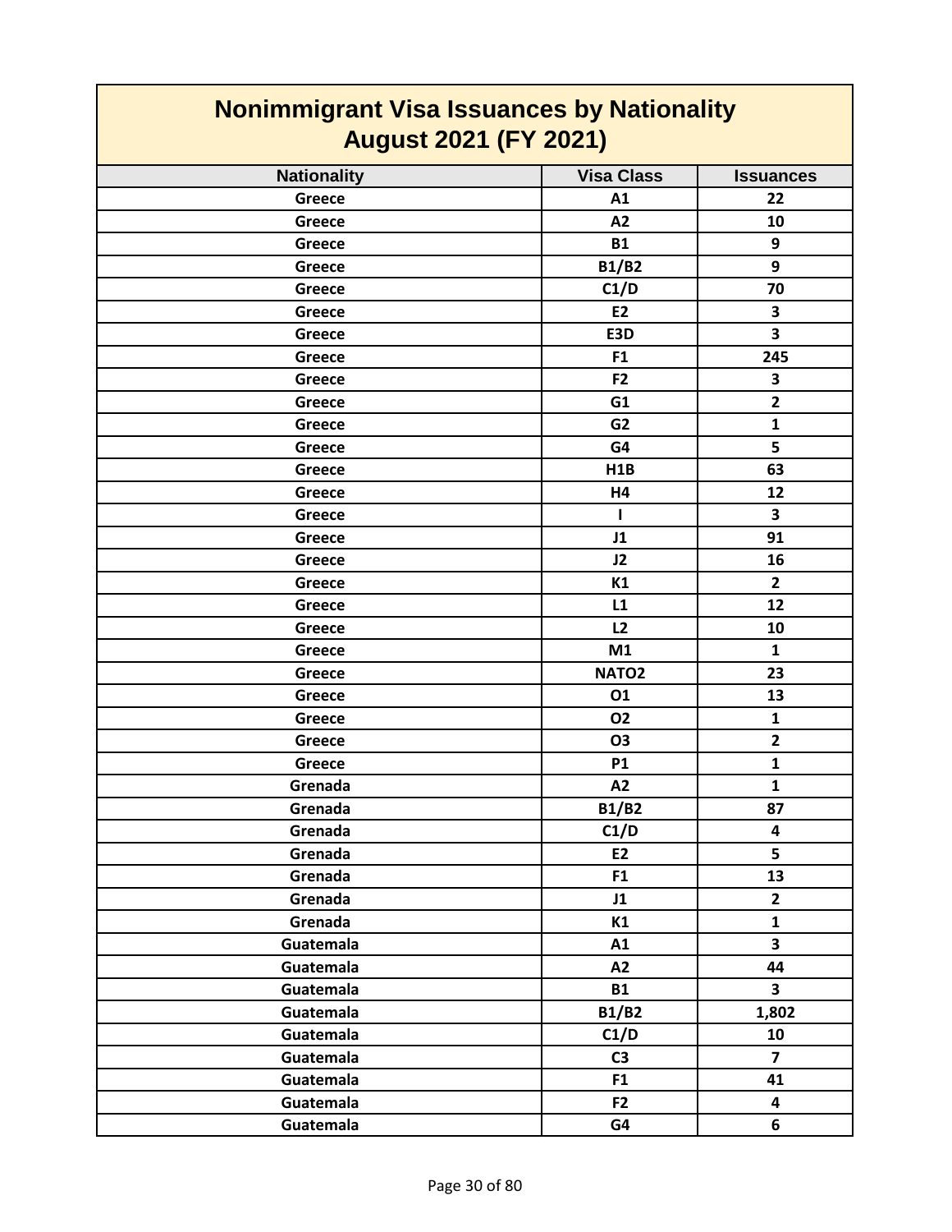# Nonimmigrant Visa Issuances by Nationality
## August 2021 (FY 2021)

| Nationality | Visa Class | Issuances |
|---|---|---|
| Greece | A1 | 22 |
| Greece | A2 | 10 |
| Greece | B1 | 9 |
| Greece | B1/B2 | 9 |
| Greece | C1/D | 70 |
| Greece | E2 | 3 |
| Greece | E3D | 3 |
| Greece | F1 | 245 |
| Greece | F2 | 3 |
| Greece | G1 | 2 |
| Greece | G2 | 1 |
| Greece | G4 | 5 |
| Greece | H1B | 63 |
| Greece | H4 | 12 |
| Greece | I | 3 |
| Greece | J1 | 91 |
| Greece | J2 | 16 |
| Greece | K1 | 2 |
| Greece | L1 | 12 |
| Greece | L2 | 10 |
| Greece | M1 | 1 |
| Greece | NATO2 | 23 |
| Greece | O1 | 13 |
| Greece | O2 | 1 |
| Greece | O3 | 2 |
| Greece | P1 | 1 |
| Grenada | A2 | 1 |
| Grenada | B1/B2 | 87 |
| Grenada | C1/D | 4 |
| Grenada | E2 | 5 |
| Grenada | F1 | 13 |
| Grenada | J1 | 2 |
| Grenada | K1 | 1 |
| Guatemala | A1 | 3 |
| Guatemala | A2 | 44 |
| Guatemala | B1 | 3 |
| Guatemala | B1/B2 | 1,802 |
| Guatemala | C1/D | 10 |
| Guatemala | C3 | 7 |
| Guatemala | F1 | 41 |
| Guatemala | F2 | 4 |
| Guatemala | G4 | 6 |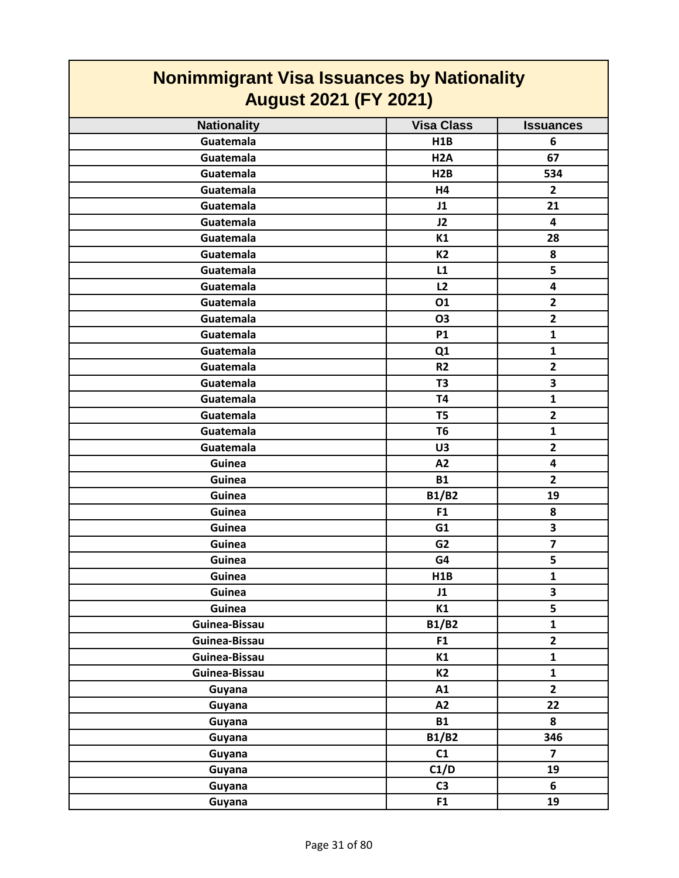# Nonimmigrant Visa Issuances by Nationality
## August 2021 (FY 2021)

| Nationality | Visa Class | Issuances |
|---|---|---|
| Guatemala | H1B | 6 |
| Guatemala | H2A | 67 |
| Guatemala | H2B | 534 |
| Guatemala | H4 | 2 |
| Guatemala | J1 | 21 |
| Guatemala | J2 | 4 |
| Guatemala | K1 | 28 |
| Guatemala | K2 | 8 |
| Guatemala | L1 | 5 |
| Guatemala | L2 | 4 |
| Guatemala | O1 | 2 |
| Guatemala | O3 | 2 |
| Guatemala | P1 | 1 |
| Guatemala | Q1 | 1 |
| Guatemala | R2 | 2 |
| Guatemala | T3 | 3 |
| Guatemala | T4 | 1 |
| Guatemala | T5 | 2 |
| Guatemala | T6 | 1 |
| Guatemala | U3 | 2 |
| Guinea | A2 | 4 |
| Guinea | B1 | 2 |
| Guinea | B1/B2 | 19 |
| Guinea | F1 | 8 |
| Guinea | G1 | 3 |
| Guinea | G2 | 7 |
| Guinea | G4 | 5 |
| Guinea | H1B | 1 |
| Guinea | J1 | 3 |
| Guinea | K1 | 5 |
| Guinea-Bissau | B1/B2 | 1 |
| Guinea-Bissau | F1 | 2 |
| Guinea-Bissau | K1 | 1 |
| Guinea-Bissau | K2 | 1 |
| Guyana | A1 | 2 |
| Guyana | A2 | 22 |
| Guyana | B1 | 8 |
| Guyana | B1/B2 | 346 |
| Guyana | C1 | 7 |
| Guyana | C1/D | 19 |
| Guyana | C3 | 6 |
| Guyana | F1 | 19 |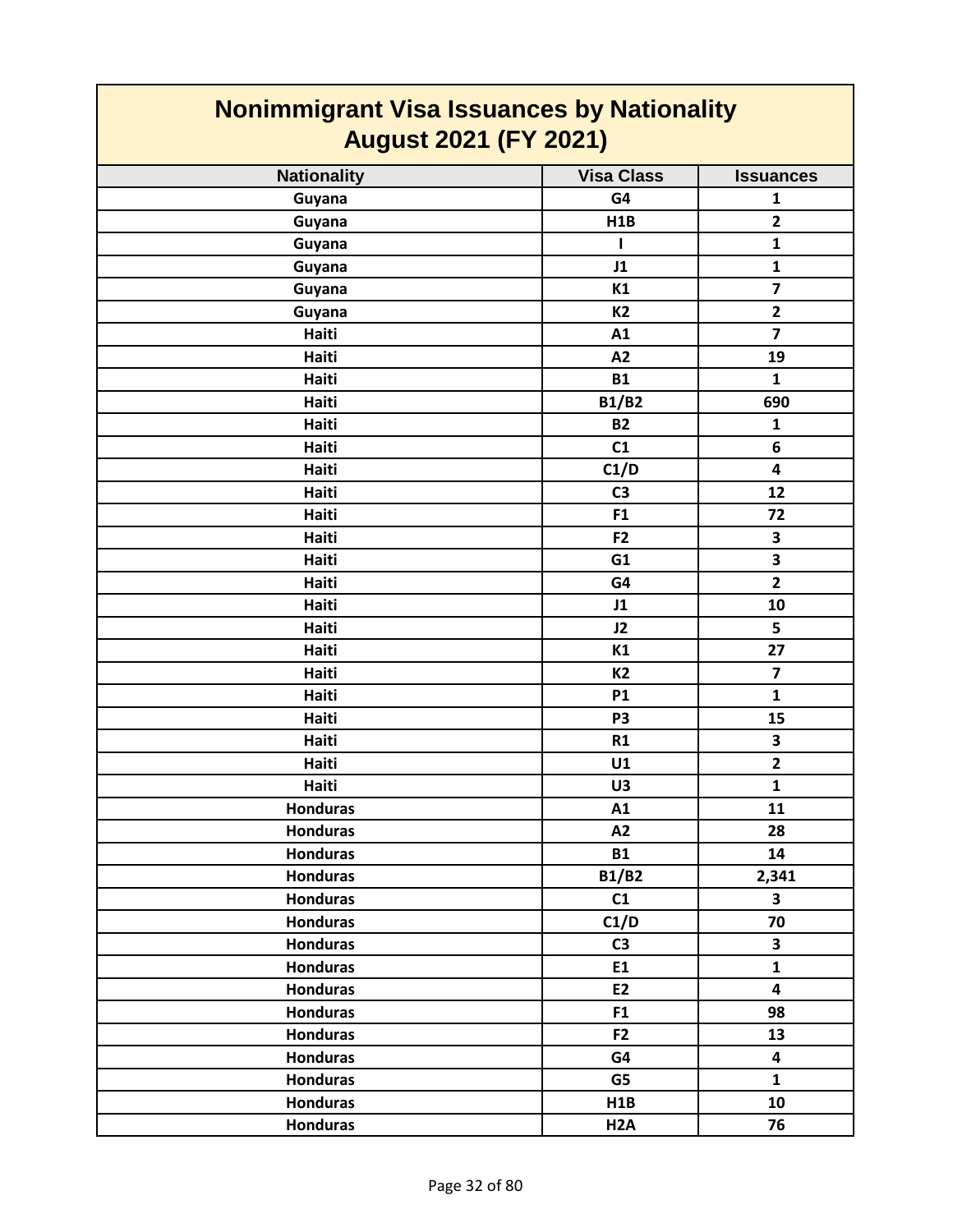# Nonimmigrant Visa Issuances by Nationality
## August 2021 (FY 2021)

| Nationality | Visa Class | Issuances |
|---|---|---|
| Guyana | G4 | 1 |
| Guyana | H1B | 2 |
| Guyana | I | 1 |
| Guyana | J1 | 1 |
| Guyana | K1 | 7 |
| Guyana | K2 | 2 |
| Haiti | A1 | 7 |
| Haiti | A2 | 19 |
| Haiti | B1 | 1 |
| Haiti | B1/B2 | 690 |
| Haiti | B2 | 1 |
| Haiti | C1 | 6 |
| Haiti | C1/D | 4 |
| Haiti | C3 | 12 |
| Haiti | F1 | 72 |
| Haiti | F2 | 3 |
| Haiti | G1 | 3 |
| Haiti | G4 | 2 |
| Haiti | J1 | 10 |
| Haiti | J2 | 5 |
| Haiti | K1 | 27 |
| Haiti | K2 | 7 |
| Haiti | P1 | 1 |
| Haiti | P3 | 15 |
| Haiti | R1 | 3 |
| Haiti | U1 | 2 |
| Haiti | U3 | 1 |
| Honduras | A1 | 11 |
| Honduras | A2 | 28 |
| Honduras | B1 | 14 |
| Honduras | B1/B2 | 2,341 |
| Honduras | C1 | 3 |
| Honduras | C1/D | 70 |
| Honduras | C3 | 3 |
| Honduras | E1 | 1 |
| Honduras | E2 | 4 |
| Honduras | F1 | 98 |
| Honduras | F2 | 13 |
| Honduras | G4 | 4 |
| Honduras | G5 | 1 |
| Honduras | H1B | 10 |
| Honduras | H2A | 76 |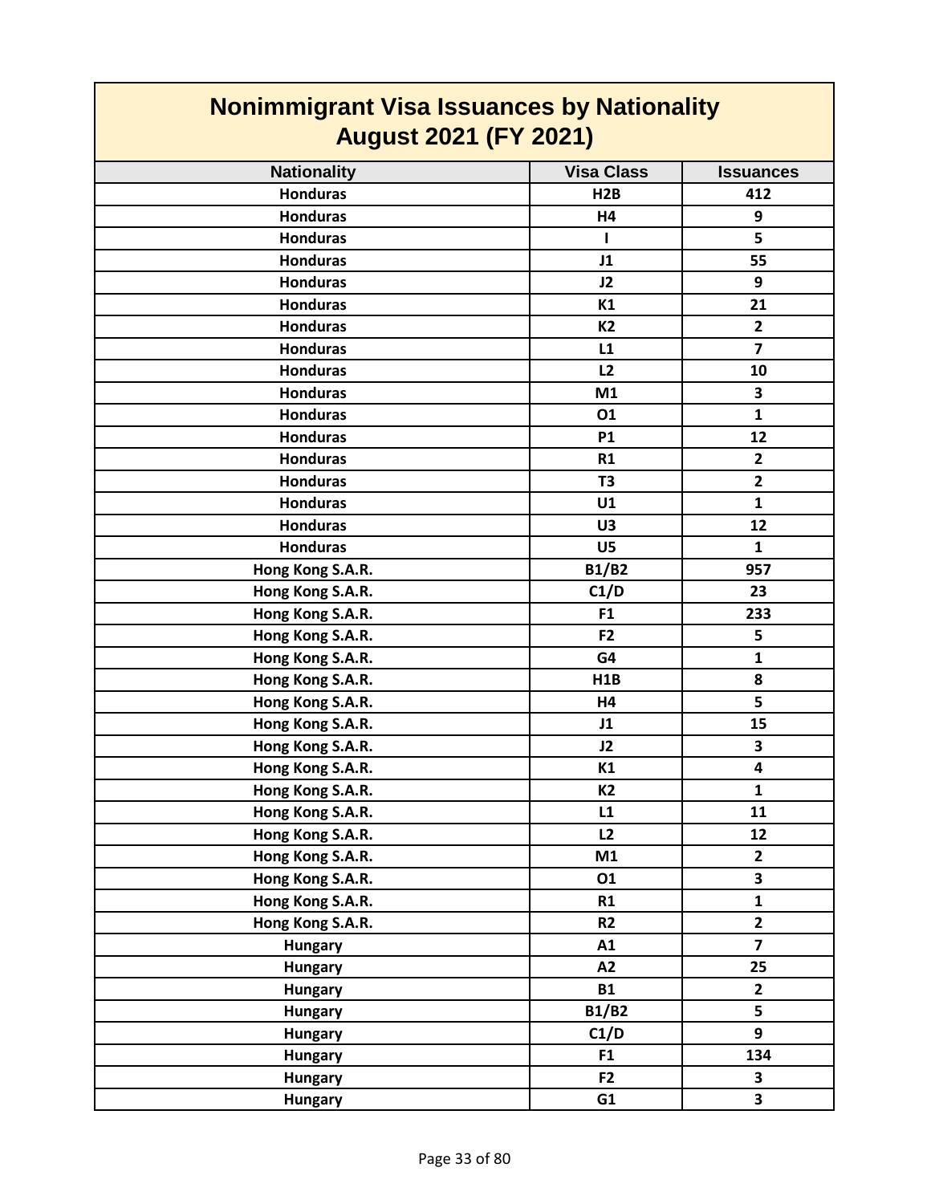## Nonimmigrant Visa Issuances by Nationality August 2021 (FY 2021)

| Nationality | Visa Class | Issuances |
|---|---|---|
| Honduras | H2B | 412 |
| Honduras | H4 | 9 |
| Honduras | I | 5 |
| Honduras | J1 | 55 |
| Honduras | J2 | 9 |
| Honduras | K1 | 21 |
| Honduras | K2 | 2 |
| Honduras | L1 | 7 |
| Honduras | L2 | 10 |
| Honduras | M1 | 3 |
| Honduras | O1 | 1 |
| Honduras | P1 | 12 |
| Honduras | R1 | 2 |
| Honduras | T3 | 2 |
| Honduras | U1 | 1 |
| Honduras | U3 | 12 |
| Honduras | U5 | 1 |
| Hong Kong S.A.R. | B1/B2 | 957 |
| Hong Kong S.A.R. | C1/D | 23 |
| Hong Kong S.A.R. | F1 | 233 |
| Hong Kong S.A.R. | F2 | 5 |
| Hong Kong S.A.R. | G4 | 1 |
| Hong Kong S.A.R. | H1B | 8 |
| Hong Kong S.A.R. | H4 | 5 |
| Hong Kong S.A.R. | J1 | 15 |
| Hong Kong S.A.R. | J2 | 3 |
| Hong Kong S.A.R. | K1 | 4 |
| Hong Kong S.A.R. | K2 | 1 |
| Hong Kong S.A.R. | L1 | 11 |
| Hong Kong S.A.R. | L2 | 12 |
| Hong Kong S.A.R. | M1 | 2 |
| Hong Kong S.A.R. | O1 | 3 |
| Hong Kong S.A.R. | R1 | 1 |
| Hong Kong S.A.R. | R2 | 2 |
| Hungary | A1 | 7 |
| Hungary | A2 | 25 |
| Hungary | B1 | 2 |
| Hungary | B1/B2 | 5 |
| Hungary | C1/D | 9 |
| Hungary | F1 | 134 |
| Hungary | F2 | 3 |
| Hungary | G1 | 3 |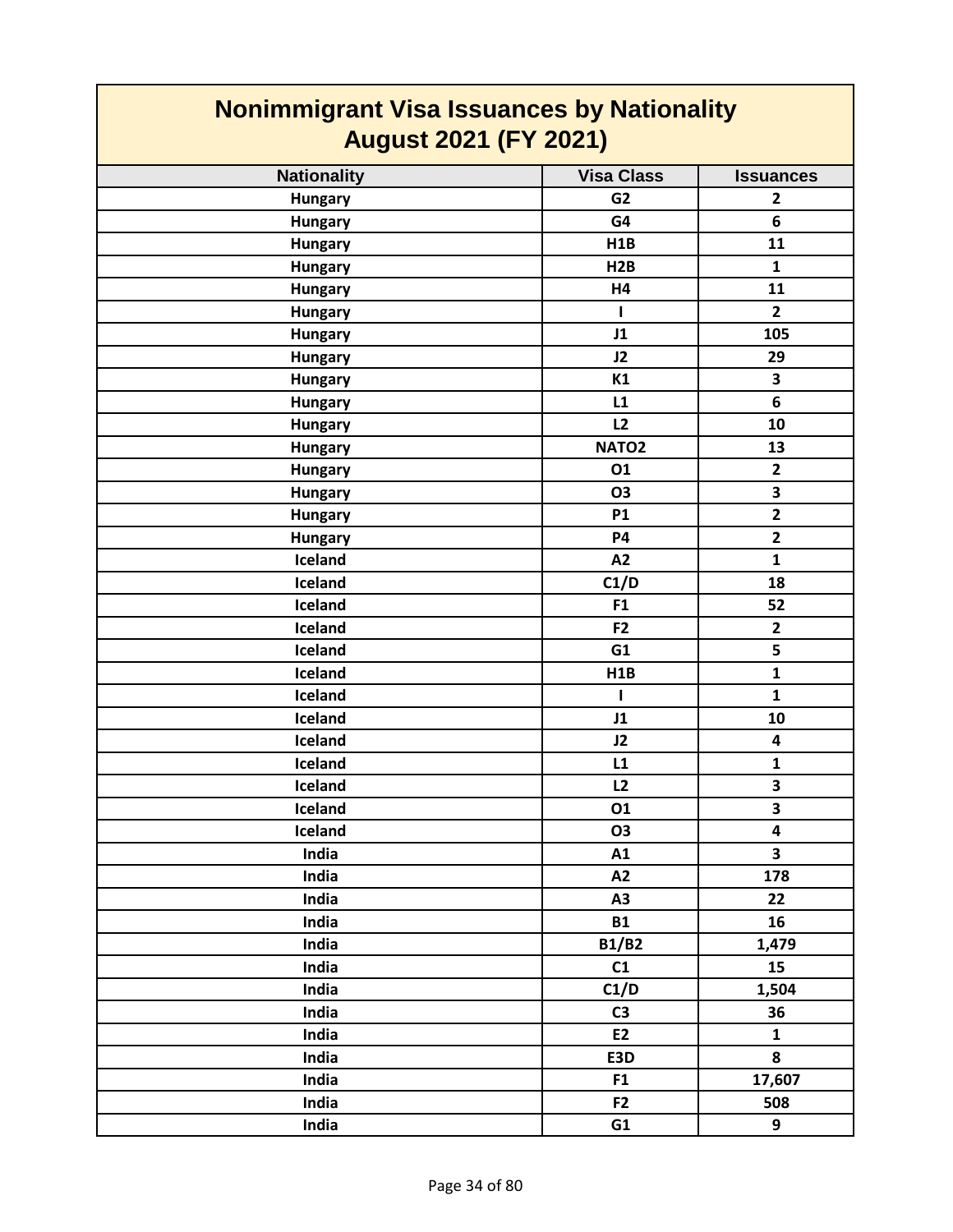# Nonimmigrant Visa Issuances by Nationality
## August 2021 (FY 2021)

| Nationality | Visa Class | Issuances |
|---|---|---|
| Hungary | G2 | 2 |
| Hungary | G4 | 6 |
| Hungary | H1B | 11 |
| Hungary | H2B | 1 |
| Hungary | H4 | 11 |
| Hungary | I | 2 |
| Hungary | J1 | 105 |
| Hungary | J2 | 29 |
| Hungary | K1 | 3 |
| Hungary | L1 | 6 |
| Hungary | L2 | 10 |
| Hungary | NATO2 | 13 |
| Hungary | O1 | 2 |
| Hungary | O3 | 3 |
| Hungary | P1 | 2 |
| Hungary | P4 | 2 |
| Iceland | A2 | 1 |
| Iceland | C1/D | 18 |
| Iceland | F1 | 52 |
| Iceland | F2 | 2 |
| Iceland | G1 | 5 |
| Iceland | H1B | 1 |
| Iceland | I | 1 |
| Iceland | J1 | 10 |
| Iceland | J2 | 4 |
| Iceland | L1 | 1 |
| Iceland | L2 | 3 |
| Iceland | O1 | 3 |
| Iceland | O3 | 4 |
| India | A1 | 3 |
| India | A2 | 178 |
| India | A3 | 22 |
| India | B1 | 16 |
| India | B1/B2 | 1,479 |
| India | C1 | 15 |
| India | C1/D | 1,504 |
| India | C3 | 36 |
| India | E2 | 1 |
| India | E3D | 8 |
| India | F1 | 17,607 |
| India | F2 | 508 |
| India | G1 | 9 |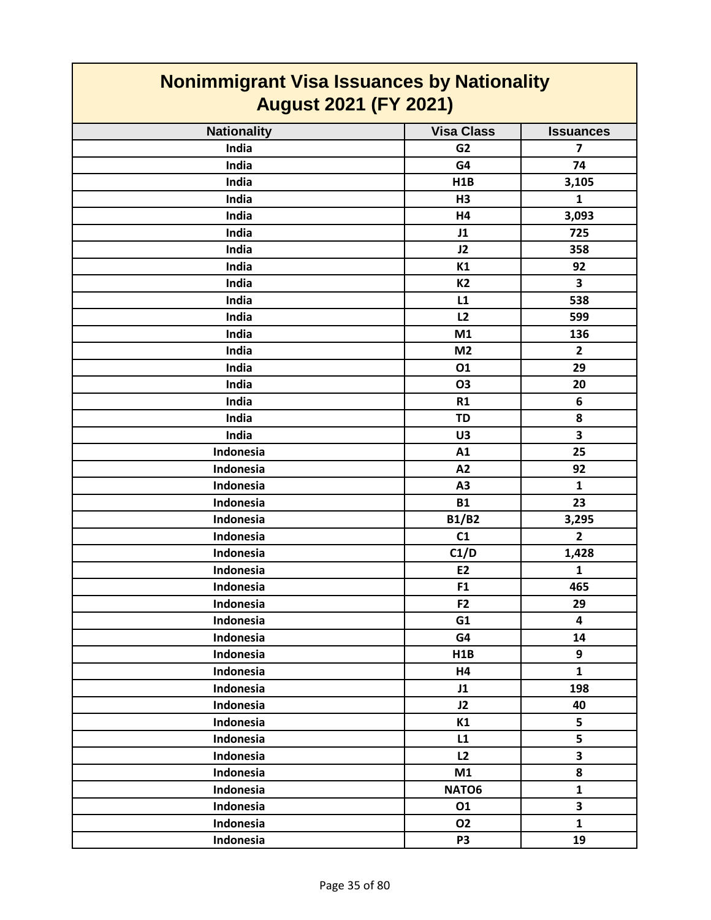# Nonimmigrant Visa Issuances by Nationality
## August 2021 (FY 2021)

| Nationality | Visa Class | Issuances |
|---|---|---|
| India | G2 | 7 |
| India | G4 | 74 |
| India | H1B | 3,105 |
| India | H3 | 1 |
| India | H4 | 3,093 |
| India | J1 | 725 |
| India | J2 | 358 |
| India | K1 | 92 |
| India | K2 | 3 |
| India | L1 | 538 |
| India | L2 | 599 |
| India | M1 | 136 |
| India | M2 | 2 |
| India | O1 | 29 |
| India | O3 | 20 |
| India | R1 | 6 |
| India | TD | 8 |
| India | U3 | 3 |
| Indonesia | A1 | 25 |
| Indonesia | A2 | 92 |
| Indonesia | A3 | 1 |
| Indonesia | B1 | 23 |
| Indonesia | B1/B2 | 3,295 |
| Indonesia | C1 | 2 |
| Indonesia | C1/D | 1,428 |
| Indonesia | E2 | 1 |
| Indonesia | F1 | 465 |
| Indonesia | F2 | 29 |
| Indonesia | G1 | 4 |
| Indonesia | G4 | 14 |
| Indonesia | H1B | 9 |
| Indonesia | H4 | 1 |
| Indonesia | J1 | 198 |
| Indonesia | J2 | 40 |
| Indonesia | K1 | 5 |
| Indonesia | L1 | 5 |
| Indonesia | L2 | 3 |
| Indonesia | M1 | 8 |
| Indonesia | NATO6 | 1 |
| Indonesia | O1 | 3 |
| Indonesia | O2 | 1 |
| Indonesia | P3 | 19 |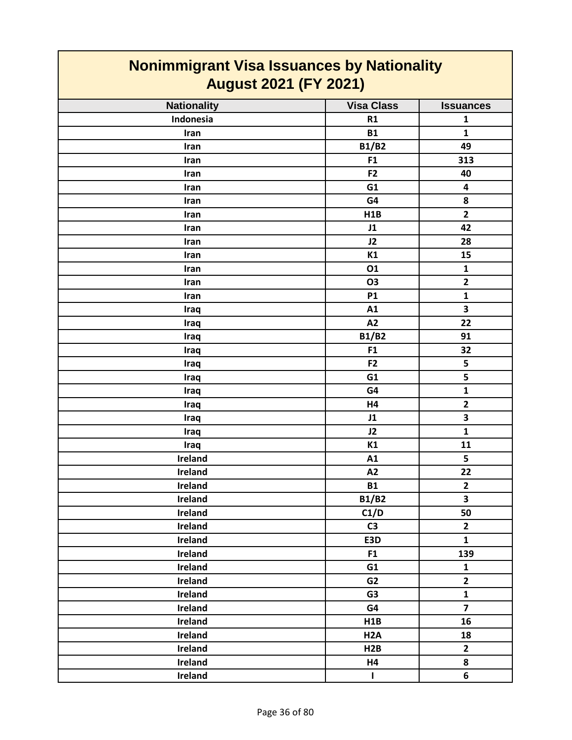# Nonimmigrant Visa Issuances by Nationality
## August 2021 (FY 2021)

| Nationality | Visa Class | Issuances |
|---|---|---|
| Indonesia | R1 | 1 |
| Iran | B1 | 1 |
| Iran | B1/B2 | 49 |
| Iran | F1 | 313 |
| Iran | F2 | 40 |
| Iran | G1 | 4 |
| Iran | G4 | 8 |
| Iran | H1B | 2 |
| Iran | J1 | 42 |
| Iran | J2 | 28 |
| Iran | K1 | 15 |
| Iran | O1 | 1 |
| Iran | O3 | 2 |
| Iran | P1 | 1 |
| Iraq | A1 | 3 |
| Iraq | A2 | 22 |
| Iraq | B1/B2 | 91 |
| Iraq | F1 | 32 |
| Iraq | F2 | 5 |
| Iraq | G1 | 5 |
| Iraq | G4 | 1 |
| Iraq | H4 | 2 |
| Iraq | J1 | 3 |
| Iraq | J2 | 1 |
| Iraq | K1 | 11 |
| Ireland | A1 | 5 |
| Ireland | A2 | 22 |
| Ireland | B1 | 2 |
| Ireland | B1/B2 | 3 |
| Ireland | C1/D | 50 |
| Ireland | C3 | 2 |
| Ireland | E3D | 1 |
| Ireland | F1 | 139 |
| Ireland | G1 | 1 |
| Ireland | G2 | 2 |
| Ireland | G3 | 1 |
| Ireland | G4 | 7 |
| Ireland | H1B | 16 |
| Ireland | H2A | 18 |
| Ireland | H2B | 2 |
| Ireland | H4 | 8 |
| Ireland | I | 6 |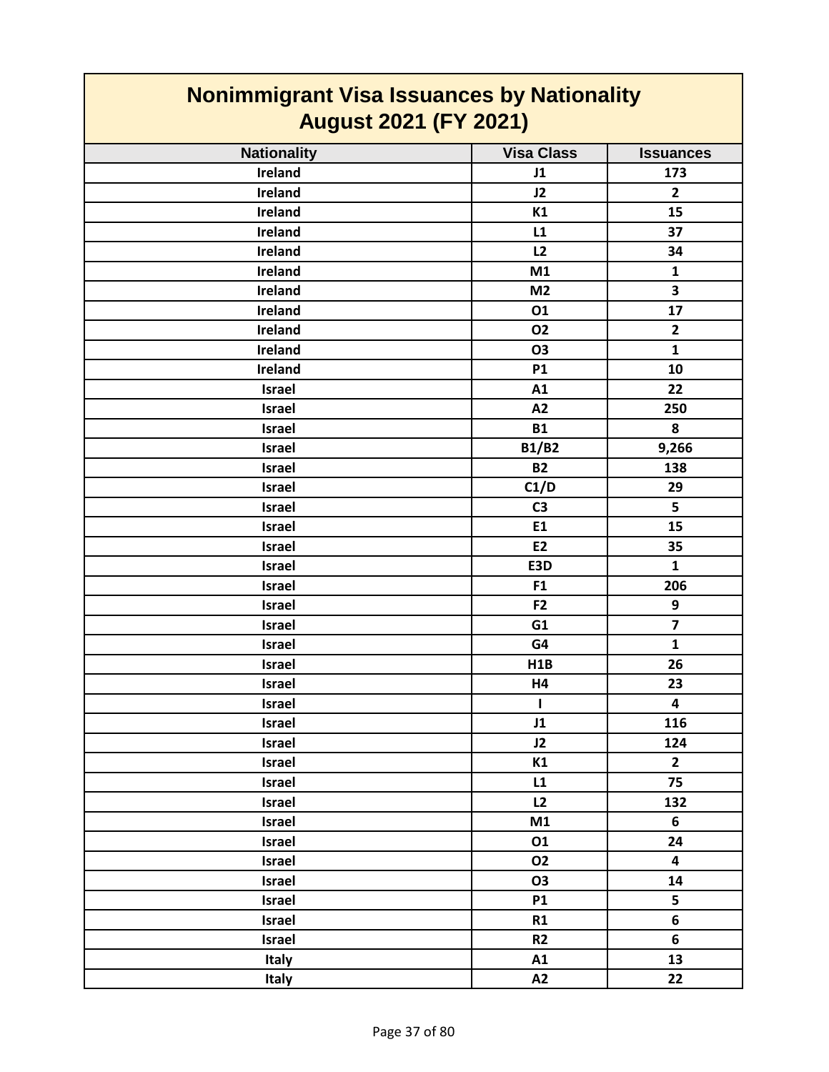# Nonimmigrant Visa Issuances by Nationality
## August 2021 (FY 2021)

| Nationality | Visa Class | Issuances |
|---|---|---|
| Ireland | J1 | 173 |
| Ireland | J2 | 2 |
| Ireland | K1 | 15 |
| Ireland | L1 | 37 |
| Ireland | L2 | 34 |
| Ireland | M1 | 1 |
| Ireland | M2 | 3 |
| Ireland | O1 | 17 |
| Ireland | O2 | 2 |
| Ireland | O3 | 1 |
| Ireland | P1 | 10 |
| Israel | A1 | 22 |
| Israel | A2 | 250 |
| Israel | B1 | 8 |
| Israel | B1/B2 | 9,266 |
| Israel | B2 | 138 |
| Israel | C1/D | 29 |
| Israel | C3 | 5 |
| Israel | E1 | 15 |
| Israel | E2 | 35 |
| Israel | E3D | 1 |
| Israel | F1 | 206 |
| Israel | F2 | 9 |
| Israel | G1 | 7 |
| Israel | G4 | 1 |
| Israel | H1B | 26 |
| Israel | H4 | 23 |
| Israel | I | 4 |
| Israel | J1 | 116 |
| Israel | J2 | 124 |
| Israel | K1 | 2 |
| Israel | L1 | 75 |
| Israel | L2 | 132 |
| Israel | M1 | 6 |
| Israel | O1 | 24 |
| Israel | O2 | 4 |
| Israel | O3 | 14 |
| Israel | P1 | 5 |
| Israel | R1 | 6 |
| Israel | R2 | 6 |
| Italy | A1 | 13 |
| Italy | A2 | 22 |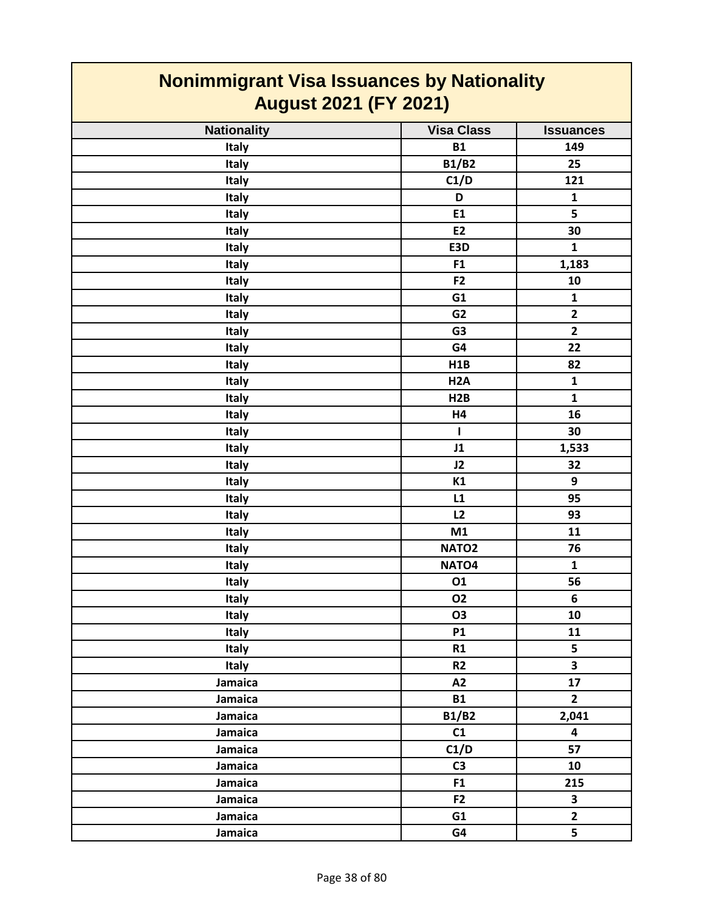# Nonimmigrant Visa Issuances by Nationality
## August 2021 (FY 2021)

| Nationality | Visa Class | Issuances |
|---|---|---|
| Italy | B1 | 149 |
| Italy | B1/B2 | 25 |
| Italy | C1/D | 121 |
| Italy | D | 1 |
| Italy | E1 | 5 |
| Italy | E2 | 30 |
| Italy | E3D | 1 |
| Italy | F1 | 1,183 |
| Italy | F2 | 10 |
| Italy | G1 | 1 |
| Italy | G2 | 2 |
| Italy | G3 | 2 |
| Italy | G4 | 22 |
| Italy | H1B | 82 |
| Italy | H2A | 1 |
| Italy | H2B | 1 |
| Italy | H4 | 16 |
| Italy | I | 30 |
| Italy | J1 | 1,533 |
| Italy | J2 | 32 |
| Italy | K1 | 9 |
| Italy | L1 | 95 |
| Italy | L2 | 93 |
| Italy | M1 | 11 |
| Italy | NATO2 | 76 |
| Italy | NATO4 | 1 |
| Italy | O1 | 56 |
| Italy | O2 | 6 |
| Italy | O3 | 10 |
| Italy | P1 | 11 |
| Italy | R1 | 5 |
| Italy | R2 | 3 |
| Jamaica | A2 | 17 |
| Jamaica | B1 | 2 |
| Jamaica | B1/B2 | 2,041 |
| Jamaica | C1 | 4 |
| Jamaica | C1/D | 57 |
| Jamaica | C3 | 10 |
| Jamaica | F1 | 215 |
| Jamaica | F2 | 3 |
| Jamaica | G1 | 2 |
| Jamaica | G4 | 5 |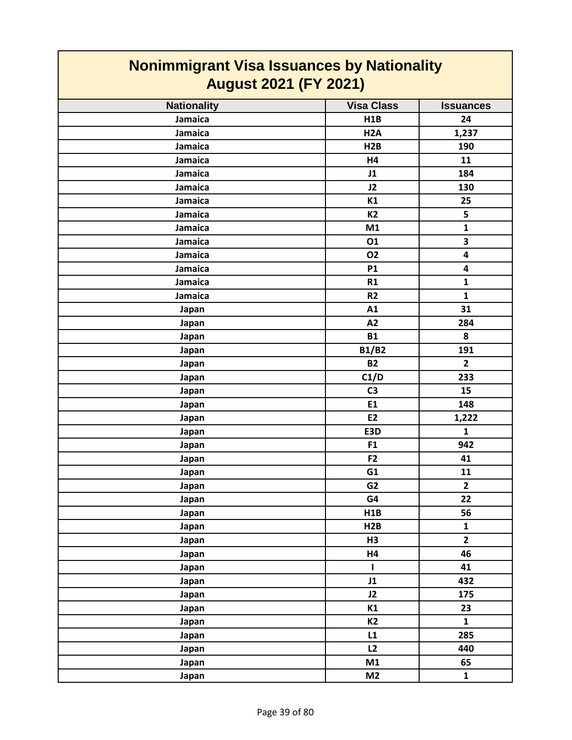# Nonimmigrant Visa Issuances by Nationality
## August 2021 (FY 2021)

| Nationality | Visa Class | Issuances |
|---|---|---|
| Jamaica | H1B | 24 |
| Jamaica | H2A | 1,237 |
| Jamaica | H2B | 190 |
| Jamaica | H4 | 11 |
| Jamaica | J1 | 184 |
| Jamaica | J2 | 130 |
| Jamaica | K1 | 25 |
| Jamaica | K2 | 5 |
| Jamaica | M1 | 1 |
| Jamaica | O1 | 3 |
| Jamaica | O2 | 4 |
| Jamaica | P1 | 4 |
| Jamaica | R1 | 1 |
| Jamaica | R2 | 1 |
| Japan | A1 | 31 |
| Japan | A2 | 284 |
| Japan | B1 | 8 |
| Japan | B1/B2 | 191 |
| Japan | B2 | 2 |
| Japan | C1/D | 233 |
| Japan | C3 | 15 |
| Japan | E1 | 148 |
| Japan | E2 | 1,222 |
| Japan | E3D | 1 |
| Japan | F1 | 942 |
| Japan | F2 | 41 |
| Japan | G1 | 11 |
| Japan | G2 | 2 |
| Japan | G4 | 22 |
| Japan | H1B | 56 |
| Japan | H2B | 1 |
| Japan | H3 | 2 |
| Japan | H4 | 46 |
| Japan | I | 41 |
| Japan | J1 | 432 |
| Japan | J2 | 175 |
| Japan | K1 | 23 |
| Japan | K2 | 1 |
| Japan | L1 | 285 |
| Japan | L2 | 440 |
| Japan | M1 | 65 |
| Japan | M2 | 1 |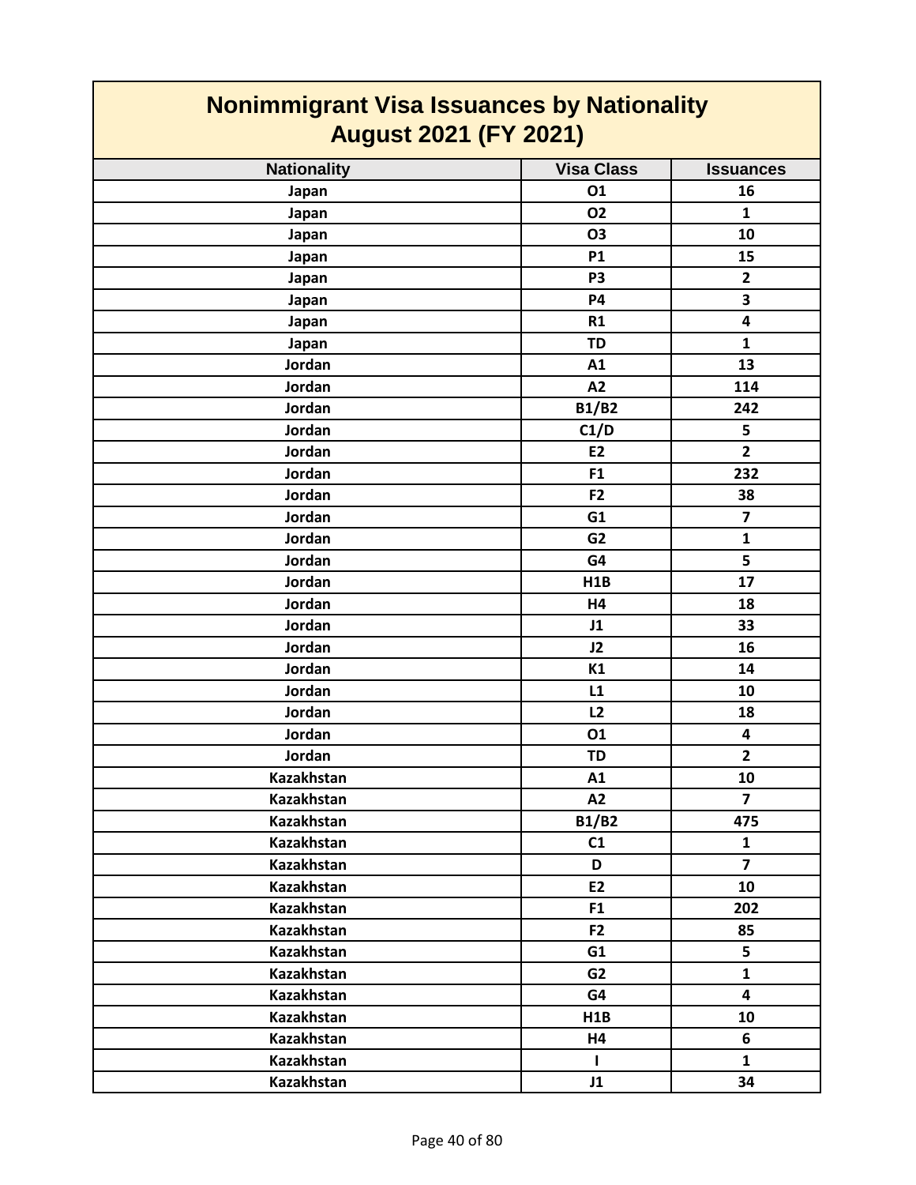# Nonimmigrant Visa Issuances by Nationality
## August 2021 (FY 2021)

| Nationality | Visa Class | Issuances |
|---|---|---|
| Japan | O1 | 16 |
| Japan | O2 | 1 |
| Japan | O3 | 10 |
| Japan | P1 | 15 |
| Japan | P3 | 2 |
| Japan | P4 | 3 |
| Japan | R1 | 4 |
| Japan | TD | 1 |
| Jordan | A1 | 13 |
| Jordan | A2 | 114 |
| Jordan | B1/B2 | 242 |
| Jordan | C1/D | 5 |
| Jordan | E2 | 2 |
| Jordan | F1 | 232 |
| Jordan | F2 | 38 |
| Jordan | G1 | 7 |
| Jordan | G2 | 1 |
| Jordan | G4 | 5 |
| Jordan | H1B | 17 |
| Jordan | H4 | 18 |
| Jordan | J1 | 33 |
| Jordan | J2 | 16 |
| Jordan | K1 | 14 |
| Jordan | L1 | 10 |
| Jordan | L2 | 18 |
| Jordan | O1 | 4 |
| Jordan | TD | 2 |
| Kazakhstan | A1 | 10 |
| Kazakhstan | A2 | 7 |
| Kazakhstan | B1/B2 | 475 |
| Kazakhstan | C1 | 1 |
| Kazakhstan | D | 7 |
| Kazakhstan | E2 | 10 |
| Kazakhstan | F1 | 202 |
| Kazakhstan | F2 | 85 |
| Kazakhstan | G1 | 5 |
| Kazakhstan | G2 | 1 |
| Kazakhstan | G4 | 4 |
| Kazakhstan | H1B | 10 |
| Kazakhstan | H4 | 6 |
| Kazakhstan | I | 1 |
| Kazakhstan | J1 | 34 |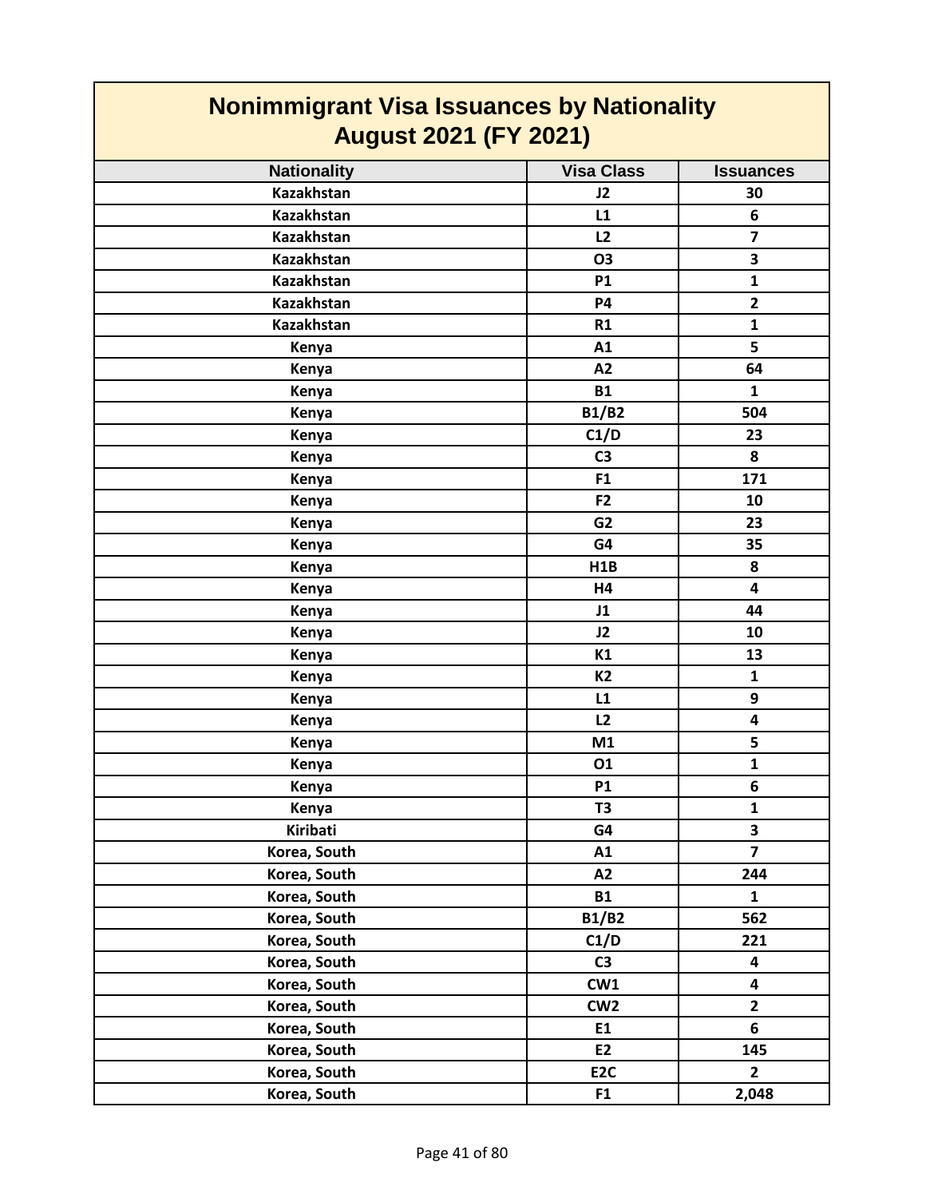# Nonimmigrant Visa Issuances by Nationality
## August 2021 (FY 2021)

| Nationality | Visa Class | Issuances |
|---|---|---|
| Kazakhstan | J2 | 30 |
| Kazakhstan | L1 | 6 |
| Kazakhstan | L2 | 7 |
| Kazakhstan | O3 | 3 |
| Kazakhstan | P1 | 1 |
| Kazakhstan | P4 | 2 |
| Kazakhstan | R1 | 1 |
| Kenya | A1 | 5 |
| Kenya | A2 | 64 |
| Kenya | B1 | 1 |
| Kenya | B1/B2 | 504 |
| Kenya | C1/D | 23 |
| Kenya | C3 | 8 |
| Kenya | F1 | 171 |
| Kenya | F2 | 10 |
| Kenya | G2 | 23 |
| Kenya | G4 | 35 |
| Kenya | H1B | 8 |
| Kenya | H4 | 4 |
| Kenya | J1 | 44 |
| Kenya | J2 | 10 |
| Kenya | K1 | 13 |
| Kenya | K2 | 1 |
| Kenya | L1 | 9 |
| Kenya | L2 | 4 |
| Kenya | M1 | 5 |
| Kenya | O1 | 1 |
| Kenya | P1 | 6 |
| Kenya | T3 | 1 |
| Kiribati | G4 | 3 |
| Korea, South | A1 | 7 |
| Korea, South | A2 | 244 |
| Korea, South | B1 | 1 |
| Korea, South | B1/B2 | 562 |
| Korea, South | C1/D | 221 |
| Korea, South | C3 | 4 |
| Korea, South | CW1 | 4 |
| Korea, South | CW2 | 2 |
| Korea, South | E1 | 6 |
| Korea, South | E2 | 145 |
| Korea, South | E2C | 2 |
| Korea, South | F1 | 2,048 |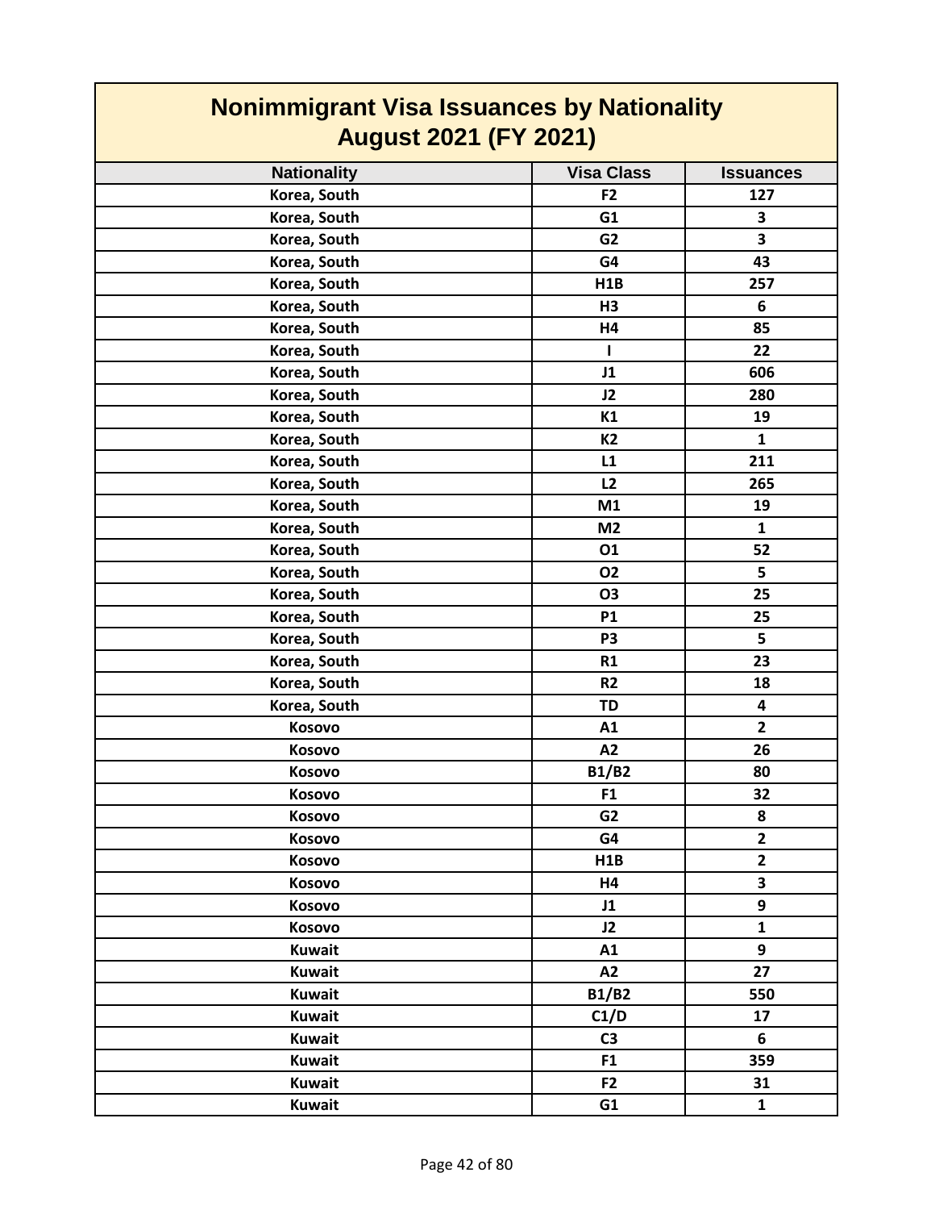# Nonimmigrant Visa Issuances by Nationality
## August 2021 (FY 2021)

| Nationality | Visa Class | Issuances |
|---|---|---|
| Korea, South | F2 | 127 |
| Korea, South | G1 | 3 |
| Korea, South | G2 | 3 |
| Korea, South | G4 | 43 |
| Korea, South | H1B | 257 |
| Korea, South | H3 | 6 |
| Korea, South | H4 | 85 |
| Korea, South | I | 22 |
| Korea, South | J1 | 606 |
| Korea, South | J2 | 280 |
| Korea, South | K1 | 19 |
| Korea, South | K2 | 1 |
| Korea, South | L1 | 211 |
| Korea, South | L2 | 265 |
| Korea, South | M1 | 19 |
| Korea, South | M2 | 1 |
| Korea, South | O1 | 52 |
| Korea, South | O2 | 5 |
| Korea, South | O3 | 25 |
| Korea, South | P1 | 25 |
| Korea, South | P3 | 5 |
| Korea, South | R1 | 23 |
| Korea, South | R2 | 18 |
| Korea, South | TD | 4 |
| Kosovo | A1 | 2 |
| Kosovo | A2 | 26 |
| Kosovo | B1/B2 | 80 |
| Kosovo | F1 | 32 |
| Kosovo | G2 | 8 |
| Kosovo | G4 | 2 |
| Kosovo | H1B | 2 |
| Kosovo | H4 | 3 |
| Kosovo | J1 | 9 |
| Kosovo | J2 | 1 |
| Kuwait | A1 | 9 |
| Kuwait | A2 | 27 |
| Kuwait | B1/B2 | 550 |
| Kuwait | C1/D | 17 |
| Kuwait | C3 | 6 |
| Kuwait | F1 | 359 |
| Kuwait | F2 | 31 |
| Kuwait | G1 | 1 |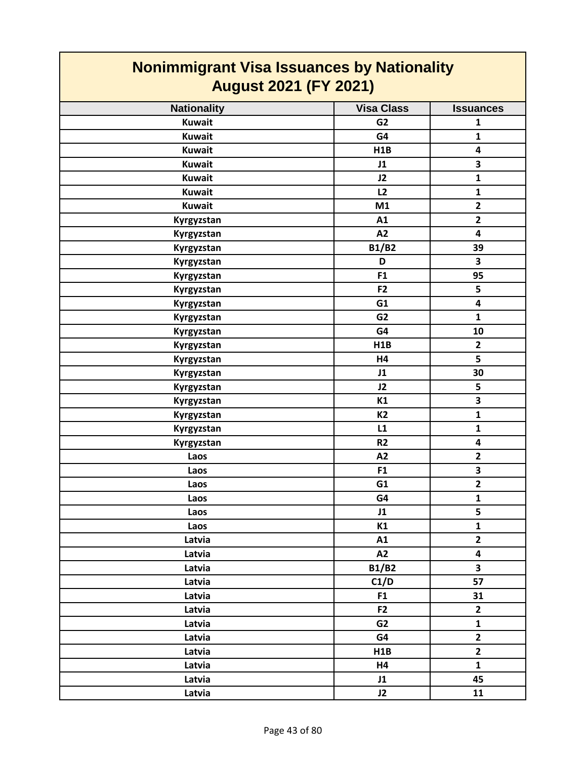# Nonimmigrant Visa Issuances by Nationality
## August 2021 (FY 2021)

| Nationality | Visa Class | Issuances |
|---|---|---|
| Kuwait | G2 | 1 |
| Kuwait | G4 | 1 |
| Kuwait | H1B | 4 |
| Kuwait | J1 | 3 |
| Kuwait | J2 | 1 |
| Kuwait | L2 | 1 |
| Kuwait | M1 | 2 |
| Kyrgyzstan | A1 | 2 |
| Kyrgyzstan | A2 | 4 |
| Kyrgyzstan | B1/B2 | 39 |
| Kyrgyzstan | D | 3 |
| Kyrgyzstan | F1 | 95 |
| Kyrgyzstan | F2 | 5 |
| Kyrgyzstan | G1 | 4 |
| Kyrgyzstan | G2 | 1 |
| Kyrgyzstan | G4 | 10 |
| Kyrgyzstan | H1B | 2 |
| Kyrgyzstan | H4 | 5 |
| Kyrgyzstan | J1 | 30 |
| Kyrgyzstan | J2 | 5 |
| Kyrgyzstan | K1 | 3 |
| Kyrgyzstan | K2 | 1 |
| Kyrgyzstan | L1 | 1 |
| Kyrgyzstan | R2 | 4 |
| Laos | A2 | 2 |
| Laos | F1 | 3 |
| Laos | G1 | 2 |
| Laos | G4 | 1 |
| Laos | J1 | 5 |
| Laos | K1 | 1 |
| Latvia | A1 | 2 |
| Latvia | A2 | 4 |
| Latvia | B1/B2 | 3 |
| Latvia | C1/D | 57 |
| Latvia | F1 | 31 |
| Latvia | F2 | 2 |
| Latvia | G2 | 1 |
| Latvia | G4 | 2 |
| Latvia | H1B | 2 |
| Latvia | H4 | 1 |
| Latvia | J1 | 45 |
| Latvia | J2 | 11 |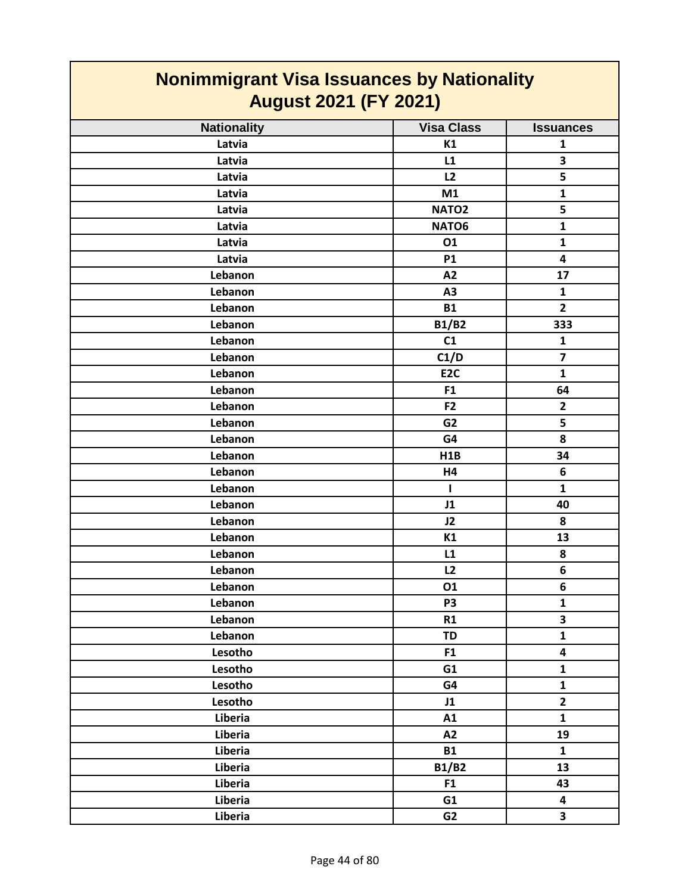# Nonimmigrant Visa Issuances by Nationality
## August 2021 (FY 2021)

| Nationality | Visa Class | Issuances |
|---|---|---|
| Latvia | K1 | 1 |
| Latvia | L1 | 3 |
| Latvia | L2 | 5 |
| Latvia | M1 | 1 |
| Latvia | NATO2 | 5 |
| Latvia | NATO6 | 1 |
| Latvia | O1 | 1 |
| Latvia | P1 | 4 |
| Lebanon | A2 | 17 |
| Lebanon | A3 | 1 |
| Lebanon | B1 | 2 |
| Lebanon | B1/B2 | 333 |
| Lebanon | C1 | 1 |
| Lebanon | C1/D | 7 |
| Lebanon | E2C | 1 |
| Lebanon | F1 | 64 |
| Lebanon | F2 | 2 |
| Lebanon | G2 | 5 |
| Lebanon | G4 | 8 |
| Lebanon | H1B | 34 |
| Lebanon | H4 | 6 |
| Lebanon | I | 1 |
| Lebanon | J1 | 40 |
| Lebanon | J2 | 8 |
| Lebanon | K1 | 13 |
| Lebanon | L1 | 8 |
| Lebanon | L2 | 6 |
| Lebanon | O1 | 6 |
| Lebanon | P3 | 1 |
| Lebanon | R1 | 3 |
| Lebanon | TD | 1 |
| Lesotho | F1 | 4 |
| Lesotho | G1 | 1 |
| Lesotho | G4 | 1 |
| Lesotho | J1 | 2 |
| Liberia | A1 | 1 |
| Liberia | A2 | 19 |
| Liberia | B1 | 1 |
| Liberia | B1/B2 | 13 |
| Liberia | F1 | 43 |
| Liberia | G1 | 4 |
| Liberia | G2 | 3 |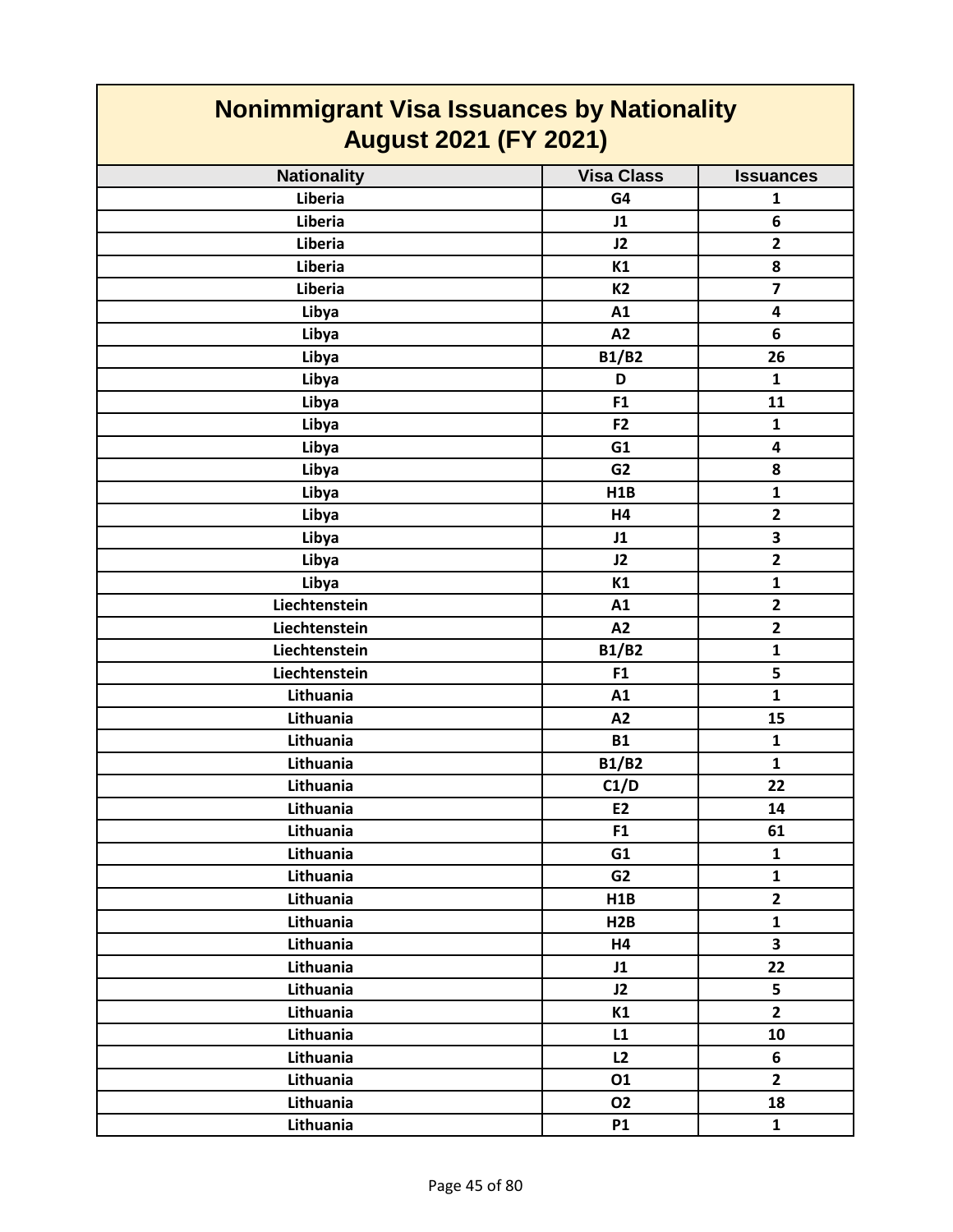# Nonimmigrant Visa Issuances by Nationality
## August 2021 (FY 2021)

| Nationality | Visa Class | Issuances |
|---|---|---|
| Liberia | G4 | 1 |
| Liberia | J1 | 6 |
| Liberia | J2 | 2 |
| Liberia | K1 | 8 |
| Liberia | K2 | 7 |
| Libya | A1 | 4 |
| Libya | A2 | 6 |
| Libya | B1/B2 | 26 |
| Libya | D | 1 |
| Libya | F1 | 11 |
| Libya | F2 | 1 |
| Libya | G1 | 4 |
| Libya | G2 | 8 |
| Libya | H1B | 1 |
| Libya | H4 | 2 |
| Libya | J1 | 3 |
| Libya | J2 | 2 |
| Libya | K1 | 1 |
| Liechtenstein | A1 | 2 |
| Liechtenstein | A2 | 2 |
| Liechtenstein | B1/B2 | 1 |
| Liechtenstein | F1 | 5 |
| Lithuania | A1 | 1 |
| Lithuania | A2 | 15 |
| Lithuania | B1 | 1 |
| Lithuania | B1/B2 | 1 |
| Lithuania | C1/D | 22 |
| Lithuania | E2 | 14 |
| Lithuania | F1 | 61 |
| Lithuania | G1 | 1 |
| Lithuania | G2 | 1 |
| Lithuania | H1B | 2 |
| Lithuania | H2B | 1 |
| Lithuania | H4 | 3 |
| Lithuania | J1 | 22 |
| Lithuania | J2 | 5 |
| Lithuania | K1 | 2 |
| Lithuania | L1 | 10 |
| Lithuania | L2 | 6 |
| Lithuania | O1 | 2 |
| Lithuania | O2 | 18 |
| Lithuania | P1 | 1 |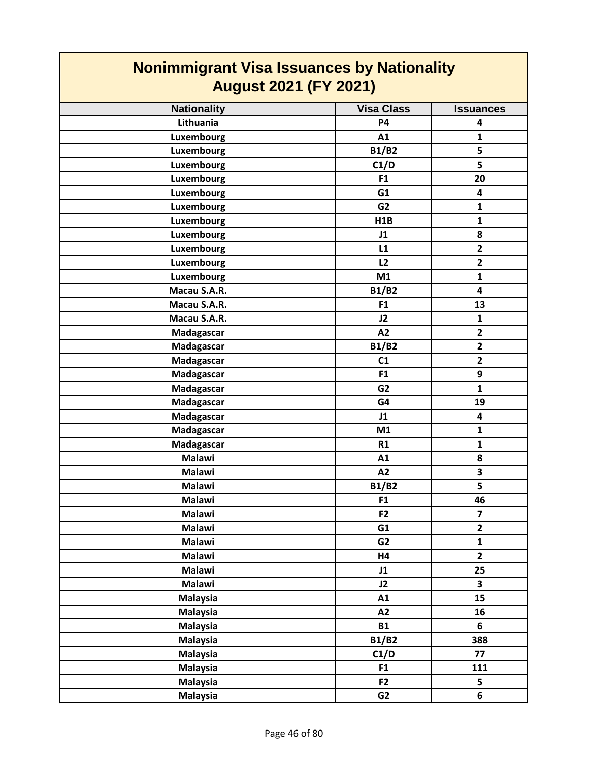# Nonimmigrant Visa Issuances by Nationality
## August 2021 (FY 2021)

| Nationality | Visa Class | Issuances |
|---|---|---|
| Lithuania | P4 | 4 |
| Luxembourg | A1 | 1 |
| Luxembourg | B1/B2 | 5 |
| Luxembourg | C1/D | 5 |
| Luxembourg | F1 | 20 |
| Luxembourg | G1 | 4 |
| Luxembourg | G2 | 1 |
| Luxembourg | H1B | 1 |
| Luxembourg | J1 | 8 |
| Luxembourg | L1 | 2 |
| Luxembourg | L2 | 2 |
| Luxembourg | M1 | 1 |
| Macau S.A.R. | B1/B2 | 4 |
| Macau S.A.R. | F1 | 13 |
| Macau S.A.R. | J2 | 1 |
| Madagascar | A2 | 2 |
| Madagascar | B1/B2 | 2 |
| Madagascar | C1 | 2 |
| Madagascar | F1 | 9 |
| Madagascar | G2 | 1 |
| Madagascar | G4 | 19 |
| Madagascar | J1 | 4 |
| Madagascar | M1 | 1 |
| Madagascar | R1 | 1 |
| Malawi | A1 | 8 |
| Malawi | A2 | 3 |
| Malawi | B1/B2 | 5 |
| Malawi | F1 | 46 |
| Malawi | F2 | 7 |
| Malawi | G1 | 2 |
| Malawi | G2 | 1 |
| Malawi | H4 | 2 |
| Malawi | J1 | 25 |
| Malawi | J2 | 3 |
| Malaysia | A1 | 15 |
| Malaysia | A2 | 16 |
| Malaysia | B1 | 6 |
| Malaysia | B1/B2 | 388 |
| Malaysia | C1/D | 77 |
| Malaysia | F1 | 111 |
| Malaysia | F2 | 5 |
| Malaysia | G2 | 6 |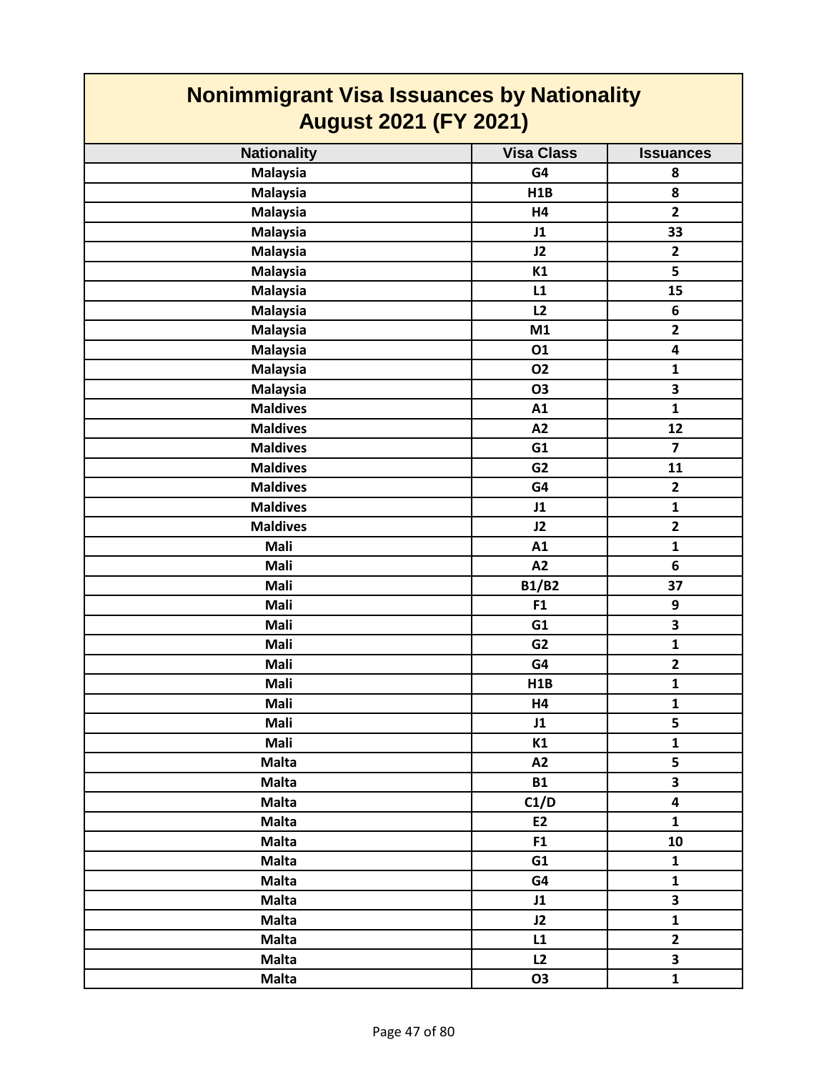# Nonimmigrant Visa Issuances by Nationality
## August 2021 (FY 2021)

| Nationality | Visa Class | Issuances |
|---|---|---|
| Malaysia | G4 | 8 |
| Malaysia | H1B | 8 |
| Malaysia | H4 | 2 |
| Malaysia | J1 | 33 |
| Malaysia | J2 | 2 |
| Malaysia | K1 | 5 |
| Malaysia | L1 | 15 |
| Malaysia | L2 | 6 |
| Malaysia | M1 | 2 |
| Malaysia | O1 | 4 |
| Malaysia | O2 | 1 |
| Malaysia | O3 | 3 |
| Maldives | A1 | 1 |
| Maldives | A2 | 12 |
| Maldives | G1 | 7 |
| Maldives | G2 | 11 |
| Maldives | G4 | 2 |
| Maldives | J1 | 1 |
| Maldives | J2 | 2 |
| Mali | A1 | 1 |
| Mali | A2 | 6 |
| Mali | B1/B2 | 37 |
| Mali | F1 | 9 |
| Mali | G1 | 3 |
| Mali | G2 | 1 |
| Mali | G4 | 2 |
| Mali | H1B | 1 |
| Mali | H4 | 1 |
| Mali | J1 | 5 |
| Mali | K1 | 1 |
| Malta | A2 | 5 |
| Malta | B1 | 3 |
| Malta | C1/D | 4 |
| Malta | E2 | 1 |
| Malta | F1 | 10 |
| Malta | G1 | 1 |
| Malta | G4 | 1 |
| Malta | J1 | 3 |
| Malta | J2 | 1 |
| Malta | L1 | 2 |
| Malta | L2 | 3 |
| Malta | O3 | 1 |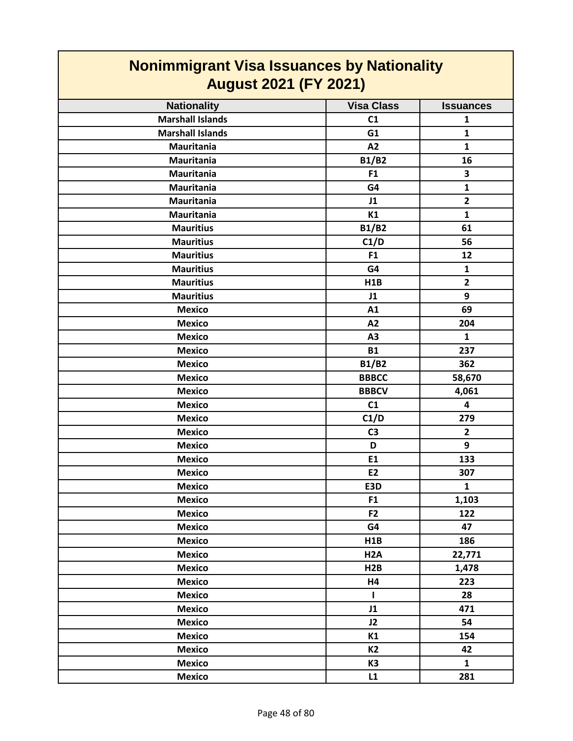# Nonimmigrant Visa Issuances by Nationality
## August 2021 (FY 2021)

| Nationality | Visa Class | Issuances |
|---|---|---|
| Marshall Islands | C1 | 1 |
| Marshall Islands | G1 | 1 |
| Mauritania | A2 | 1 |
| Mauritania | B1/B2 | 16 |
| Mauritania | F1 | 3 |
| Mauritania | G4 | 1 |
| Mauritania | J1 | 2 |
| Mauritania | K1 | 1 |
| Mauritius | B1/B2 | 61 |
| Mauritius | C1/D | 56 |
| Mauritius | F1 | 12 |
| Mauritius | G4 | 1 |
| Mauritius | H1B | 2 |
| Mauritius | J1 | 9 |
| Mexico | A1 | 69 |
| Mexico | A2 | 204 |
| Mexico | A3 | 1 |
| Mexico | B1 | 237 |
| Mexico | B1/B2 | 362 |
| Mexico | BBBCC | 58,670 |
| Mexico | BBBCV | 4,061 |
| Mexico | C1 | 4 |
| Mexico | C1/D | 279 |
| Mexico | C3 | 2 |
| Mexico | D | 9 |
| Mexico | E1 | 133 |
| Mexico | E2 | 307 |
| Mexico | E3D | 1 |
| Mexico | F1 | 1,103 |
| Mexico | F2 | 122 |
| Mexico | G4 | 47 |
| Mexico | H1B | 186 |
| Mexico | H2A | 22,771 |
| Mexico | H2B | 1,478 |
| Mexico | H4 | 223 |
| Mexico | I | 28 |
| Mexico | J1 | 471 |
| Mexico | J2 | 54 |
| Mexico | K1 | 154 |
| Mexico | K2 | 42 |
| Mexico | K3 | 1 |
| Mexico | L1 | 281 |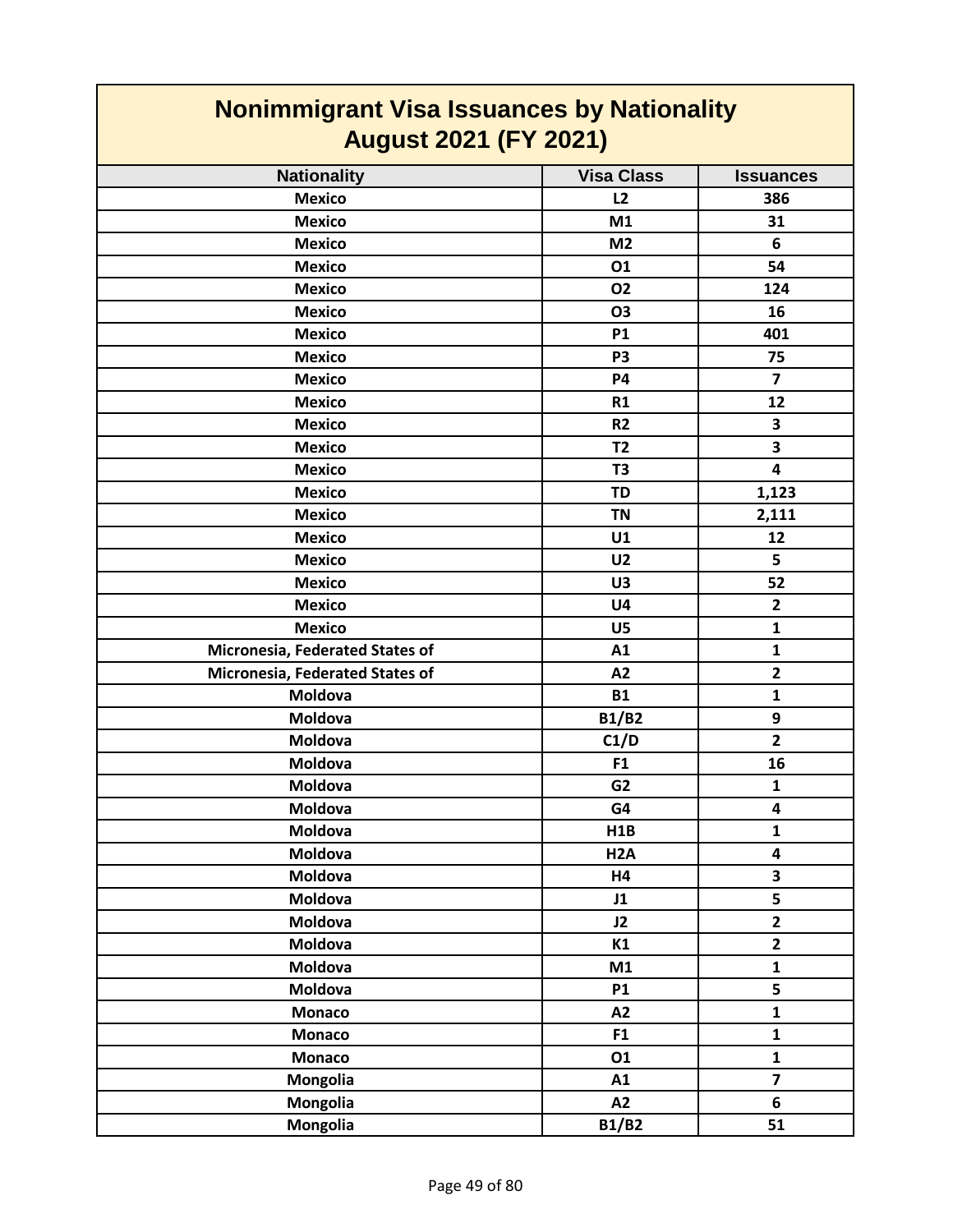# Nonimmigrant Visa Issuances by Nationality
## August 2021 (FY 2021)

| Nationality | Visa Class | Issuances |
|---|---|---|
| Mexico | L2 | 386 |
| Mexico | M1 | 31 |
| Mexico | M2 | 6 |
| Mexico | O1 | 54 |
| Mexico | O2 | 124 |
| Mexico | O3 | 16 |
| Mexico | P1 | 401 |
| Mexico | P3 | 75 |
| Mexico | P4 | 7 |
| Mexico | R1 | 12 |
| Mexico | R2 | 3 |
| Mexico | T2 | 3 |
| Mexico | T3 | 4 |
| Mexico | TD | 1,123 |
| Mexico | TN | 2,111 |
| Mexico | U1 | 12 |
| Mexico | U2 | 5 |
| Mexico | U3 | 52 |
| Mexico | U4 | 2 |
| Mexico | U5 | 1 |
| Micronesia, Federated States of | A1 | 1 |
| Micronesia, Federated States of | A2 | 2 |
| Moldova | B1 | 1 |
| Moldova | B1/B2 | 9 |
| Moldova | C1/D | 2 |
| Moldova | F1 | 16 |
| Moldova | G2 | 1 |
| Moldova | G4 | 4 |
| Moldova | H1B | 1 |
| Moldova | H2A | 4 |
| Moldova | H4 | 3 |
| Moldova | J1 | 5 |
| Moldova | J2 | 2 |
| Moldova | K1 | 2 |
| Moldova | M1 | 1 |
| Moldova | P1 | 5 |
| Monaco | A2 | 1 |
| Monaco | F1 | 1 |
| Monaco | O1 | 1 |
| Mongolia | A1 | 7 |
| Mongolia | A2 | 6 |
| Mongolia | B1/B2 | 51 |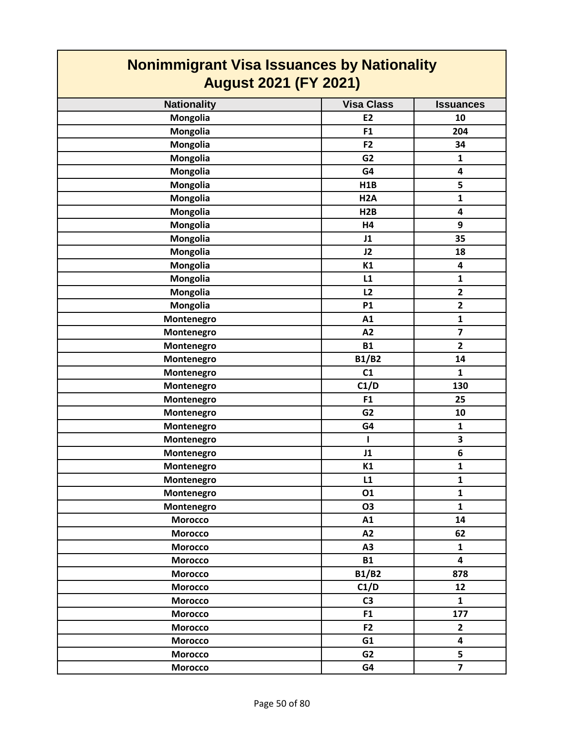# Nonimmigrant Visa Issuances by Nationality
## August 2021 (FY 2021)

| Nationality | Visa Class | Issuances |
| --- | --- | --- |
| Mongolia | E2 | 10 |
| Mongolia | F1 | 204 |
| Mongolia | F2 | 34 |
| Mongolia | G2 | 1 |
| Mongolia | G4 | 4 |
| Mongolia | H1B | 5 |
| Mongolia | H2A | 1 |
| Mongolia | H2B | 4 |
| Mongolia | H4 | 9 |
| Mongolia | J1 | 35 |
| Mongolia | J2 | 18 |
| Mongolia | K1 | 4 |
| Mongolia | L1 | 1 |
| Mongolia | L2 | 2 |
| Mongolia | P1 | 2 |
| Montenegro | A1 | 1 |
| Montenegro | A2 | 7 |
| Montenegro | B1 | 2 |
| Montenegro | B1/B2 | 14 |
| Montenegro | C1 | 1 |
| Montenegro | C1/D | 130 |
| Montenegro | F1 | 25 |
| Montenegro | G2 | 10 |
| Montenegro | G4 | 1 |
| Montenegro | I | 3 |
| Montenegro | J1 | 6 |
| Montenegro | K1 | 1 |
| Montenegro | L1 | 1 |
| Montenegro | O1 | 1 |
| Montenegro | O3 | 1 |
| Morocco | A1 | 14 |
| Morocco | A2 | 62 |
| Morocco | A3 | 1 |
| Morocco | B1 | 4 |
| Morocco | B1/B2 | 878 |
| Morocco | C1/D | 12 |
| Morocco | C3 | 1 |
| Morocco | F1 | 177 |
| Morocco | F2 | 2 |
| Morocco | G1 | 4 |
| Morocco | G2 | 5 |
| Morocco | G4 | 7 |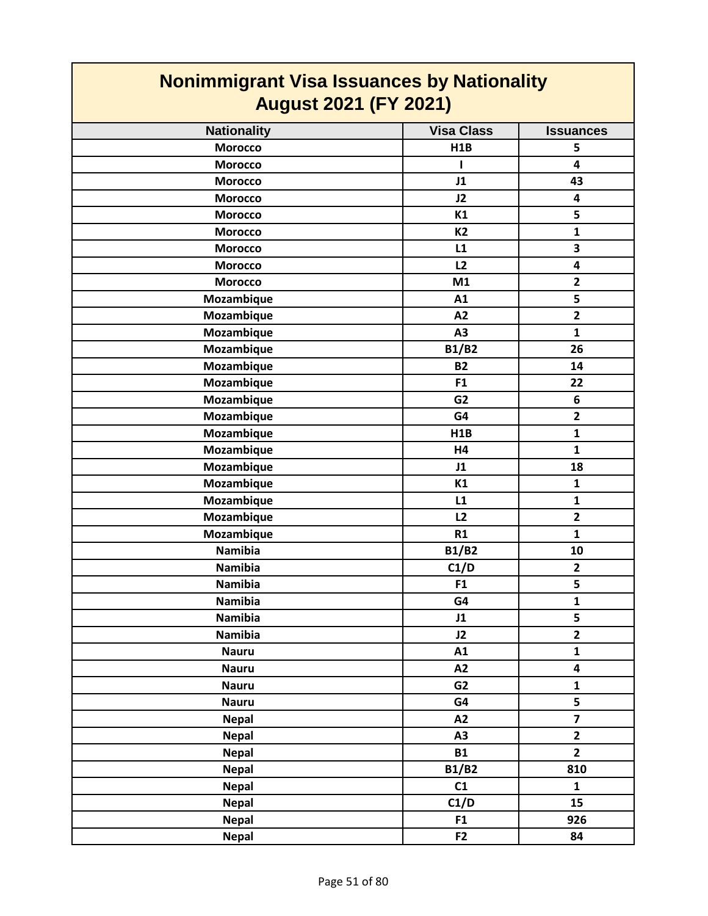# Nonimmigrant Visa Issuances by Nationality
## August 2021 (FY 2021)

| Nationality | Visa Class | Issuances |
|---|---|---|
| Morocco | H1B | 5 |
| Morocco | I | 4 |
| Morocco | J1 | 43 |
| Morocco | J2 | 4 |
| Morocco | K1 | 5 |
| Morocco | K2 | 1 |
| Morocco | L1 | 3 |
| Morocco | L2 | 4 |
| Morocco | M1 | 2 |
| Mozambique | A1 | 5 |
| Mozambique | A2 | 2 |
| Mozambique | A3 | 1 |
| Mozambique | B1/B2 | 26 |
| Mozambique | B2 | 14 |
| Mozambique | F1 | 22 |
| Mozambique | G2 | 6 |
| Mozambique | G4 | 2 |
| Mozambique | H1B | 1 |
| Mozambique | H4 | 1 |
| Mozambique | J1 | 18 |
| Mozambique | K1 | 1 |
| Mozambique | L1 | 1 |
| Mozambique | L2 | 2 |
| Mozambique | R1 | 1 |
| Namibia | B1/B2 | 10 |
| Namibia | C1/D | 2 |
| Namibia | F1 | 5 |
| Namibia | G4 | 1 |
| Namibia | J1 | 5 |
| Namibia | J2 | 2 |
| Nauru | A1 | 1 |
| Nauru | A2 | 4 |
| Nauru | G2 | 1 |
| Nauru | G4 | 5 |
| Nepal | A2 | 7 |
| Nepal | A3 | 2 |
| Nepal | B1 | 2 |
| Nepal | B1/B2 | 810 |
| Nepal | C1 | 1 |
| Nepal | C1/D | 15 |
| Nepal | F1 | 926 |
| Nepal | F2 | 84 |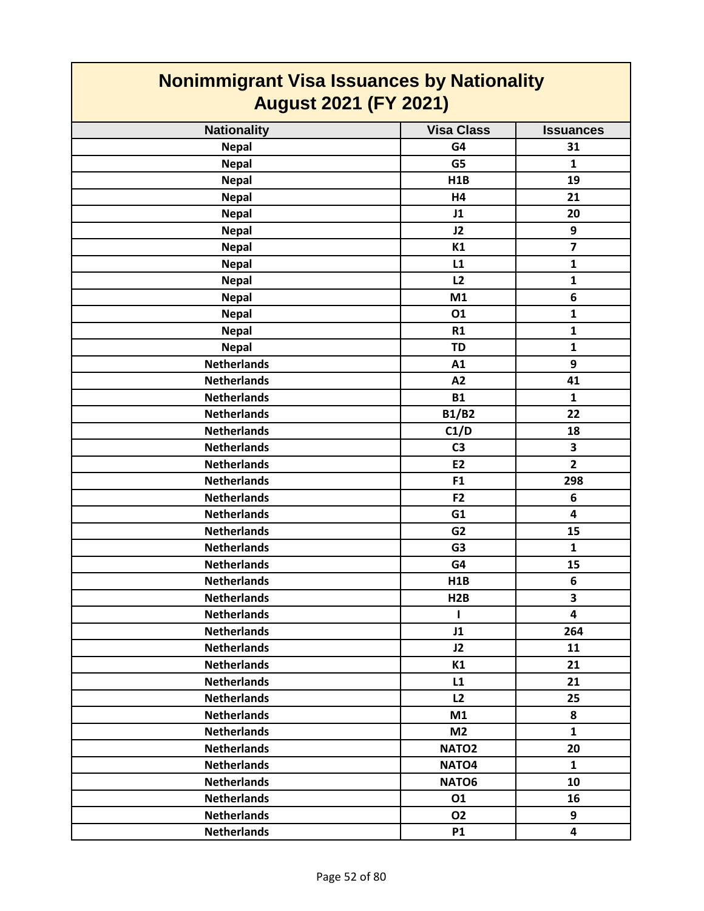# Nonimmigrant Visa Issuances by Nationality
## August 2021 (FY 2021)

| Nationality | Visa Class | Issuances |
|---|---|---|
| Nepal | G4 | 31 |
| Nepal | G5 | 1 |
| Nepal | H1B | 19 |
| Nepal | H4 | 21 |
| Nepal | J1 | 20 |
| Nepal | J2 | 9 |
| Nepal | K1 | 7 |
| Nepal | L1 | 1 |
| Nepal | L2 | 1 |
| Nepal | M1 | 6 |
| Nepal | O1 | 1 |
| Nepal | R1 | 1 |
| Nepal | TD | 1 |
| Netherlands | A1 | 9 |
| Netherlands | A2 | 41 |
| Netherlands | B1 | 1 |
| Netherlands | B1/B2 | 22 |
| Netherlands | C1/D | 18 |
| Netherlands | C3 | 3 |
| Netherlands | E2 | 2 |
| Netherlands | F1 | 298 |
| Netherlands | F2 | 6 |
| Netherlands | G1 | 4 |
| Netherlands | G2 | 15 |
| Netherlands | G3 | 1 |
| Netherlands | G4 | 15 |
| Netherlands | H1B | 6 |
| Netherlands | H2B | 3 |
| Netherlands | I | 4 |
| Netherlands | J1 | 264 |
| Netherlands | J2 | 11 |
| Netherlands | K1 | 21 |
| Netherlands | L1 | 21 |
| Netherlands | L2 | 25 |
| Netherlands | M1 | 8 |
| Netherlands | M2 | 1 |
| Netherlands | NATO2 | 20 |
| Netherlands | NATO4 | 1 |
| Netherlands | NATO6 | 10 |
| Netherlands | O1 | 16 |
| Netherlands | O2 | 9 |
| Netherlands | P1 | 4 |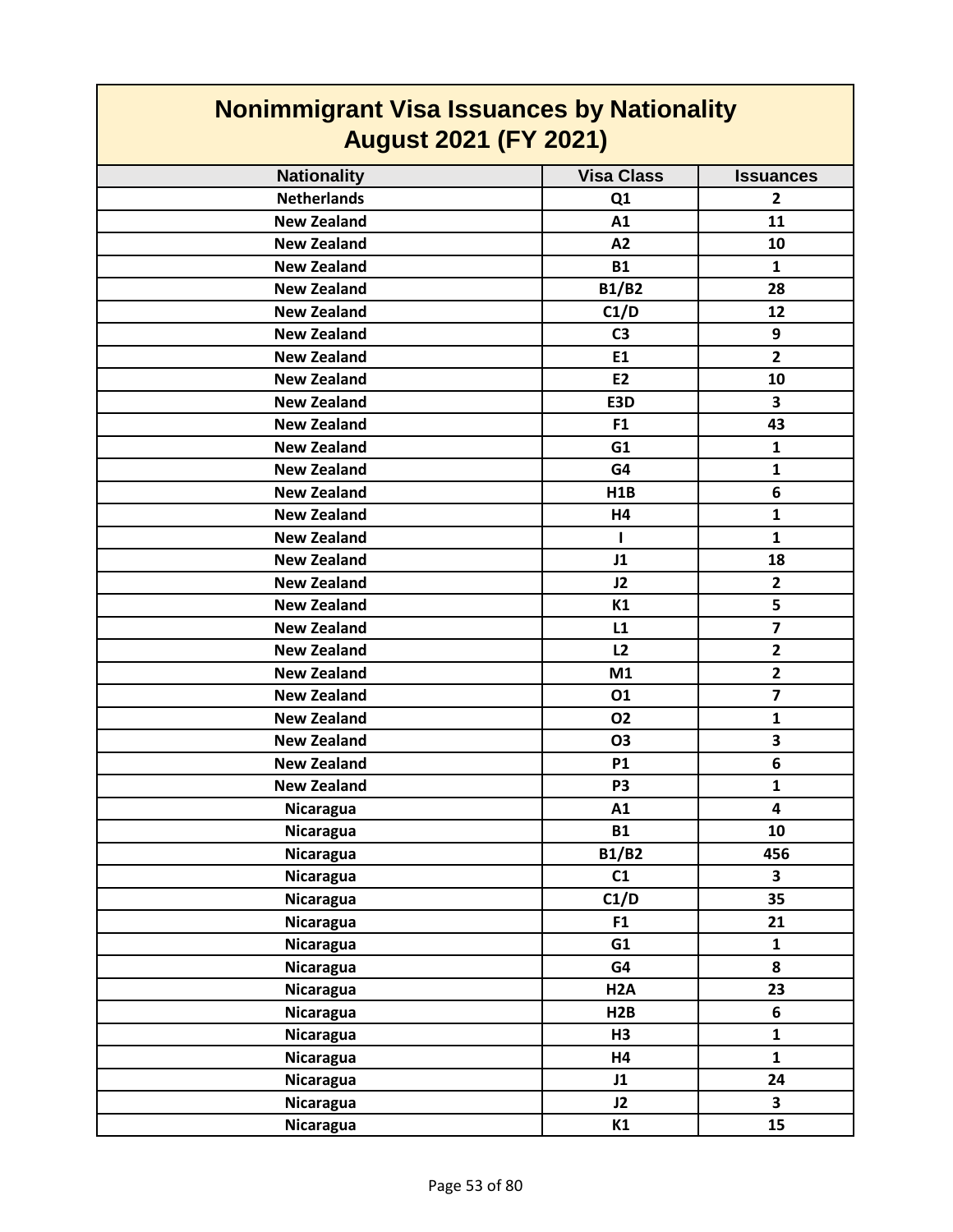# Nonimmigrant Visa Issuances by Nationality August 2021 (FY 2021)

| Nationality | Visa Class | Issuances |
|---|---|---|
| Netherlands | Q1 | 2 |
| New Zealand | A1 | 11 |
| New Zealand | A2 | 10 |
| New Zealand | B1 | 1 |
| New Zealand | B1/B2 | 28 |
| New Zealand | C1/D | 12 |
| New Zealand | C3 | 9 |
| New Zealand | E1 | 2 |
| New Zealand | E2 | 10 |
| New Zealand | E3D | 3 |
| New Zealand | F1 | 43 |
| New Zealand | G1 | 1 |
| New Zealand | G4 | 1 |
| New Zealand | H1B | 6 |
| New Zealand | H4 | 1 |
| New Zealand | I | 1 |
| New Zealand | J1 | 18 |
| New Zealand | J2 | 2 |
| New Zealand | K1 | 5 |
| New Zealand | L1 | 7 |
| New Zealand | L2 | 2 |
| New Zealand | M1 | 2 |
| New Zealand | O1 | 7 |
| New Zealand | O2 | 1 |
| New Zealand | O3 | 3 |
| New Zealand | P1 | 6 |
| New Zealand | P3 | 1 |
| Nicaragua | A1 | 4 |
| Nicaragua | B1 | 10 |
| Nicaragua | B1/B2 | 456 |
| Nicaragua | C1 | 3 |
| Nicaragua | C1/D | 35 |
| Nicaragua | F1 | 21 |
| Nicaragua | G1 | 1 |
| Nicaragua | G4 | 8 |
| Nicaragua | H2A | 23 |
| Nicaragua | H2B | 6 |
| Nicaragua | H3 | 1 |
| Nicaragua | H4 | 1 |
| Nicaragua | J1 | 24 |
| Nicaragua | J2 | 3 |
| Nicaragua | K1 | 15 |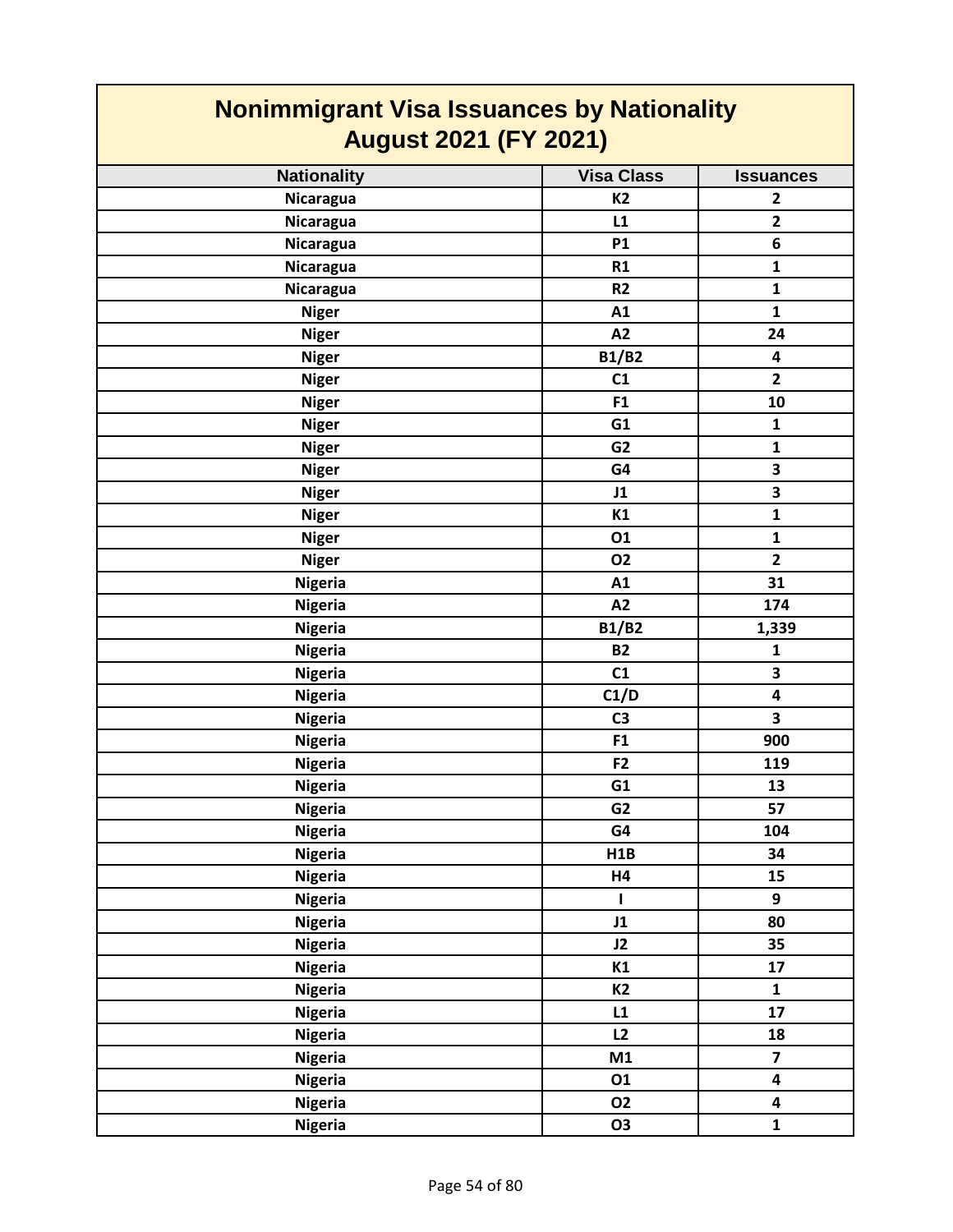## Nonimmigrant Visa Issuances by Nationality
## August 2021 (FY 2021)

| Nationality | Visa Class | Issuances |
|---|---|---|
| Nicaragua | K2 | 2 |
| Nicaragua | L1 | 2 |
| Nicaragua | P1 | 6 |
| Nicaragua | R1 | 1 |
| Nicaragua | R2 | 1 |
| Niger | A1 | 1 |
| Niger | A2 | 24 |
| Niger | B1/B2 | 4 |
| Niger | C1 | 2 |
| Niger | F1 | 10 |
| Niger | G1 | 1 |
| Niger | G2 | 1 |
| Niger | G4 | 3 |
| Niger | J1 | 3 |
| Niger | K1 | 1 |
| Niger | O1 | 1 |
| Niger | O2 | 2 |
| Nigeria | A1 | 31 |
| Nigeria | A2 | 174 |
| Nigeria | B1/B2 | 1,339 |
| Nigeria | B2 | 1 |
| Nigeria | C1 | 3 |
| Nigeria | C1/D | 4 |
| Nigeria | C3 | 3 |
| Nigeria | F1 | 900 |
| Nigeria | F2 | 119 |
| Nigeria | G1 | 13 |
| Nigeria | G2 | 57 |
| Nigeria | G4 | 104 |
| Nigeria | H1B | 34 |
| Nigeria | H4 | 15 |
| Nigeria | I | 9 |
| Nigeria | J1 | 80 |
| Nigeria | J2 | 35 |
| Nigeria | K1 | 17 |
| Nigeria | K2 | 1 |
| Nigeria | L1 | 17 |
| Nigeria | L2 | 18 |
| Nigeria | M1 | 7 |
| Nigeria | O1 | 4 |
| Nigeria | O2 | 4 |
| Nigeria | O3 | 1 |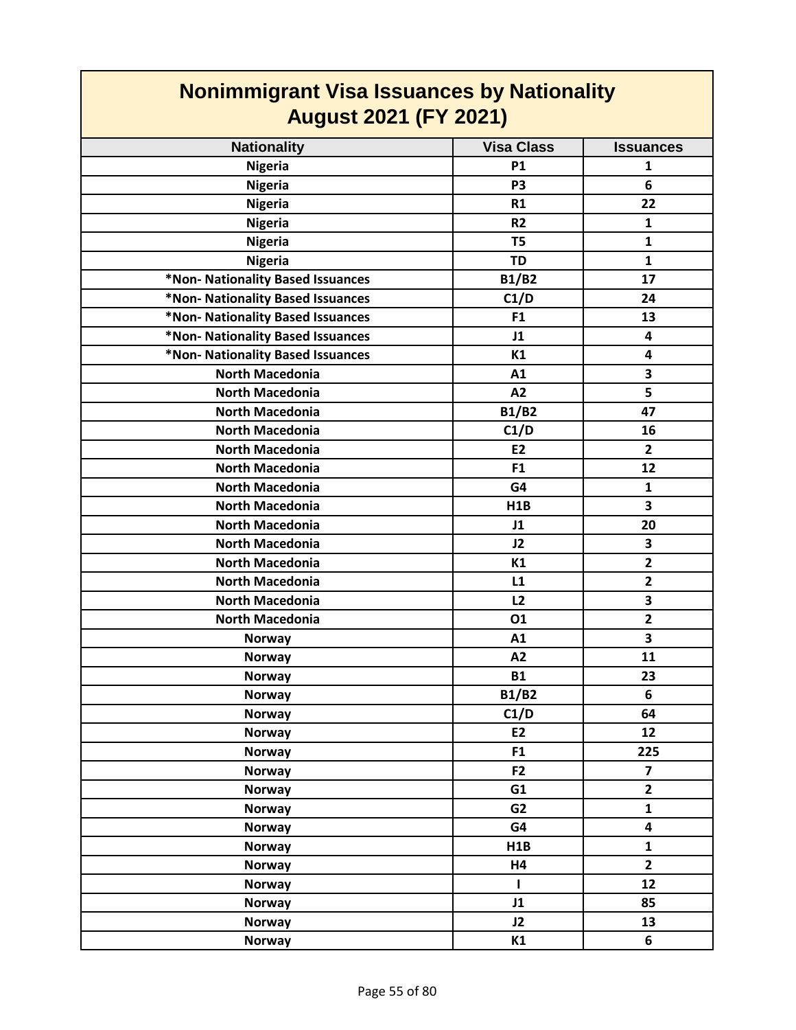# Nonimmigrant Visa Issuances by Nationality
## August 2021 (FY 2021)

| Nationality | Visa Class | Issuances |
|---|---|---|
| Nigeria | P1 | 1 |
| Nigeria | P3 | 6 |
| Nigeria | R1 | 22 |
| Nigeria | R2 | 1 |
| Nigeria | T5 | 1 |
| Nigeria | TD | 1 |
| *Non- Nationality Based Issuances | B1/B2 | 17 |
| *Non- Nationality Based Issuances | C1/D | 24 |
| *Non- Nationality Based Issuances | F1 | 13 |
| *Non- Nationality Based Issuances | J1 | 4 |
| *Non- Nationality Based Issuances | K1 | 4 |
| North Macedonia | A1 | 3 |
| North Macedonia | A2 | 5 |
| North Macedonia | B1/B2 | 47 |
| North Macedonia | C1/D | 16 |
| North Macedonia | E2 | 2 |
| North Macedonia | F1 | 12 |
| North Macedonia | G4 | 1 |
| North Macedonia | H1B | 3 |
| North Macedonia | J1 | 20 |
| North Macedonia | J2 | 3 |
| North Macedonia | K1 | 2 |
| North Macedonia | L1 | 2 |
| North Macedonia | L2 | 3 |
| North Macedonia | O1 | 2 |
| Norway | A1 | 3 |
| Norway | A2 | 11 |
| Norway | B1 | 23 |
| Norway | B1/B2 | 6 |
| Norway | C1/D | 64 |
| Norway | E2 | 12 |
| Norway | F1 | 225 |
| Norway | F2 | 7 |
| Norway | G1 | 2 |
| Norway | G2 | 1 |
| Norway | G4 | 4 |
| Norway | H1B | 1 |
| Norway | H4 | 2 |
| Norway | I | 12 |
| Norway | J1 | 85 |
| Norway | J2 | 13 |
| Norway | K1 | 6 |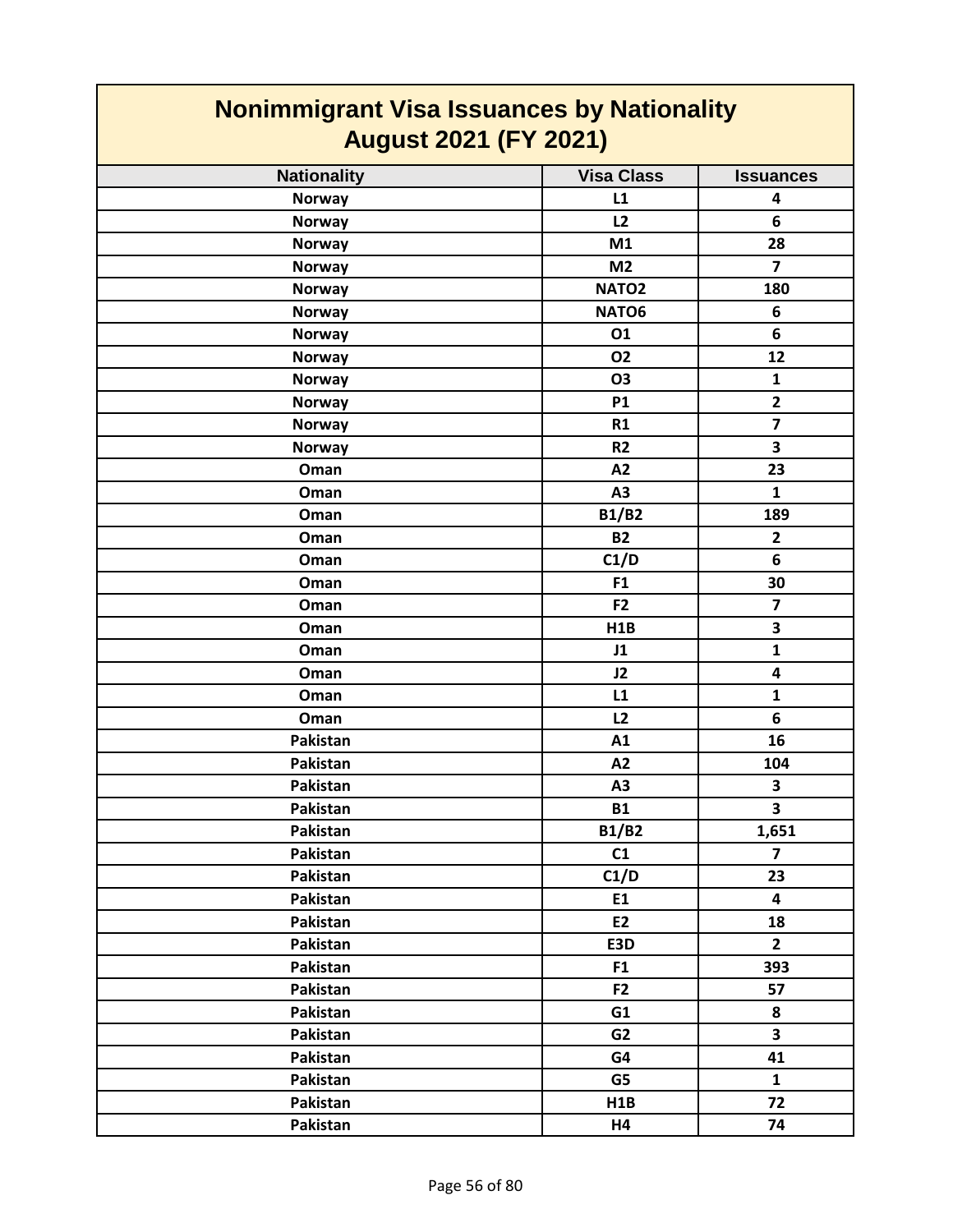# Nonimmigrant Visa Issuances by Nationality
## August 2021 (FY 2021)

| Nationality | Visa Class | Issuances |
|---|---|---|
| Norway | L1 | 4 |
| Norway | L2 | 6 |
| Norway | M1 | 28 |
| Norway | M2 | 7 |
| Norway | NATO2 | 180 |
| Norway | NATO6 | 6 |
| Norway | O1 | 6 |
| Norway | O2 | 12 |
| Norway | O3 | 1 |
| Norway | P1 | 2 |
| Norway | R1 | 7 |
| Norway | R2 | 3 |
| Oman | A2 | 23 |
| Oman | A3 | 1 |
| Oman | B1/B2 | 189 |
| Oman | B2 | 2 |
| Oman | C1/D | 6 |
| Oman | F1 | 30 |
| Oman | F2 | 7 |
| Oman | H1B | 3 |
| Oman | J1 | 1 |
| Oman | J2 | 4 |
| Oman | L1 | 1 |
| Oman | L2 | 6 |
| Pakistan | A1 | 16 |
| Pakistan | A2 | 104 |
| Pakistan | A3 | 3 |
| Pakistan | B1 | 3 |
| Pakistan | B1/B2 | 1,651 |
| Pakistan | C1 | 7 |
| Pakistan | C1/D | 23 |
| Pakistan | E1 | 4 |
| Pakistan | E2 | 18 |
| Pakistan | E3D | 2 |
| Pakistan | F1 | 393 |
| Pakistan | F2 | 57 |
| Pakistan | G1 | 8 |
| Pakistan | G2 | 3 |
| Pakistan | G4 | 41 |
| Pakistan | G5 | 1 |
| Pakistan | H1B | 72 |
| Pakistan | H4 | 74 |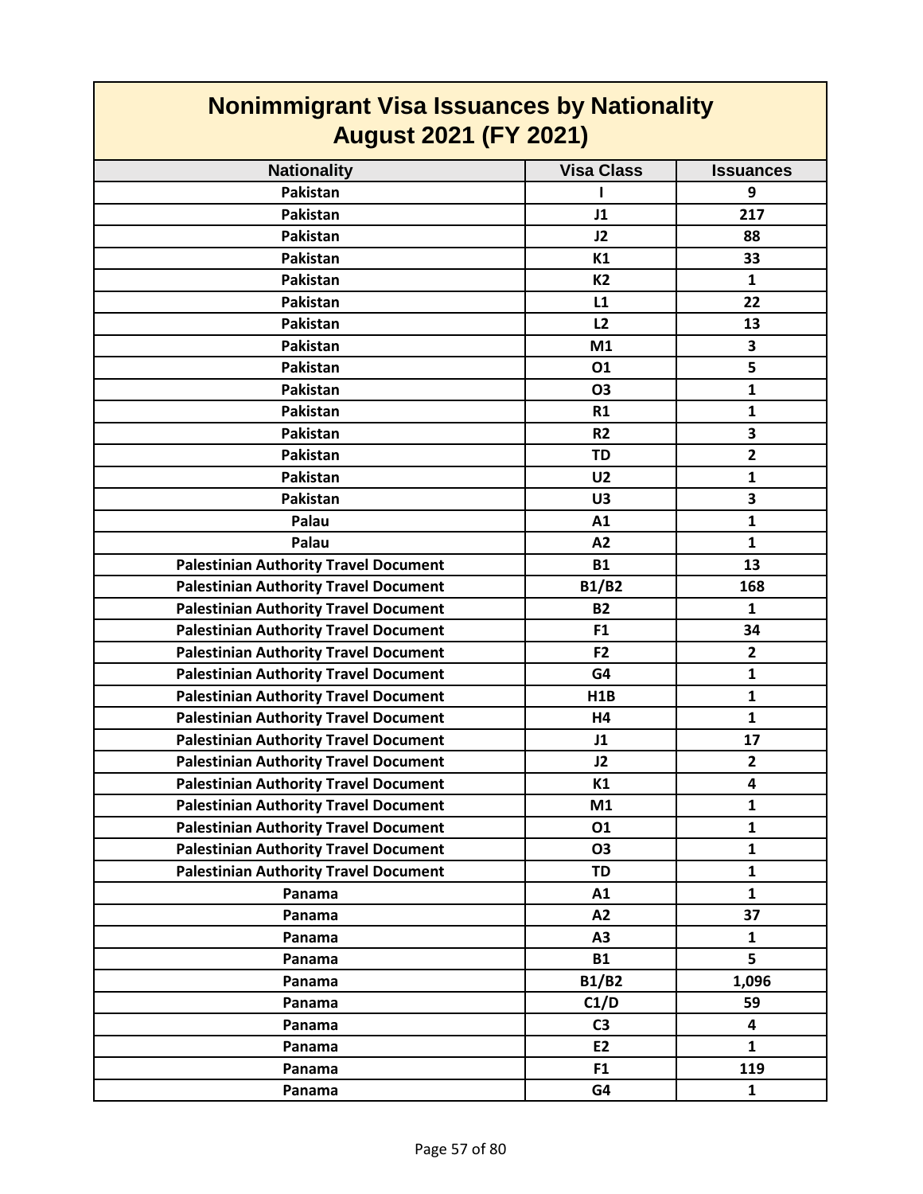# Nonimmigrant Visa Issuances by Nationality
## August 2021 (FY 2021)

| Nationality | Visa Class | Issuances |
|---|---|---|
| Pakistan | I | 9 |
| Pakistan | J1 | 217 |
| Pakistan | J2 | 88 |
| Pakistan | K1 | 33 |
| Pakistan | K2 | 1 |
| Pakistan | L1 | 22 |
| Pakistan | L2 | 13 |
| Pakistan | M1 | 3 |
| Pakistan | O1 | 5 |
| Pakistan | O3 | 1 |
| Pakistan | R1 | 1 |
| Pakistan | R2 | 3 |
| Pakistan | TD | 2 |
| Pakistan | U2 | 1 |
| Pakistan | U3 | 3 |
| Palau | A1 | 1 |
| Palau | A2 | 1 |
| Palestinian Authority Travel Document | B1 | 13 |
| Palestinian Authority Travel Document | B1/B2 | 168 |
| Palestinian Authority Travel Document | B2 | 1 |
| Palestinian Authority Travel Document | F1 | 34 |
| Palestinian Authority Travel Document | F2 | 2 |
| Palestinian Authority Travel Document | G4 | 1 |
| Palestinian Authority Travel Document | H1B | 1 |
| Palestinian Authority Travel Document | H4 | 1 |
| Palestinian Authority Travel Document | J1 | 17 |
| Palestinian Authority Travel Document | J2 | 2 |
| Palestinian Authority Travel Document | K1 | 4 |
| Palestinian Authority Travel Document | M1 | 1 |
| Palestinian Authority Travel Document | O1 | 1 |
| Palestinian Authority Travel Document | O3 | 1 |
| Palestinian Authority Travel Document | TD | 1 |
| Panama | A1 | 1 |
| Panama | A2 | 37 |
| Panama | A3 | 1 |
| Panama | B1 | 5 |
| Panama | B1/B2 | 1,096 |
| Panama | C1/D | 59 |
| Panama | C3 | 4 |
| Panama | E2 | 1 |
| Panama | F1 | 119 |
| Panama | G4 | 1 |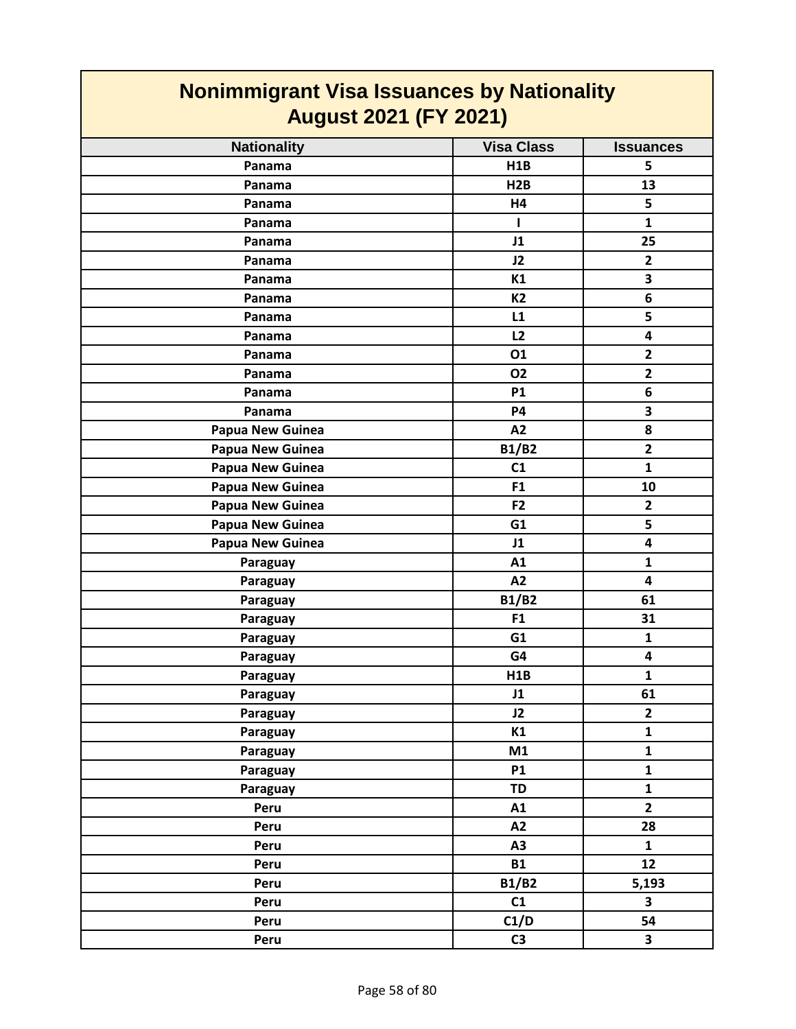# Nonimmigrant Visa Issuances by Nationality
## August 2021 (FY 2021)

| Nationality | Visa Class | Issuances |
|---|---|---|
| Panama | H1B | 5 |
| Panama | H2B | 13 |
| Panama | H4 | 5 |
| Panama | I | 1 |
| Panama | J1 | 25 |
| Panama | J2 | 2 |
| Panama | K1 | 3 |
| Panama | K2 | 6 |
| Panama | L1 | 5 |
| Panama | L2 | 4 |
| Panama | O1 | 2 |
| Panama | O2 | 2 |
| Panama | P1 | 6 |
| Panama | P4 | 3 |
| Papua New Guinea | A2 | 8 |
| Papua New Guinea | B1/B2 | 2 |
| Papua New Guinea | C1 | 1 |
| Papua New Guinea | F1 | 10 |
| Papua New Guinea | F2 | 2 |
| Papua New Guinea | G1 | 5 |
| Papua New Guinea | J1 | 4 |
| Paraguay | A1 | 1 |
| Paraguay | A2 | 4 |
| Paraguay | B1/B2 | 61 |
| Paraguay | F1 | 31 |
| Paraguay | G1 | 1 |
| Paraguay | G4 | 4 |
| Paraguay | H1B | 1 |
| Paraguay | J1 | 61 |
| Paraguay | J2 | 2 |
| Paraguay | K1 | 1 |
| Paraguay | M1 | 1 |
| Paraguay | P1 | 1 |
| Paraguay | TD | 1 |
| Peru | A1 | 2 |
| Peru | A2 | 28 |
| Peru | A3 | 1 |
| Peru | B1 | 12 |
| Peru | B1/B2 | 5,193 |
| Peru | C1 | 3 |
| Peru | C1/D | 54 |
| Peru | C3 | 3 |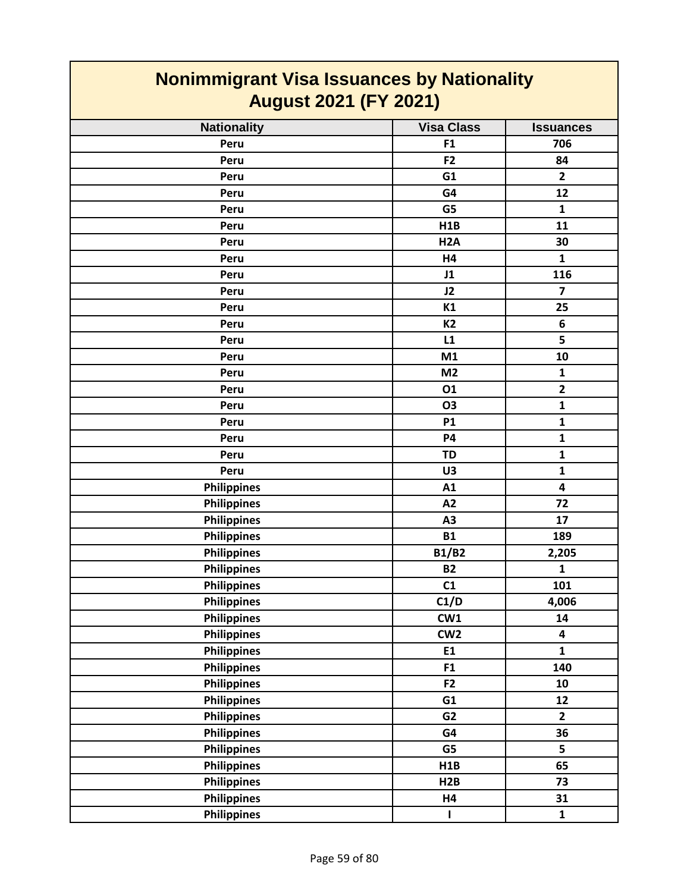# Nonimmigrant Visa Issuances by Nationality
## August 2021 (FY 2021)

| Nationality | Visa Class | Issuances |
|---|---|---|
| Peru | F1 | 706 |
| Peru | F2 | 84 |
| Peru | G1 | 2 |
| Peru | G4 | 12 |
| Peru | G5 | 1 |
| Peru | H1B | 11 |
| Peru | H2A | 30 |
| Peru | H4 | 1 |
| Peru | J1 | 116 |
| Peru | J2 | 7 |
| Peru | K1 | 25 |
| Peru | K2 | 6 |
| Peru | L1 | 5 |
| Peru | M1 | 10 |
| Peru | M2 | 1 |
| Peru | O1 | 2 |
| Peru | O3 | 1 |
| Peru | P1 | 1 |
| Peru | P4 | 1 |
| Peru | TD | 1 |
| Peru | U3 | 1 |
| Philippines | A1 | 4 |
| Philippines | A2 | 72 |
| Philippines | A3 | 17 |
| Philippines | B1 | 189 |
| Philippines | B1/B2 | 2,205 |
| Philippines | B2 | 1 |
| Philippines | C1 | 101 |
| Philippines | C1/D | 4,006 |
| Philippines | CW1 | 14 |
| Philippines | CW2 | 4 |
| Philippines | E1 | 1 |
| Philippines | F1 | 140 |
| Philippines | F2 | 10 |
| Philippines | G1 | 12 |
| Philippines | G2 | 2 |
| Philippines | G4 | 36 |
| Philippines | G5 | 5 |
| Philippines | H1B | 65 |
| Philippines | H2B | 73 |
| Philippines | H4 | 31 |
| Philippines | I | 1 |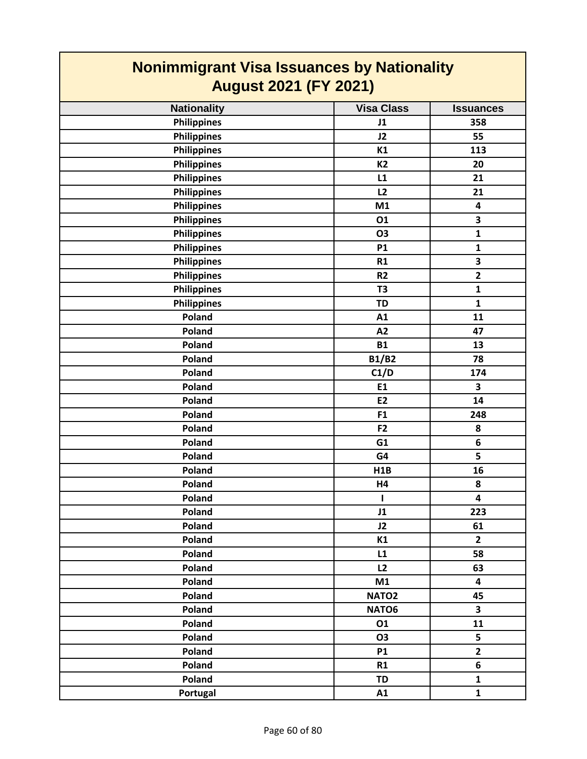## Nonimmigrant Visa Issuances by Nationality
## August 2021 (FY 2021)

| Nationality | Visa Class | Issuances |
|---|---|---|
| Philippines | J1 | 358 |
| Philippines | J2 | 55 |
| Philippines | K1 | 113 |
| Philippines | K2 | 20 |
| Philippines | L1 | 21 |
| Philippines | L2 | 21 |
| Philippines | M1 | 4 |
| Philippines | O1 | 3 |
| Philippines | O3 | 1 |
| Philippines | P1 | 1 |
| Philippines | R1 | 3 |
| Philippines | R2 | 2 |
| Philippines | T3 | 1 |
| Philippines | TD | 1 |
| Poland | A1 | 11 |
| Poland | A2 | 47 |
| Poland | B1 | 13 |
| Poland | B1/B2 | 78 |
| Poland | C1/D | 174 |
| Poland | E1 | 3 |
| Poland | E2 | 14 |
| Poland | F1 | 248 |
| Poland | F2 | 8 |
| Poland | G1 | 6 |
| Poland | G4 | 5 |
| Poland | H1B | 16 |
| Poland | H4 | 8 |
| Poland | I | 4 |
| Poland | J1 | 223 |
| Poland | J2 | 61 |
| Poland | K1 | 2 |
| Poland | L1 | 58 |
| Poland | L2 | 63 |
| Poland | M1 | 4 |
| Poland | NATO2 | 45 |
| Poland | NATO6 | 3 |
| Poland | O1 | 11 |
| Poland | O3 | 5 |
| Poland | P1 | 2 |
| Poland | R1 | 6 |
| Poland | TD | 1 |
| Portugal | A1 | 1 |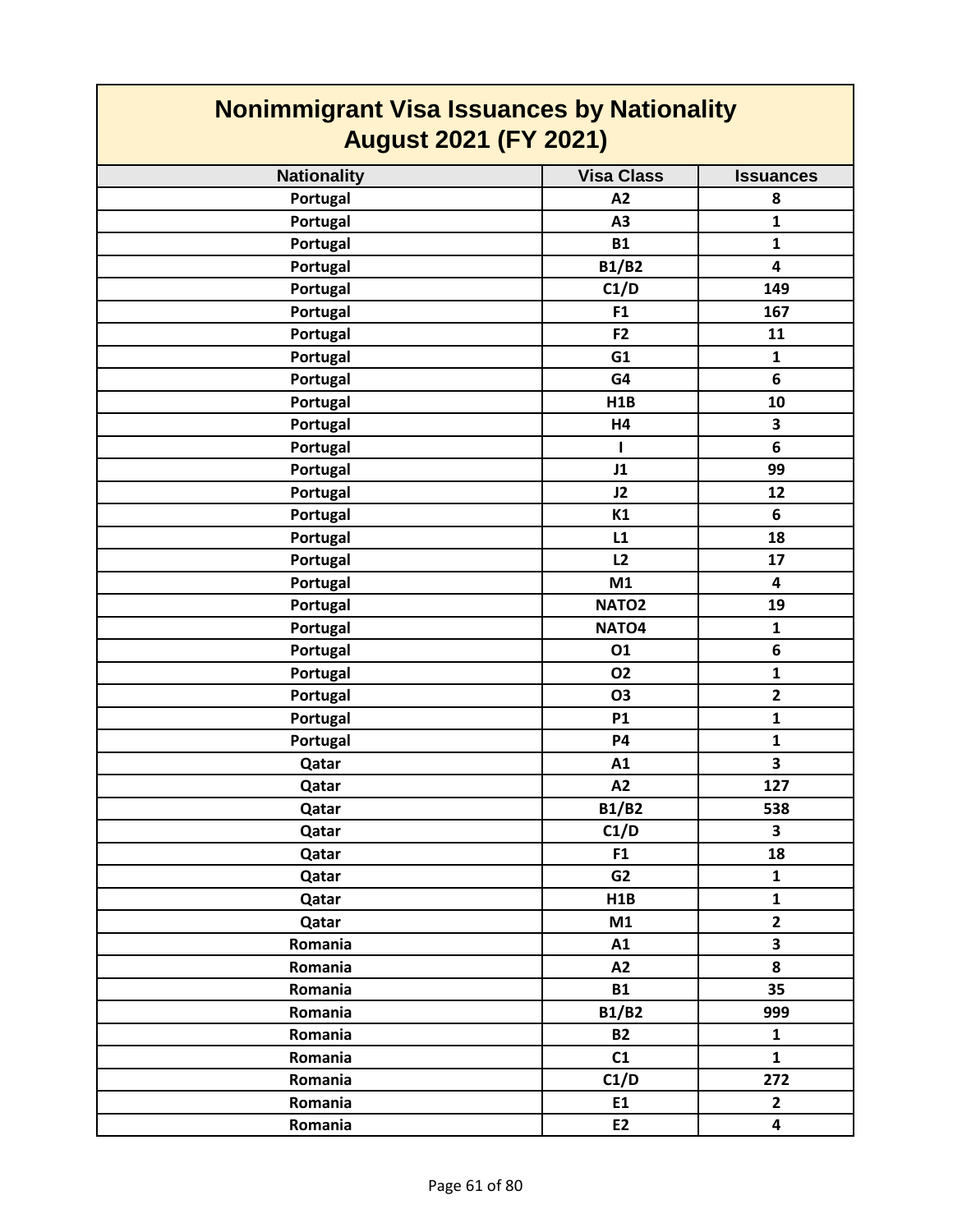# Nonimmigrant Visa Issuances by Nationality
## August 2021 (FY 2021)

| Nationality | Visa Class | Issuances |
|---|---|---|
| Portugal | A2 | 8 |
| Portugal | A3 | 1 |
| Portugal | B1 | 1 |
| Portugal | B1/B2 | 4 |
| Portugal | C1/D | 149 |
| Portugal | F1 | 167 |
| Portugal | F2 | 11 |
| Portugal | G1 | 1 |
| Portugal | G4 | 6 |
| Portugal | H1B | 10 |
| Portugal | H4 | 3 |
| Portugal | I | 6 |
| Portugal | J1 | 99 |
| Portugal | J2 | 12 |
| Portugal | K1 | 6 |
| Portugal | L1 | 18 |
| Portugal | L2 | 17 |
| Portugal | M1 | 4 |
| Portugal | NATO2 | 19 |
| Portugal | NATO4 | 1 |
| Portugal | O1 | 6 |
| Portugal | O2 | 1 |
| Portugal | O3 | 2 |
| Portugal | P1 | 1 |
| Portugal | P4 | 1 |
| Qatar | A1 | 3 |
| Qatar | A2 | 127 |
| Qatar | B1/B2 | 538 |
| Qatar | C1/D | 3 |
| Qatar | F1 | 18 |
| Qatar | G2 | 1 |
| Qatar | H1B | 1 |
| Qatar | M1 | 2 |
| Romania | A1 | 3 |
| Romania | A2 | 8 |
| Romania | B1 | 35 |
| Romania | B1/B2 | 999 |
| Romania | B2 | 1 |
| Romania | C1 | 1 |
| Romania | C1/D | 272 |
| Romania | E1 | 2 |
| Romania | E2 | 4 |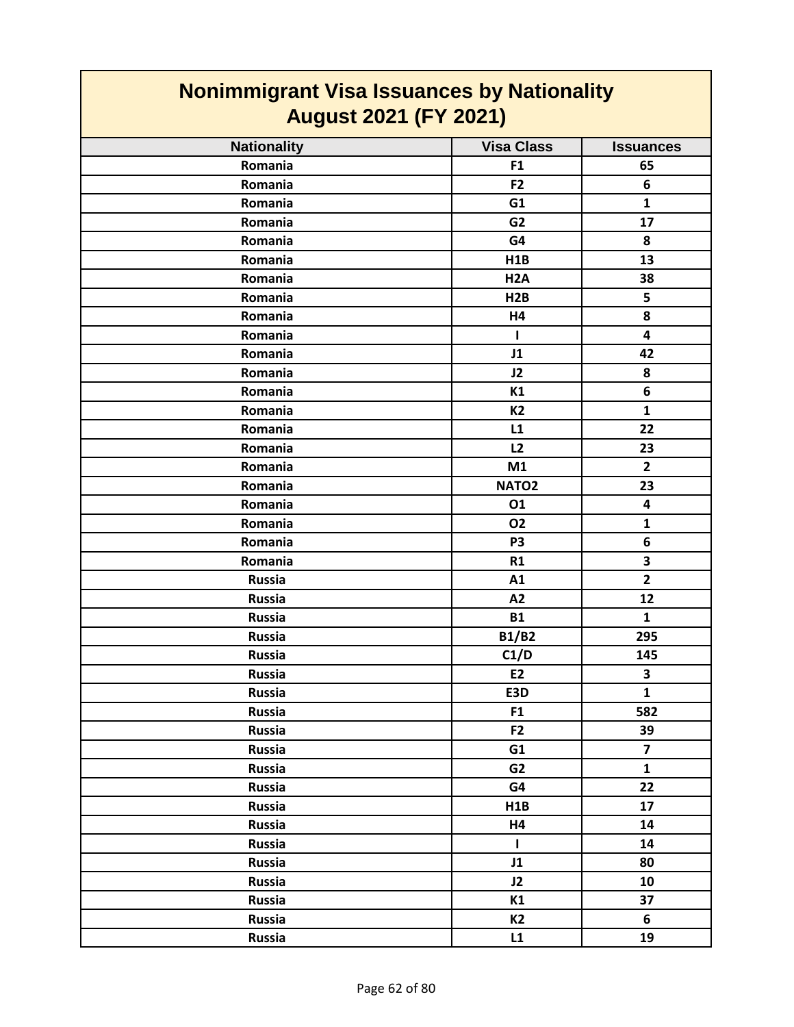# Nonimmigrant Visa Issuances by Nationality
## August 2021 (FY 2021)

| Nationality | Visa Class | Issuances |
|---|---|---|
| Romania | F1 | 65 |
| Romania | F2 | 6 |
| Romania | G1 | 1 |
| Romania | G2 | 17 |
| Romania | G4 | 8 |
| Romania | H1B | 13 |
| Romania | H2A | 38 |
| Romania | H2B | 5 |
| Romania | H4 | 8 |
| Romania | I | 4 |
| Romania | J1 | 42 |
| Romania | J2 | 8 |
| Romania | K1 | 6 |
| Romania | K2 | 1 |
| Romania | L1 | 22 |
| Romania | L2 | 23 |
| Romania | M1 | 2 |
| Romania | NATO2 | 23 |
| Romania | O1 | 4 |
| Romania | O2 | 1 |
| Romania | P3 | 6 |
| Romania | R1 | 3 |
| Russia | A1 | 2 |
| Russia | A2 | 12 |
| Russia | B1 | 1 |
| Russia | B1/B2 | 295 |
| Russia | C1/D | 145 |
| Russia | E2 | 3 |
| Russia | E3D | 1 |
| Russia | F1 | 582 |
| Russia | F2 | 39 |
| Russia | G1 | 7 |
| Russia | G2 | 1 |
| Russia | G4 | 22 |
| Russia | H1B | 17 |
| Russia | H4 | 14 |
| Russia | I | 14 |
| Russia | J1 | 80 |
| Russia | J2 | 10 |
| Russia | K1 | 37 |
| Russia | K2 | 6 |
| Russia | L1 | 19 |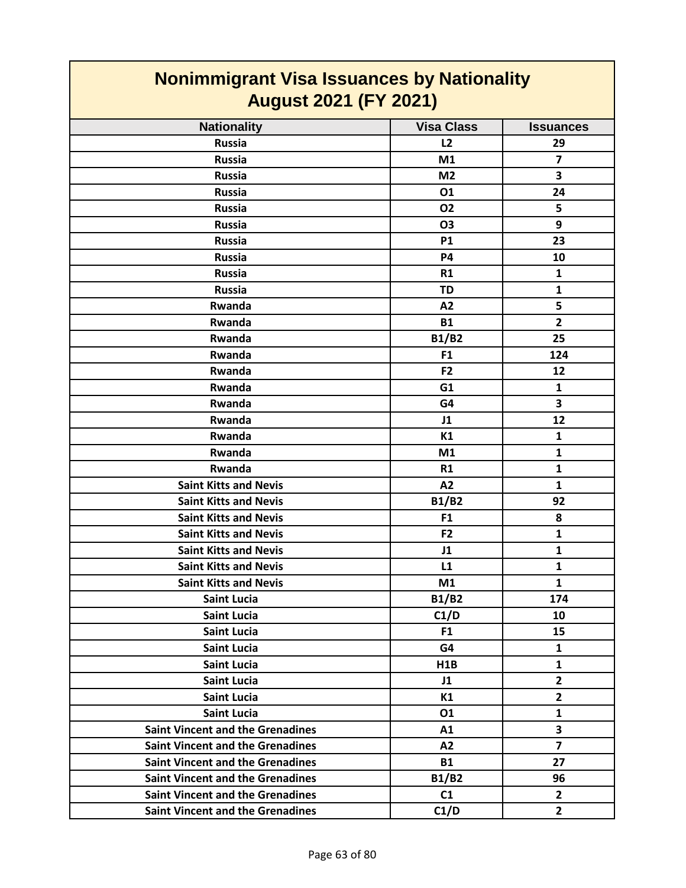# Nonimmigrant Visa Issuances by Nationality
## August 2021 (FY 2021)

| Nationality | Visa Class | Issuances |
|---|---|---|
| Russia | L2 | 29 |
| Russia | M1 | 7 |
| Russia | M2 | 3 |
| Russia | O1 | 24 |
| Russia | O2 | 5 |
| Russia | O3 | 9 |
| Russia | P1 | 23 |
| Russia | P4 | 10 |
| Russia | R1 | 1 |
| Russia | TD | 1 |
| Rwanda | A2 | 5 |
| Rwanda | B1 | 2 |
| Rwanda | B1/B2 | 25 |
| Rwanda | F1 | 124 |
| Rwanda | F2 | 12 |
| Rwanda | G1 | 1 |
| Rwanda | G4 | 3 |
| Rwanda | J1 | 12 |
| Rwanda | K1 | 1 |
| Rwanda | M1 | 1 |
| Rwanda | R1 | 1 |
| Saint Kitts and Nevis | A2 | 1 |
| Saint Kitts and Nevis | B1/B2 | 92 |
| Saint Kitts and Nevis | F1 | 8 |
| Saint Kitts and Nevis | F2 | 1 |
| Saint Kitts and Nevis | J1 | 1 |
| Saint Kitts and Nevis | L1 | 1 |
| Saint Kitts and Nevis | M1 | 1 |
| Saint Lucia | B1/B2 | 174 |
| Saint Lucia | C1/D | 10 |
| Saint Lucia | F1 | 15 |
| Saint Lucia | G4 | 1 |
| Saint Lucia | H1B | 1 |
| Saint Lucia | J1 | 2 |
| Saint Lucia | K1 | 2 |
| Saint Lucia | O1 | 1 |
| Saint Vincent and the Grenadines | A1 | 3 |
| Saint Vincent and the Grenadines | A2 | 7 |
| Saint Vincent and the Grenadines | B1 | 27 |
| Saint Vincent and the Grenadines | B1/B2 | 96 |
| Saint Vincent and the Grenadines | C1 | 2 |
| Saint Vincent and the Grenadines | C1/D | 2 |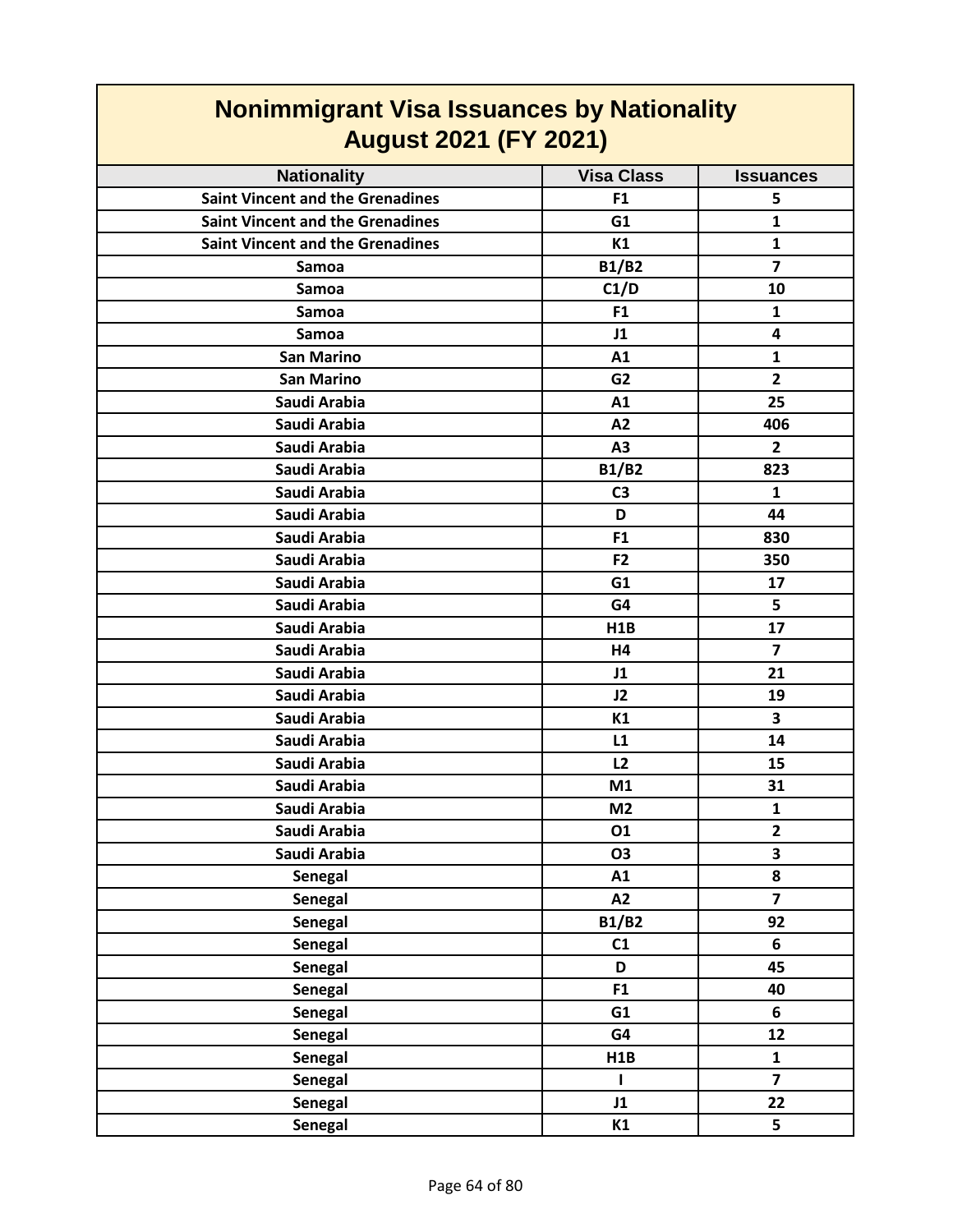# Nonimmigrant Visa Issuances by Nationality
## August 2021 (FY 2021)

| Nationality | Visa Class | Issuances |
|---|---|---|
| Saint Vincent and the Grenadines | F1 | 5 |
| Saint Vincent and the Grenadines | G1 | 1 |
| Saint Vincent and the Grenadines | K1 | 1 |
| Samoa | B1/B2 | 7 |
| Samoa | C1/D | 10 |
| Samoa | F1 | 1 |
| Samoa | J1 | 4 |
| San Marino | A1 | 1 |
| San Marino | G2 | 2 |
| Saudi Arabia | A1 | 25 |
| Saudi Arabia | A2 | 406 |
| Saudi Arabia | A3 | 2 |
| Saudi Arabia | B1/B2 | 823 |
| Saudi Arabia | C3 | 1 |
| Saudi Arabia | D | 44 |
| Saudi Arabia | F1 | 830 |
| Saudi Arabia | F2 | 350 |
| Saudi Arabia | G1 | 17 |
| Saudi Arabia | G4 | 5 |
| Saudi Arabia | H1B | 17 |
| Saudi Arabia | H4 | 7 |
| Saudi Arabia | J1 | 21 |
| Saudi Arabia | J2 | 19 |
| Saudi Arabia | K1 | 3 |
| Saudi Arabia | L1 | 14 |
| Saudi Arabia | L2 | 15 |
| Saudi Arabia | M1 | 31 |
| Saudi Arabia | M2 | 1 |
| Saudi Arabia | O1 | 2 |
| Saudi Arabia | O3 | 3 |
| Senegal | A1 | 8 |
| Senegal | A2 | 7 |
| Senegal | B1/B2 | 92 |
| Senegal | C1 | 6 |
| Senegal | D | 45 |
| Senegal | F1 | 40 |
| Senegal | G1 | 6 |
| Senegal | G4 | 12 |
| Senegal | H1B | 1 |
| Senegal | I | 7 |
| Senegal | J1 | 22 |
| Senegal | K1 | 5 |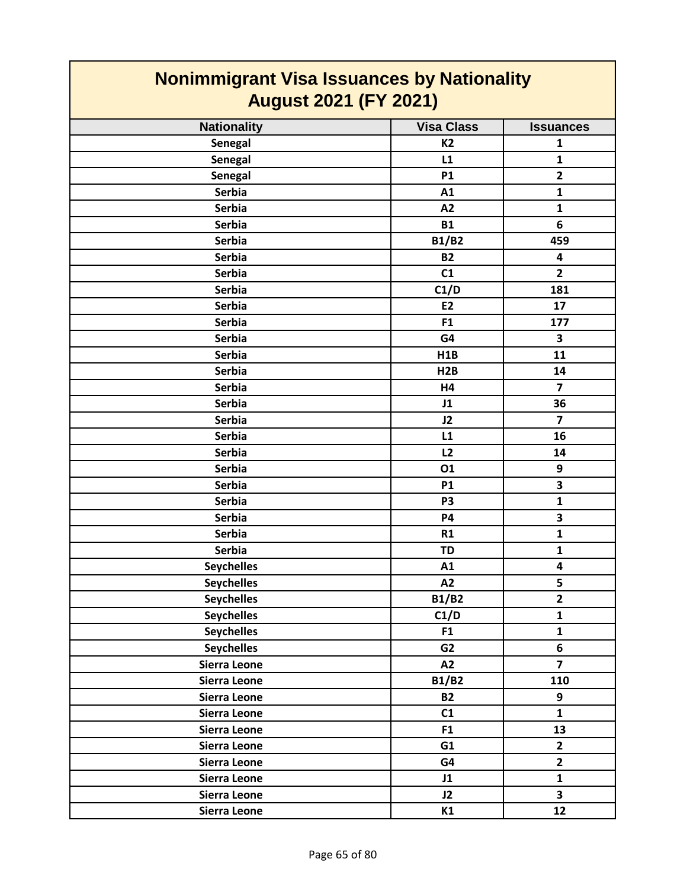# Nonimmigrant Visa Issuances by Nationality
## August 2021 (FY 2021)

| Nationality | Visa Class | Issuances |
|---|---|---|
| Senegal | K2 | 1 |
| Senegal | L1 | 1 |
| Senegal | P1 | 2 |
| Serbia | A1 | 1 |
| Serbia | A2 | 1 |
| Serbia | B1 | 6 |
| Serbia | B1/B2 | 459 |
| Serbia | B2 | 4 |
| Serbia | C1 | 2 |
| Serbia | C1/D | 181 |
| Serbia | E2 | 17 |
| Serbia | F1 | 177 |
| Serbia | G4 | 3 |
| Serbia | H1B | 11 |
| Serbia | H2B | 14 |
| Serbia | H4 | 7 |
| Serbia | J1 | 36 |
| Serbia | J2 | 7 |
| Serbia | L1 | 16 |
| Serbia | L2 | 14 |
| Serbia | O1 | 9 |
| Serbia | P1 | 3 |
| Serbia | P3 | 1 |
| Serbia | P4 | 3 |
| Serbia | R1 | 1 |
| Serbia | TD | 1 |
| Seychelles | A1 | 4 |
| Seychelles | A2 | 5 |
| Seychelles | B1/B2 | 2 |
| Seychelles | C1/D | 1 |
| Seychelles | F1 | 1 |
| Seychelles | G2 | 6 |
| Sierra Leone | A2 | 7 |
| Sierra Leone | B1/B2 | 110 |
| Sierra Leone | B2 | 9 |
| Sierra Leone | C1 | 1 |
| Sierra Leone | F1 | 13 |
| Sierra Leone | G1 | 2 |
| Sierra Leone | G4 | 2 |
| Sierra Leone | J1 | 1 |
| Sierra Leone | J2 | 3 |
| Sierra Leone | K1 | 12 |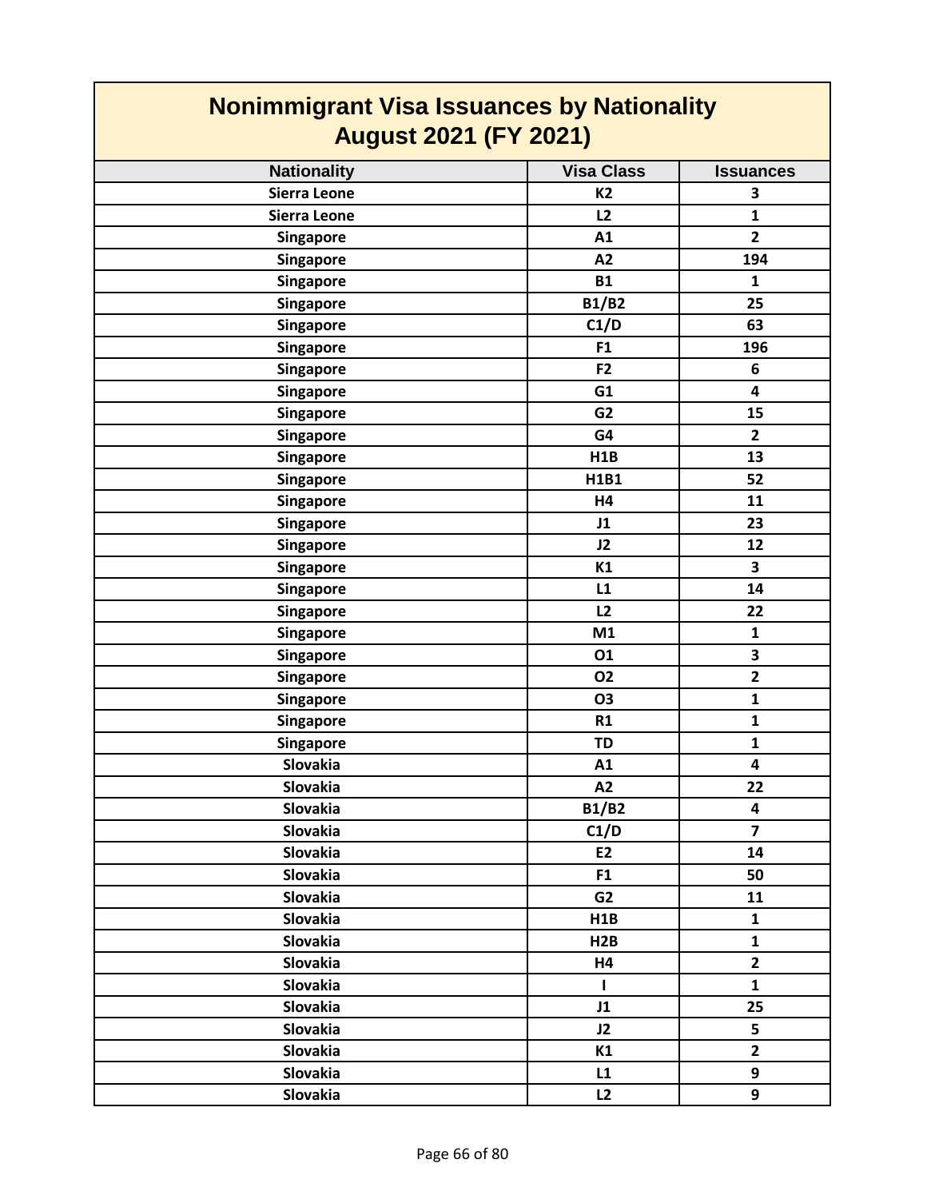# Nonimmigrant Visa Issuances by Nationality
## August 2021 (FY 2021)

| Nationality | Visa Class | Issuances |
|---|---|---|
| Sierra Leone | K2 | 3 |
| Sierra Leone | L2 | 1 |
| Singapore | A1 | 2 |
| Singapore | A2 | 194 |
| Singapore | B1 | 1 |
| Singapore | B1/B2 | 25 |
| Singapore | C1/D | 63 |
| Singapore | F1 | 196 |
| Singapore | F2 | 6 |
| Singapore | G1 | 4 |
| Singapore | G2 | 15 |
| Singapore | G4 | 2 |
| Singapore | H1B | 13 |
| Singapore | H1B1 | 52 |
| Singapore | H4 | 11 |
| Singapore | J1 | 23 |
| Singapore | J2 | 12 |
| Singapore | K1 | 3 |
| Singapore | L1 | 14 |
| Singapore | L2 | 22 |
| Singapore | M1 | 1 |
| Singapore | O1 | 3 |
| Singapore | O2 | 2 |
| Singapore | O3 | 1 |
| Singapore | R1 | 1 |
| Singapore | TD | 1 |
| Slovakia | A1 | 4 |
| Slovakia | A2 | 22 |
| Slovakia | B1/B2 | 4 |
| Slovakia | C1/D | 7 |
| Slovakia | E2 | 14 |
| Slovakia | F1 | 50 |
| Slovakia | G2 | 11 |
| Slovakia | H1B | 1 |
| Slovakia | H2B | 1 |
| Slovakia | H4 | 2 |
| Slovakia | I | 1 |
| Slovakia | J1 | 25 |
| Slovakia | J2 | 5 |
| Slovakia | K1 | 2 |
| Slovakia | L1 | 9 |
| Slovakia | L2 | 9 |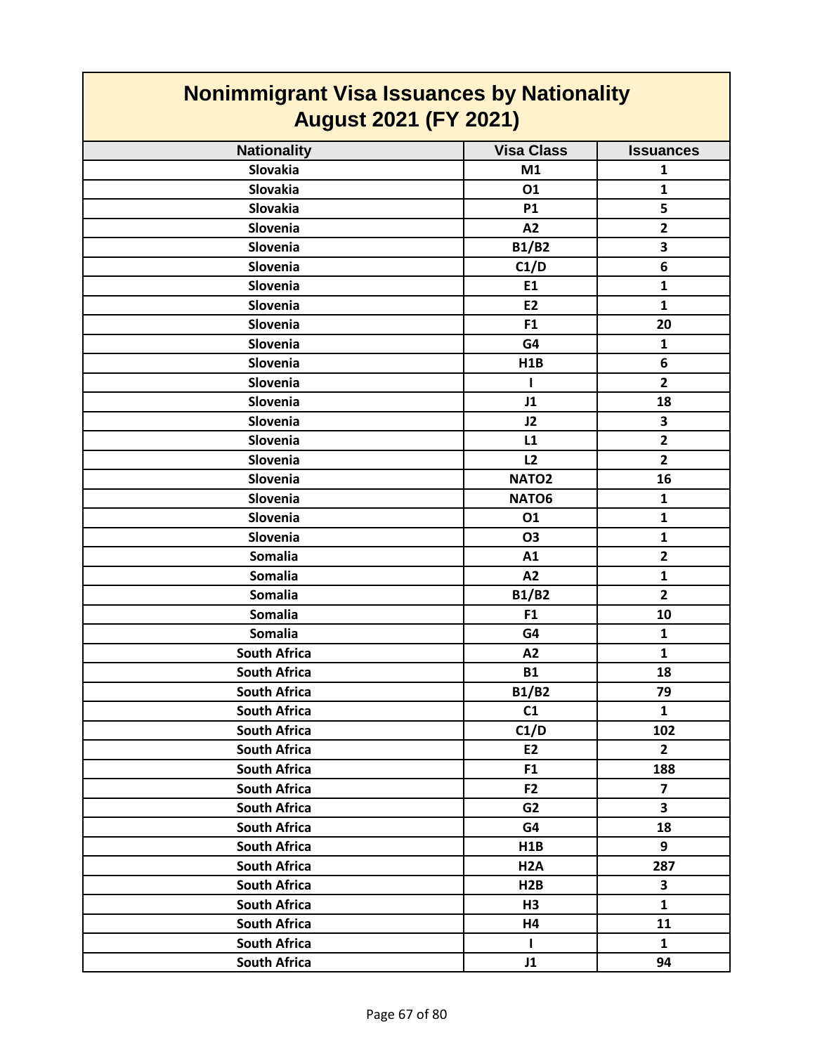# Nonimmigrant Visa Issuances by Nationality
## August 2021 (FY 2021)

| Nationality | Visa Class | Issuances |
|---|---|---|
| Slovakia | M1 | 1 |
| Slovakia | O1 | 1 |
| Slovakia | P1 | 5 |
| Slovenia | A2 | 2 |
| Slovenia | B1/B2 | 3 |
| Slovenia | C1/D | 6 |
| Slovenia | E1 | 1 |
| Slovenia | E2 | 1 |
| Slovenia | F1 | 20 |
| Slovenia | G4 | 1 |
| Slovenia | H1B | 6 |
| Slovenia | I | 2 |
| Slovenia | J1 | 18 |
| Slovenia | J2 | 3 |
| Slovenia | L1 | 2 |
| Slovenia | L2 | 2 |
| Slovenia | NATO2 | 16 |
| Slovenia | NATO6 | 1 |
| Slovenia | O1 | 1 |
| Slovenia | O3 | 1 |
| Somalia | A1 | 2 |
| Somalia | A2 | 1 |
| Somalia | B1/B2 | 2 |
| Somalia | F1 | 10 |
| Somalia | G4 | 1 |
| South Africa | A2 | 1 |
| South Africa | B1 | 18 |
| South Africa | B1/B2 | 79 |
| South Africa | C1 | 1 |
| South Africa | C1/D | 102 |
| South Africa | E2 | 2 |
| South Africa | F1 | 188 |
| South Africa | F2 | 7 |
| South Africa | G2 | 3 |
| South Africa | G4 | 18 |
| South Africa | H1B | 9 |
| South Africa | H2A | 287 |
| South Africa | H2B | 3 |
| South Africa | H3 | 1 |
| South Africa | H4 | 11 |
| South Africa | I | 1 |
| South Africa | J1 | 94 |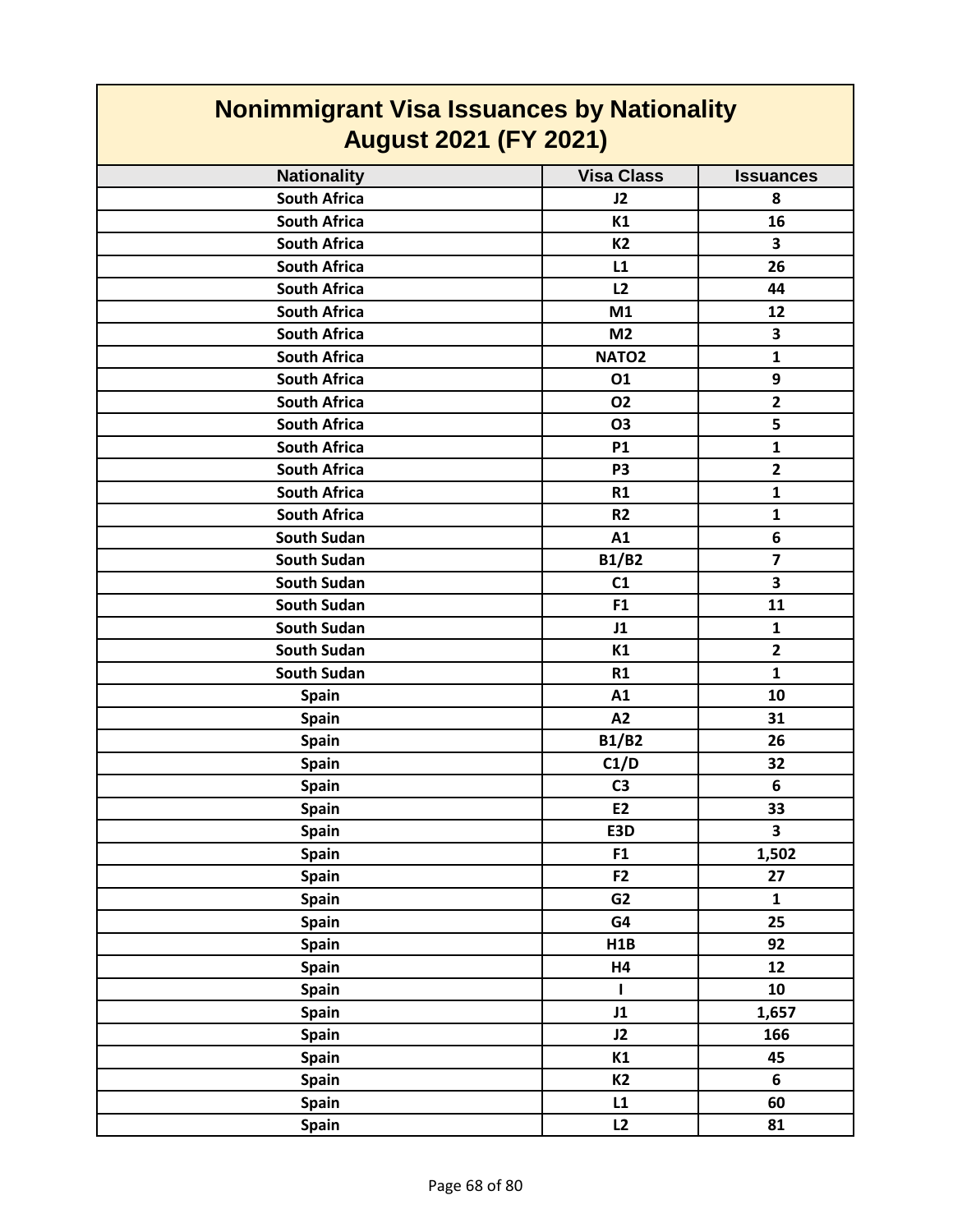# Nonimmigrant Visa Issuances by Nationality
## August 2021 (FY 2021)

| Nationality | Visa Class | Issuances |
|---|---|---|
| South Africa | J2 | 8 |
| South Africa | K1 | 16 |
| South Africa | K2 | 3 |
| South Africa | L1 | 26 |
| South Africa | L2 | 44 |
| South Africa | M1 | 12 |
| South Africa | M2 | 3 |
| South Africa | NATO2 | 1 |
| South Africa | O1 | 9 |
| South Africa | O2 | 2 |
| South Africa | O3 | 5 |
| South Africa | P1 | 1 |
| South Africa | P3 | 2 |
| South Africa | R1 | 1 |
| South Africa | R2 | 1 |
| South Sudan | A1 | 6 |
| South Sudan | B1/B2 | 7 |
| South Sudan | C1 | 3 |
| South Sudan | F1 | 11 |
| South Sudan | J1 | 1 |
| South Sudan | K1 | 2 |
| South Sudan | R1 | 1 |
| Spain | A1 | 10 |
| Spain | A2 | 31 |
| Spain | B1/B2 | 26 |
| Spain | C1/D | 32 |
| Spain | C3 | 6 |
| Spain | E2 | 33 |
| Spain | E3D | 3 |
| Spain | F1 | 1,502 |
| Spain | F2 | 27 |
| Spain | G2 | 1 |
| Spain | G4 | 25 |
| Spain | H1B | 92 |
| Spain | H4 | 12 |
| Spain | I | 10 |
| Spain | J1 | 1,657 |
| Spain | J2 | 166 |
| Spain | K1 | 45 |
| Spain | K2 | 6 |
| Spain | L1 | 60 |
| Spain | L2 | 81 |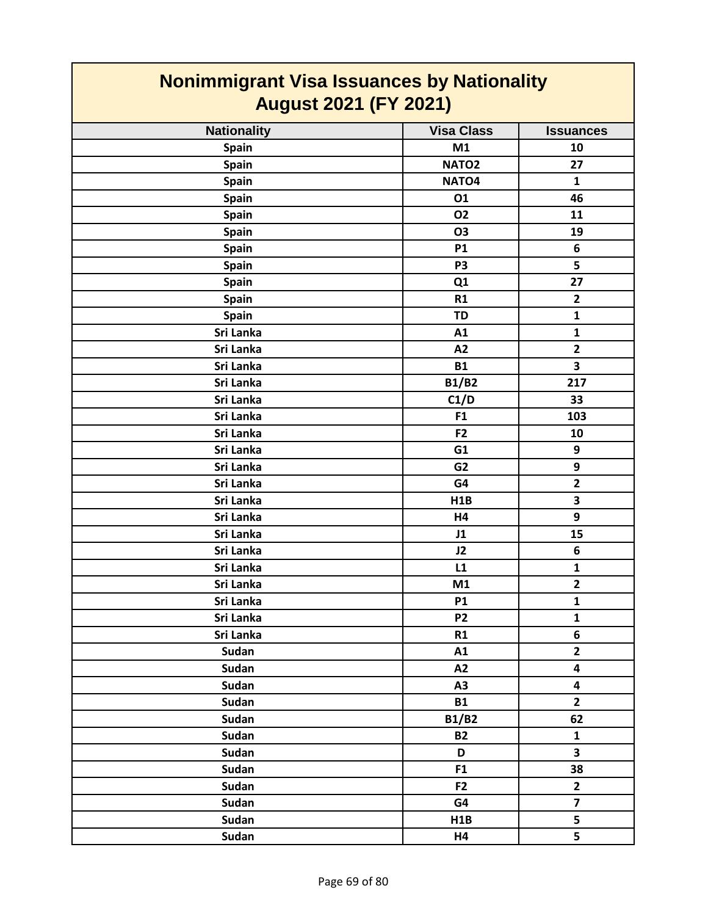## Nonimmigrant Visa Issuances by Nationality
## August 2021 (FY 2021)

| Nationality | Visa Class | Issuances |
|---|---|---|
| Spain | M1 | 10 |
| Spain | NATO2 | 27 |
| Spain | NATO4 | 1 |
| Spain | O1 | 46 |
| Spain | O2 | 11 |
| Spain | O3 | 19 |
| Spain | P1 | 6 |
| Spain | P3 | 5 |
| Spain | Q1 | 27 |
| Spain | R1 | 2 |
| Spain | TD | 1 |
| Sri Lanka | A1 | 1 |
| Sri Lanka | A2 | 2 |
| Sri Lanka | B1 | 3 |
| Sri Lanka | B1/B2 | 217 |
| Sri Lanka | C1/D | 33 |
| Sri Lanka | F1 | 103 |
| Sri Lanka | F2 | 10 |
| Sri Lanka | G1 | 9 |
| Sri Lanka | G2 | 9 |
| Sri Lanka | G4 | 2 |
| Sri Lanka | H1B | 3 |
| Sri Lanka | H4 | 9 |
| Sri Lanka | J1 | 15 |
| Sri Lanka | J2 | 6 |
| Sri Lanka | L1 | 1 |
| Sri Lanka | M1 | 2 |
| Sri Lanka | P1 | 1 |
| Sri Lanka | P2 | 1 |
| Sri Lanka | R1 | 6 |
| Sudan | A1 | 2 |
| Sudan | A2 | 4 |
| Sudan | A3 | 4 |
| Sudan | B1 | 2 |
| Sudan | B1/B2 | 62 |
| Sudan | B2 | 1 |
| Sudan | D | 3 |
| Sudan | F1 | 38 |
| Sudan | F2 | 2 |
| Sudan | G4 | 7 |
| Sudan | H1B | 5 |
| Sudan | H4 | 5 |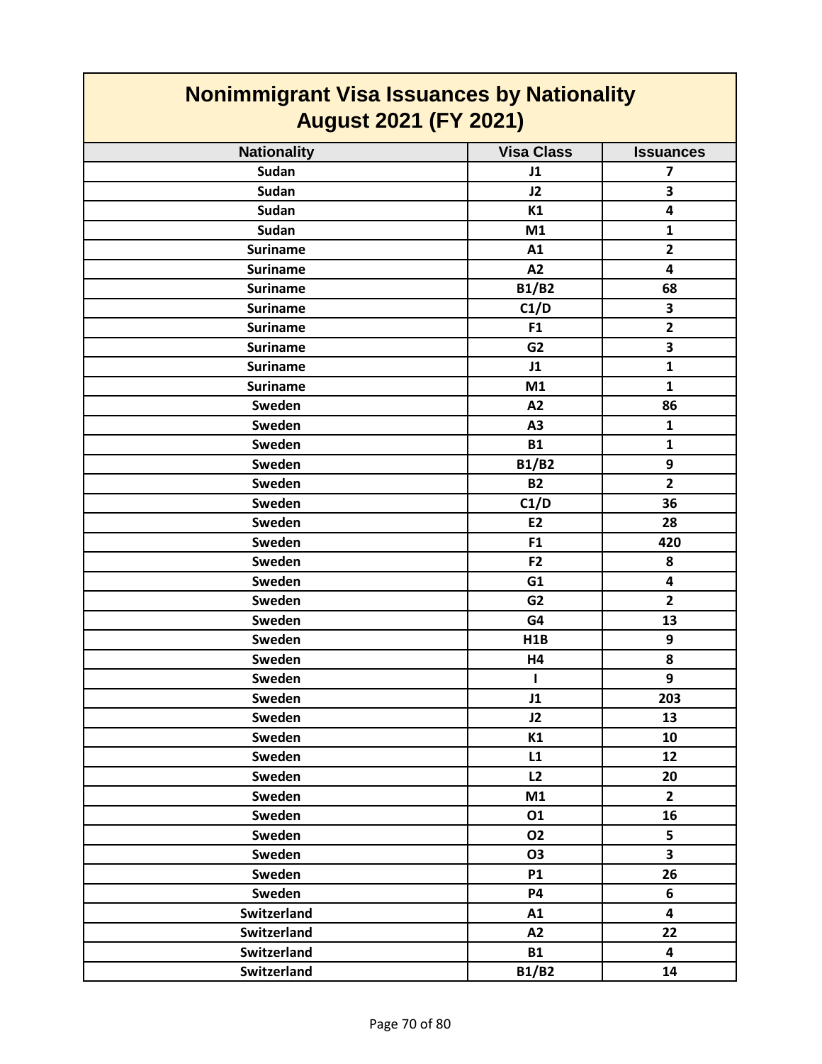# Nonimmigrant Visa Issuances by Nationality
## August 2021 (FY 2021)

| Nationality | Visa Class | Issuances |
|---|---|---|
| Sudan | J1 | 7 |
| Sudan | J2 | 3 |
| Sudan | K1 | 4 |
| Sudan | M1 | 1 |
| Suriname | A1 | 2 |
| Suriname | A2 | 4 |
| Suriname | B1/B2 | 68 |
| Suriname | C1/D | 3 |
| Suriname | F1 | 2 |
| Suriname | G2 | 3 |
| Suriname | J1 | 1 |
| Suriname | M1 | 1 |
| Sweden | A2 | 86 |
| Sweden | A3 | 1 |
| Sweden | B1 | 1 |
| Sweden | B1/B2 | 9 |
| Sweden | B2 | 2 |
| Sweden | C1/D | 36 |
| Sweden | E2 | 28 |
| Sweden | F1 | 420 |
| Sweden | F2 | 8 |
| Sweden | G1 | 4 |
| Sweden | G2 | 2 |
| Sweden | G4 | 13 |
| Sweden | H1B | 9 |
| Sweden | H4 | 8 |
| Sweden | I | 9 |
| Sweden | J1 | 203 |
| Sweden | J2 | 13 |
| Sweden | K1 | 10 |
| Sweden | L1 | 12 |
| Sweden | L2 | 20 |
| Sweden | M1 | 2 |
| Sweden | O1 | 16 |
| Sweden | O2 | 5 |
| Sweden | O3 | 3 |
| Sweden | P1 | 26 |
| Sweden | P4 | 6 |
| Switzerland | A1 | 4 |
| Switzerland | A2 | 22 |
| Switzerland | B1 | 4 |
| Switzerland | B1/B2 | 14 |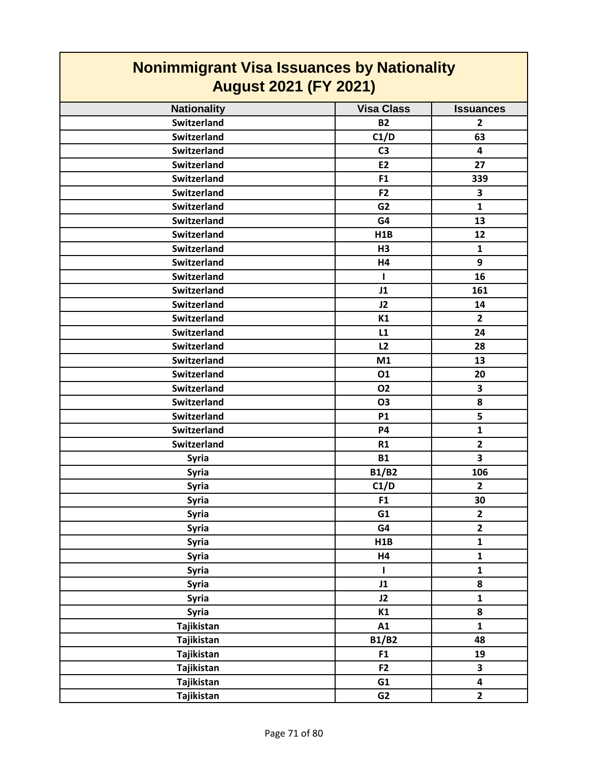# Nonimmigrant Visa Issuances by Nationality
## August 2021 (FY 2021)

| Nationality | Visa Class | Issuances |
|---|---|---|
| Switzerland | B2 | 2 |
| Switzerland | C1/D | 63 |
| Switzerland | C3 | 4 |
| Switzerland | E2 | 27 |
| Switzerland | F1 | 339 |
| Switzerland | F2 | 3 |
| Switzerland | G2 | 1 |
| Switzerland | G4 | 13 |
| Switzerland | H1B | 12 |
| Switzerland | H3 | 1 |
| Switzerland | H4 | 9 |
| Switzerland | I | 16 |
| Switzerland | J1 | 161 |
| Switzerland | J2 | 14 |
| Switzerland | K1 | 2 |
| Switzerland | L1 | 24 |
| Switzerland | L2 | 28 |
| Switzerland | M1 | 13 |
| Switzerland | O1 | 20 |
| Switzerland | O2 | 3 |
| Switzerland | O3 | 8 |
| Switzerland | P1 | 5 |
| Switzerland | P4 | 1 |
| Switzerland | R1 | 2 |
| Syria | B1 | 3 |
| Syria | B1/B2 | 106 |
| Syria | C1/D | 2 |
| Syria | F1 | 30 |
| Syria | G1 | 2 |
| Syria | G4 | 2 |
| Syria | H1B | 1 |
| Syria | H4 | 1 |
| Syria | I | 1 |
| Syria | J1 | 8 |
| Syria | J2 | 1 |
| Syria | K1 | 8 |
| Tajikistan | A1 | 1 |
| Tajikistan | B1/B2 | 48 |
| Tajikistan | F1 | 19 |
| Tajikistan | F2 | 3 |
| Tajikistan | G1 | 4 |
| Tajikistan | G2 | 2 |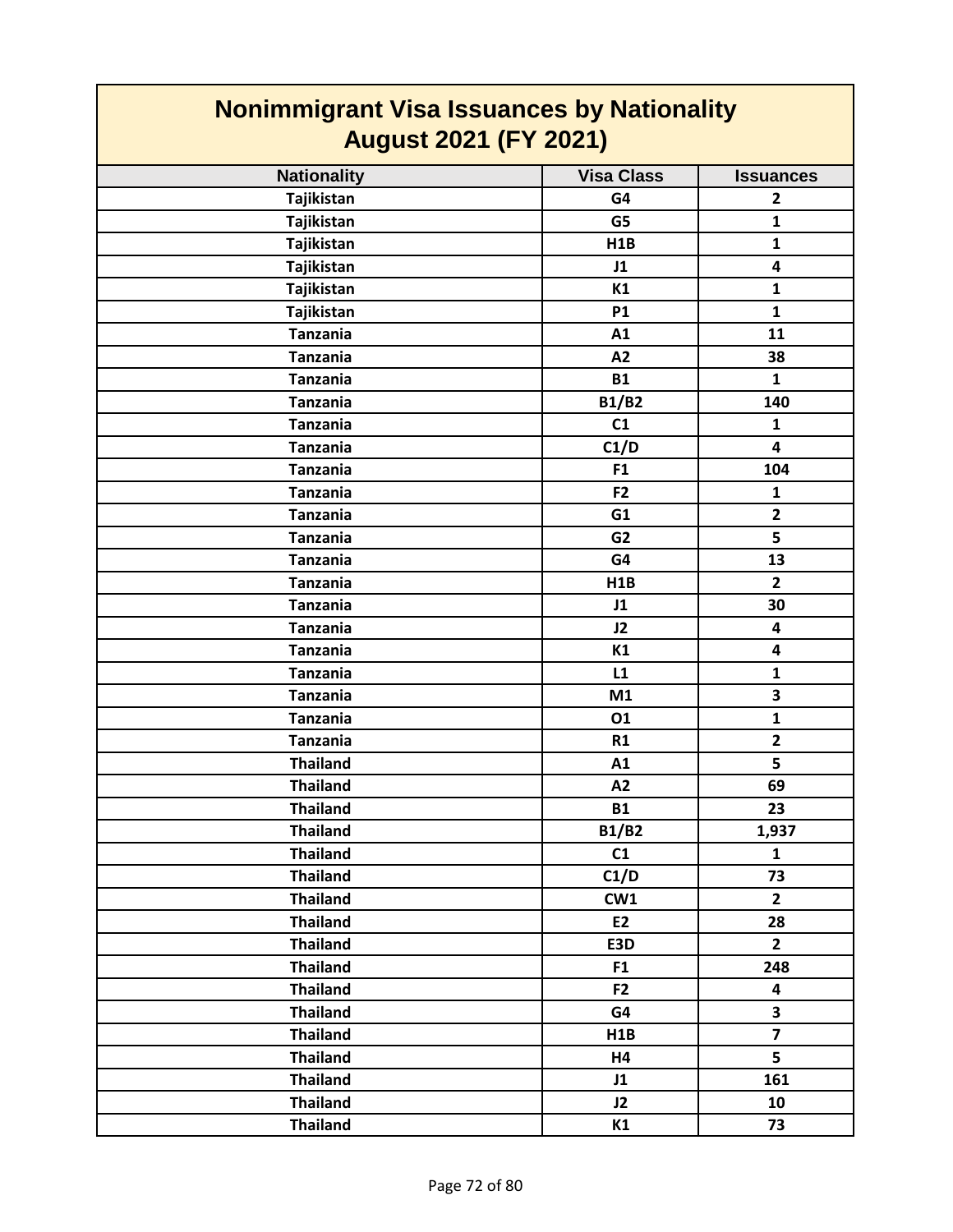# Nonimmigrant Visa Issuances by Nationality
## August 2021 (FY 2021)

| Nationality | Visa Class | Issuances |
|---|---|---|
| Tajikistan | G4 | 2 |
| Tajikistan | G5 | 1 |
| Tajikistan | H1B | 1 |
| Tajikistan | J1 | 4 |
| Tajikistan | K1 | 1 |
| Tajikistan | P1 | 1 |
| Tanzania | A1 | 11 |
| Tanzania | A2 | 38 |
| Tanzania | B1 | 1 |
| Tanzania | B1/B2 | 140 |
| Tanzania | C1 | 1 |
| Tanzania | C1/D | 4 |
| Tanzania | F1 | 104 |
| Tanzania | F2 | 1 |
| Tanzania | G1 | 2 |
| Tanzania | G2 | 5 |
| Tanzania | G4 | 13 |
| Tanzania | H1B | 2 |
| Tanzania | J1 | 30 |
| Tanzania | J2 | 4 |
| Tanzania | K1 | 4 |
| Tanzania | L1 | 1 |
| Tanzania | M1 | 3 |
| Tanzania | O1 | 1 |
| Tanzania | R1 | 2 |
| Thailand | A1 | 5 |
| Thailand | A2 | 69 |
| Thailand | B1 | 23 |
| Thailand | B1/B2 | 1,937 |
| Thailand | C1 | 1 |
| Thailand | C1/D | 73 |
| Thailand | CW1 | 2 |
| Thailand | E2 | 28 |
| Thailand | E3D | 2 |
| Thailand | F1 | 248 |
| Thailand | F2 | 4 |
| Thailand | G4 | 3 |
| Thailand | H1B | 7 |
| Thailand | H4 | 5 |
| Thailand | J1 | 161 |
| Thailand | J2 | 10 |
| Thailand | K1 | 73 |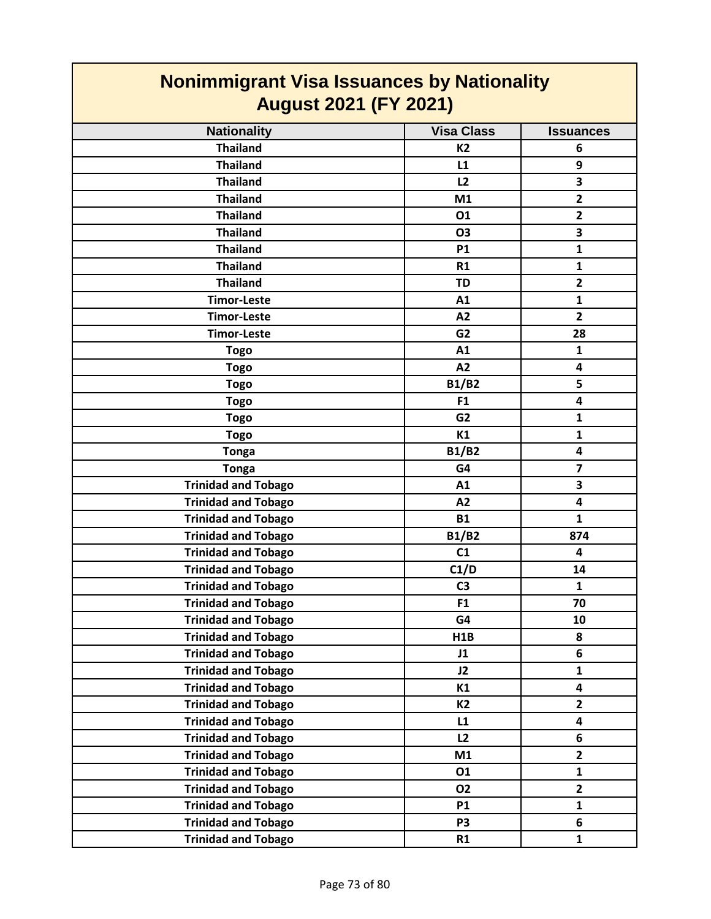# Nonimmigrant Visa Issuances by Nationality
## August 2021 (FY 2021)

| Nationality | Visa Class | Issuances |
|---|---|---|
| Thailand | K2 | 6 |
| Thailand | L1 | 9 |
| Thailand | L2 | 3 |
| Thailand | M1 | 2 |
| Thailand | O1 | 2 |
| Thailand | O3 | 3 |
| Thailand | P1 | 1 |
| Thailand | R1 | 1 |
| Thailand | TD | 2 |
| Timor-Leste | A1 | 1 |
| Timor-Leste | A2 | 2 |
| Timor-Leste | G2 | 28 |
| Togo | A1 | 1 |
| Togo | A2 | 4 |
| Togo | B1/B2 | 5 |
| Togo | F1 | 4 |
| Togo | G2 | 1 |
| Togo | K1 | 1 |
| Tonga | B1/B2 | 4 |
| Tonga | G4 | 7 |
| Trinidad and Tobago | A1 | 3 |
| Trinidad and Tobago | A2 | 4 |
| Trinidad and Tobago | B1 | 1 |
| Trinidad and Tobago | B1/B2 | 874 |
| Trinidad and Tobago | C1 | 4 |
| Trinidad and Tobago | C1/D | 14 |
| Trinidad and Tobago | C3 | 1 |
| Trinidad and Tobago | F1 | 70 |
| Trinidad and Tobago | G4 | 10 |
| Trinidad and Tobago | H1B | 8 |
| Trinidad and Tobago | J1 | 6 |
| Trinidad and Tobago | J2 | 1 |
| Trinidad and Tobago | K1 | 4 |
| Trinidad and Tobago | K2 | 2 |
| Trinidad and Tobago | L1 | 4 |
| Trinidad and Tobago | L2 | 6 |
| Trinidad and Tobago | M1 | 2 |
| Trinidad and Tobago | O1 | 1 |
| Trinidad and Tobago | O2 | 2 |
| Trinidad and Tobago | P1 | 1 |
| Trinidad and Tobago | P3 | 6 |
| Trinidad and Tobago | R1 | 1 |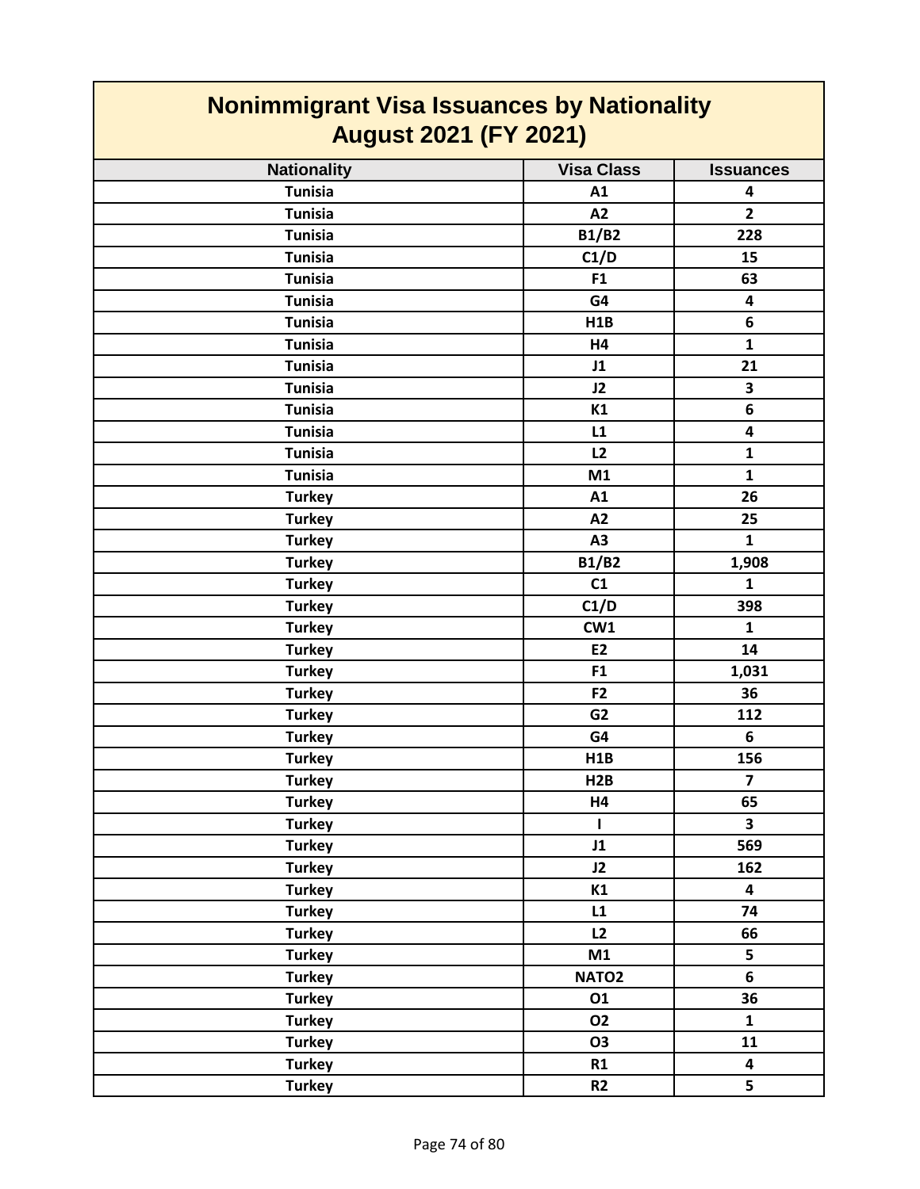# Nonimmigrant Visa Issuances by Nationality
## August 2021 (FY 2021)

| Nationality | Visa Class | Issuances |
|---|---|---|
| Tunisia | A1 | 4 |
| Tunisia | A2 | 2 |
| Tunisia | B1/B2 | 228 |
| Tunisia | C1/D | 15 |
| Tunisia | F1 | 63 |
| Tunisia | G4 | 4 |
| Tunisia | H1B | 6 |
| Tunisia | H4 | 1 |
| Tunisia | J1 | 21 |
| Tunisia | J2 | 3 |
| Tunisia | K1 | 6 |
| Tunisia | L1 | 4 |
| Tunisia | L2 | 1 |
| Tunisia | M1 | 1 |
| Turkey | A1 | 26 |
| Turkey | A2 | 25 |
| Turkey | A3 | 1 |
| Turkey | B1/B2 | 1,908 |
| Turkey | C1 | 1 |
| Turkey | C1/D | 398 |
| Turkey | CW1 | 1 |
| Turkey | E2 | 14 |
| Turkey | F1 | 1,031 |
| Turkey | F2 | 36 |
| Turkey | G2 | 112 |
| Turkey | G4 | 6 |
| Turkey | H1B | 156 |
| Turkey | H2B | 7 |
| Turkey | H4 | 65 |
| Turkey | I | 3 |
| Turkey | J1 | 569 |
| Turkey | J2 | 162 |
| Turkey | K1 | 4 |
| Turkey | L1 | 74 |
| Turkey | L2 | 66 |
| Turkey | M1 | 5 |
| Turkey | NATO2 | 6 |
| Turkey | O1 | 36 |
| Turkey | O2 | 1 |
| Turkey | O3 | 11 |
| Turkey | R1 | 4 |
| Turkey | R2 | 5 |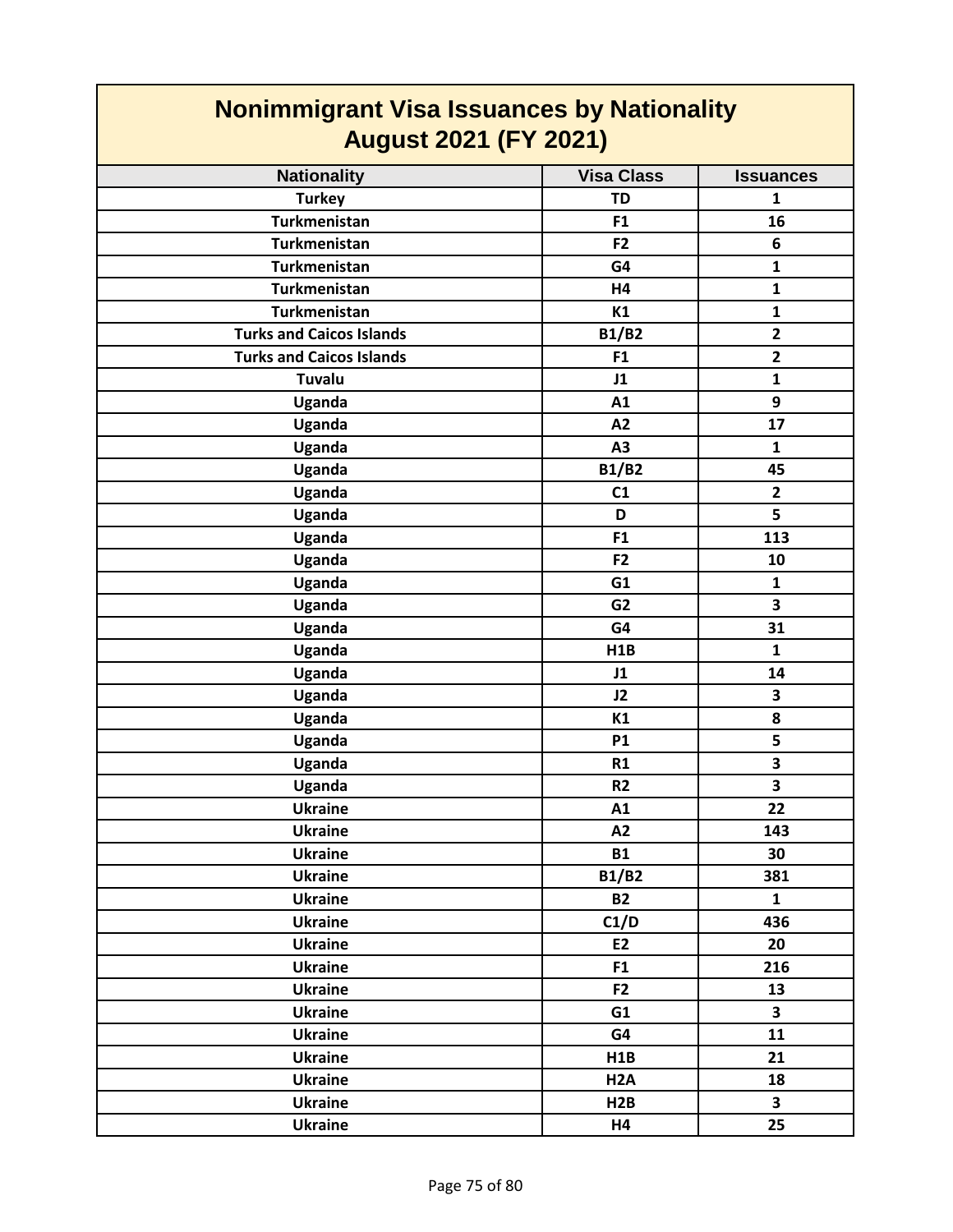# Nonimmigrant Visa Issuances by Nationality
## August 2021 (FY 2021)

| Nationality | Visa Class | Issuances |
|---|---|---|
| Turkey | TD | 1 |
| Turkmenistan | F1 | 16 |
| Turkmenistan | F2 | 6 |
| Turkmenistan | G4 | 1 |
| Turkmenistan | H4 | 1 |
| Turkmenistan | K1 | 1 |
| Turks and Caicos Islands | B1/B2 | 2 |
| Turks and Caicos Islands | F1 | 2 |
| Tuvalu | J1 | 1 |
| Uganda | A1 | 9 |
| Uganda | A2 | 17 |
| Uganda | A3 | 1 |
| Uganda | B1/B2 | 45 |
| Uganda | C1 | 2 |
| Uganda | D | 5 |
| Uganda | F1 | 113 |
| Uganda | F2 | 10 |
| Uganda | G1 | 1 |
| Uganda | G2 | 3 |
| Uganda | G4 | 31 |
| Uganda | H1B | 1 |
| Uganda | J1 | 14 |
| Uganda | J2 | 3 |
| Uganda | K1 | 8 |
| Uganda | P1 | 5 |
| Uganda | R1 | 3 |
| Uganda | R2 | 3 |
| Ukraine | A1 | 22 |
| Ukraine | A2 | 143 |
| Ukraine | B1 | 30 |
| Ukraine | B1/B2 | 381 |
| Ukraine | B2 | 1 |
| Ukraine | C1/D | 436 |
| Ukraine | E2 | 20 |
| Ukraine | F1 | 216 |
| Ukraine | F2 | 13 |
| Ukraine | G1 | 3 |
| Ukraine | G4 | 11 |
| Ukraine | H1B | 21 |
| Ukraine | H2A | 18 |
| Ukraine | H2B | 3 |
| Ukraine | H4 | 25 |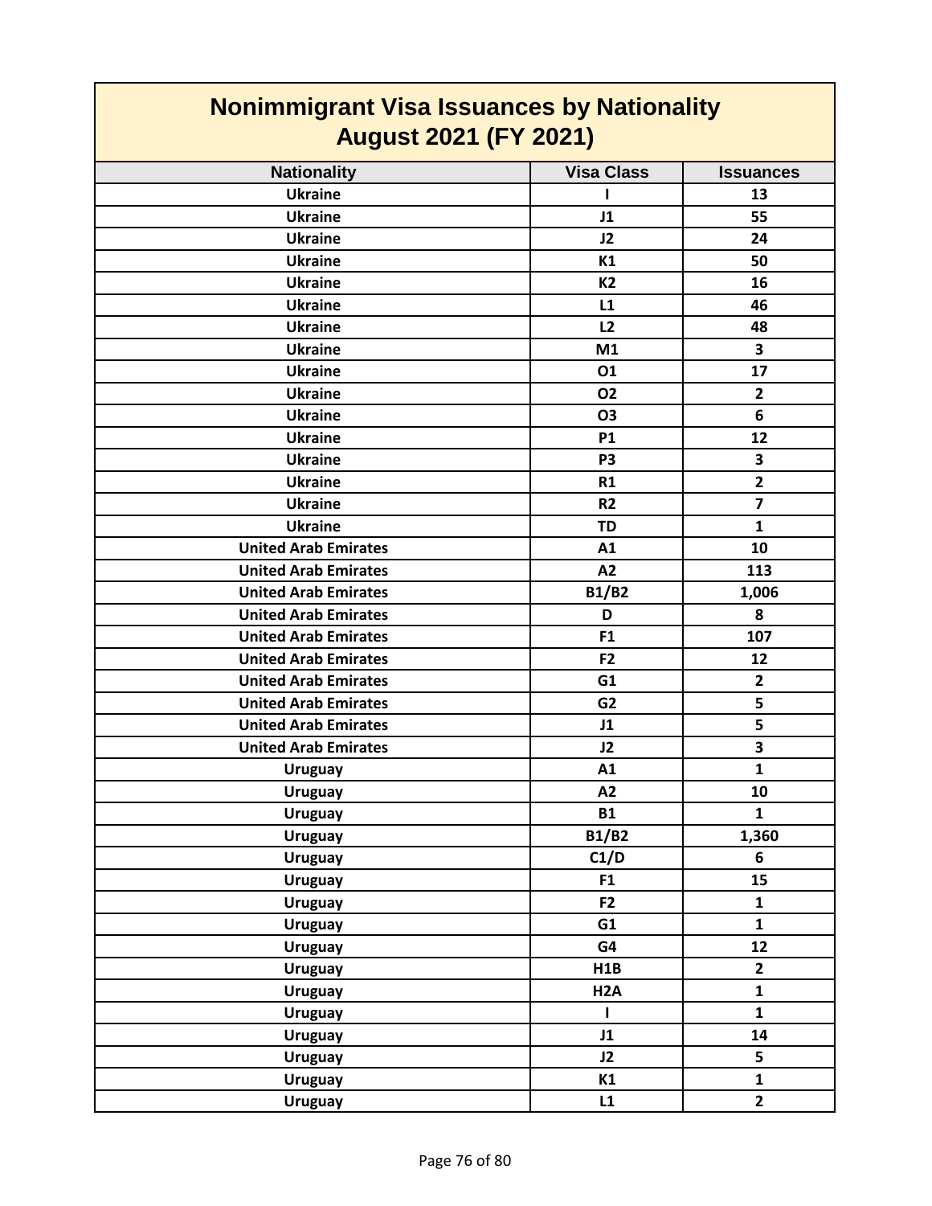# Nonimmigrant Visa Issuances by Nationality
## August 2021 (FY 2021)

| Nationality | Visa Class | Issuances |
|---|---|---|
| Ukraine | I | 13 |
| Ukraine | J1 | 55 |
| Ukraine | J2 | 24 |
| Ukraine | K1 | 50 |
| Ukraine | K2 | 16 |
| Ukraine | L1 | 46 |
| Ukraine | L2 | 48 |
| Ukraine | M1 | 3 |
| Ukraine | O1 | 17 |
| Ukraine | O2 | 2 |
| Ukraine | O3 | 6 |
| Ukraine | P1 | 12 |
| Ukraine | P3 | 3 |
| Ukraine | R1 | 2 |
| Ukraine | R2 | 7 |
| Ukraine | TD | 1 |
| United Arab Emirates | A1 | 10 |
| United Arab Emirates | A2 | 113 |
| United Arab Emirates | B1/B2 | 1,006 |
| United Arab Emirates | D | 8 |
| United Arab Emirates | F1 | 107 |
| United Arab Emirates | F2 | 12 |
| United Arab Emirates | G1 | 2 |
| United Arab Emirates | G2 | 5 |
| United Arab Emirates | J1 | 5 |
| United Arab Emirates | J2 | 3 |
| Uruguay | A1 | 1 |
| Uruguay | A2 | 10 |
| Uruguay | B1 | 1 |
| Uruguay | B1/B2 | 1,360 |
| Uruguay | C1/D | 6 |
| Uruguay | F1 | 15 |
| Uruguay | F2 | 1 |
| Uruguay | G1 | 1 |
| Uruguay | G4 | 12 |
| Uruguay | H1B | 2 |
| Uruguay | H2A | 1 |
| Uruguay | I | 1 |
| Uruguay | J1 | 14 |
| Uruguay | J2 | 5 |
| Uruguay | K1 | 1 |
| Uruguay | L1 | 2 |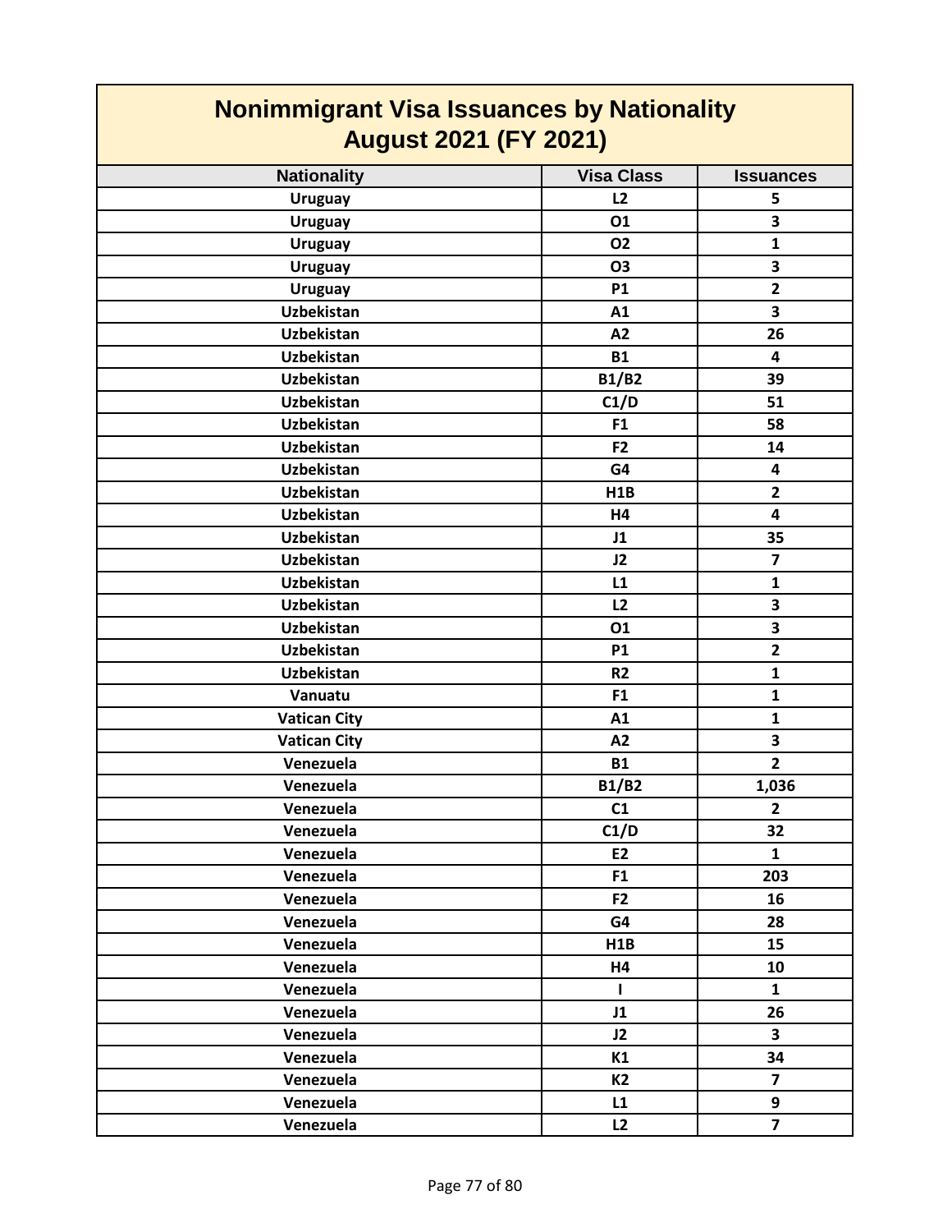# Nonimmigrant Visa Issuances by Nationality
## August 2021 (FY 2021)

| Nationality | Visa Class | Issuances |
|---|---|---|
| Uruguay | L2 | 5 |
| Uruguay | O1 | 3 |
| Uruguay | O2 | 1 |
| Uruguay | O3 | 3 |
| Uruguay | P1 | 2 |
| Uzbekistan | A1 | 3 |
| Uzbekistan | A2 | 26 |
| Uzbekistan | B1 | 4 |
| Uzbekistan | B1/B2 | 39 |
| Uzbekistan | C1/D | 51 |
| Uzbekistan | F1 | 58 |
| Uzbekistan | F2 | 14 |
| Uzbekistan | G4 | 4 |
| Uzbekistan | H1B | 2 |
| Uzbekistan | H4 | 4 |
| Uzbekistan | J1 | 35 |
| Uzbekistan | J2 | 7 |
| Uzbekistan | L1 | 1 |
| Uzbekistan | L2 | 3 |
| Uzbekistan | O1 | 3 |
| Uzbekistan | P1 | 2 |
| Uzbekistan | R2 | 1 |
| Vanuatu | F1 | 1 |
| Vatican City | A1 | 1 |
| Vatican City | A2 | 3 |
| Venezuela | B1 | 2 |
| Venezuela | B1/B2 | 1,036 |
| Venezuela | C1 | 2 |
| Venezuela | C1/D | 32 |
| Venezuela | E2 | 1 |
| Venezuela | F1 | 203 |
| Venezuela | F2 | 16 |
| Venezuela | G4 | 28 |
| Venezuela | H1B | 15 |
| Venezuela | H4 | 10 |
| Venezuela | I | 1 |
| Venezuela | J1 | 26 |
| Venezuela | J2 | 3 |
| Venezuela | K1 | 34 |
| Venezuela | K2 | 7 |
| Venezuela | L1 | 9 |
| Venezuela | L2 | 7 |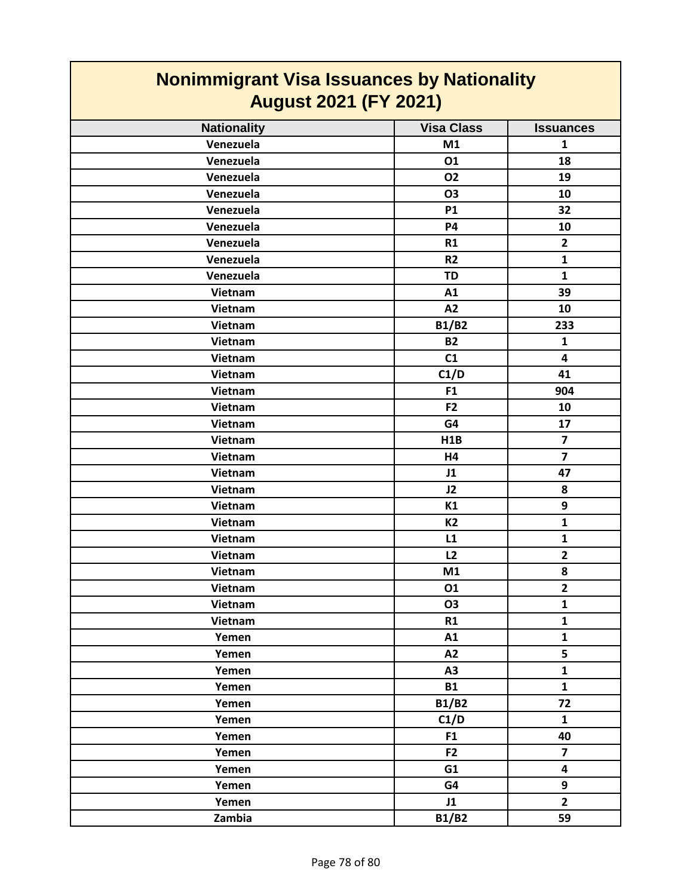# Nonimmigrant Visa Issuances by Nationality
## August 2021 (FY 2021)

| Nationality | Visa Class | Issuances |
|---|---|---|
| Venezuela | M1 | 1 |
| Venezuela | O1 | 18 |
| Venezuela | O2 | 19 |
| Venezuela | O3 | 10 |
| Venezuela | P1 | 32 |
| Venezuela | P4 | 10 |
| Venezuela | R1 | 2 |
| Venezuela | R2 | 1 |
| Venezuela | TD | 1 |
| Vietnam | A1 | 39 |
| Vietnam | A2 | 10 |
| Vietnam | B1/B2 | 233 |
| Vietnam | B2 | 1 |
| Vietnam | C1 | 4 |
| Vietnam | C1/D | 41 |
| Vietnam | F1 | 904 |
| Vietnam | F2 | 10 |
| Vietnam | G4 | 17 |
| Vietnam | H1B | 7 |
| Vietnam | H4 | 7 |
| Vietnam | J1 | 47 |
| Vietnam | J2 | 8 |
| Vietnam | K1 | 9 |
| Vietnam | K2 | 1 |
| Vietnam | L1 | 1 |
| Vietnam | L2 | 2 |
| Vietnam | M1 | 8 |
| Vietnam | O1 | 2 |
| Vietnam | O3 | 1 |
| Vietnam | R1 | 1 |
| Yemen | A1 | 1 |
| Yemen | A2 | 5 |
| Yemen | A3 | 1 |
| Yemen | B1 | 1 |
| Yemen | B1/B2 | 72 |
| Yemen | C1/D | 1 |
| Yemen | F1 | 40 |
| Yemen | F2 | 7 |
| Yemen | G1 | 4 |
| Yemen | G4 | 9 |
| Yemen | J1 | 2 |
| Zambia | B1/B2 | 59 |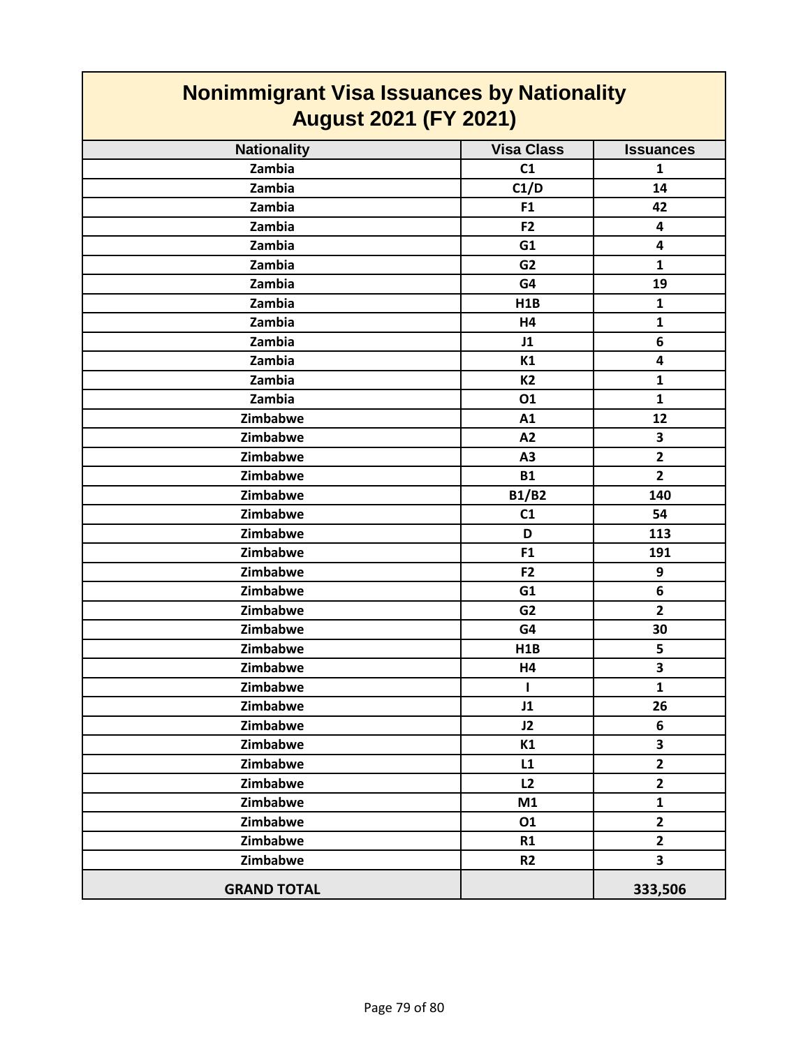# Nonimmigrant Visa Issuances by Nationality
## August 2021 (FY 2021)

| Nationality | Visa Class | Issuances |
|---|---|---|
| Zambia | C1 | 1 |
| Zambia | C1/D | 14 |
| Zambia | F1 | 42 |
| Zambia | F2 | 4 |
| Zambia | G1 | 4 |
| Zambia | G2 | 1 |
| Zambia | G4 | 19 |
| Zambia | H1B | 1 |
| Zambia | H4 | 1 |
| Zambia | J1 | 6 |
| Zambia | K1 | 4 |
| Zambia | K2 | 1 |
| Zambia | O1 | 1 |
| Zimbabwe | A1 | 12 |
| Zimbabwe | A2 | 3 |
| Zimbabwe | A3 | 2 |
| Zimbabwe | B1 | 2 |
| Zimbabwe | B1/B2 | 140 |
| Zimbabwe | C1 | 54 |
| Zimbabwe | D | 113 |
| Zimbabwe | F1 | 191 |
| Zimbabwe | F2 | 9 |
| Zimbabwe | G1 | 6 |
| Zimbabwe | G2 | 2 |
| Zimbabwe | G4 | 30 |
| Zimbabwe | H1B | 5 |
| Zimbabwe | H4 | 3 |
| Zimbabwe | I | 1 |
| Zimbabwe | J1 | 26 |
| Zimbabwe | J2 | 6 |
| Zimbabwe | K1 | 3 |
| Zimbabwe | L1 | 2 |
| Zimbabwe | L2 | 2 |
| Zimbabwe | M1 | 1 |
| Zimbabwe | O1 | 2 |
| Zimbabwe | R1 | 2 |
| Zimbabwe | R2 | 3 |
| **GRAND TOTAL** | | **333,506** |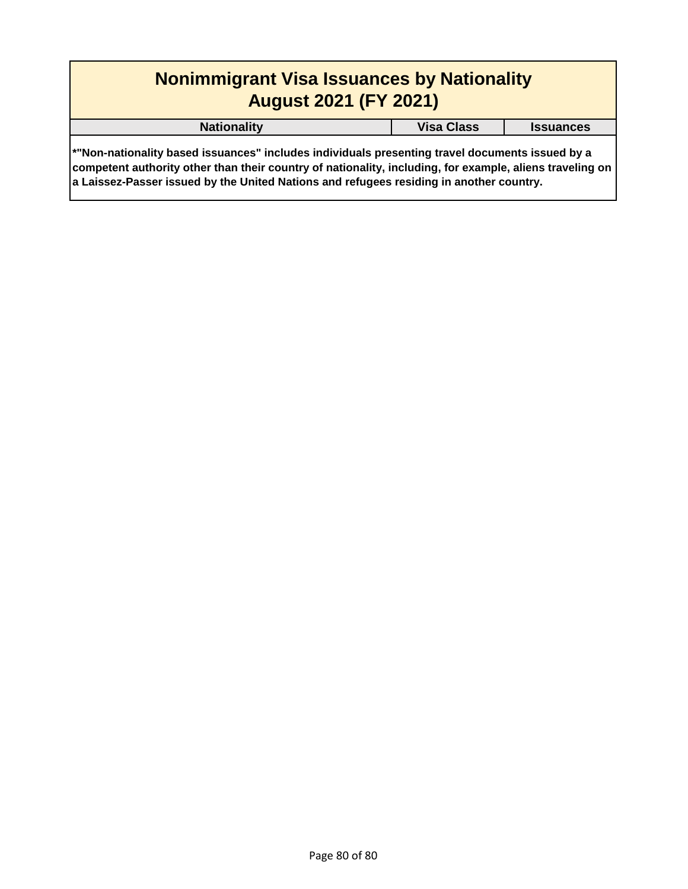# Nonimmigrant Visa Issuances by Nationality
## August 2021 (FY 2021)

| Nationality | Visa Class | Issuances |
|---|---|---|

**\*"Non-nationality based issuances" includes individuals presenting travel documents issued by a competent authority other than their country of nationality, including, for example, aliens traveling on a Laissez-Passer issued by the United Nations and refugees residing in another country.**